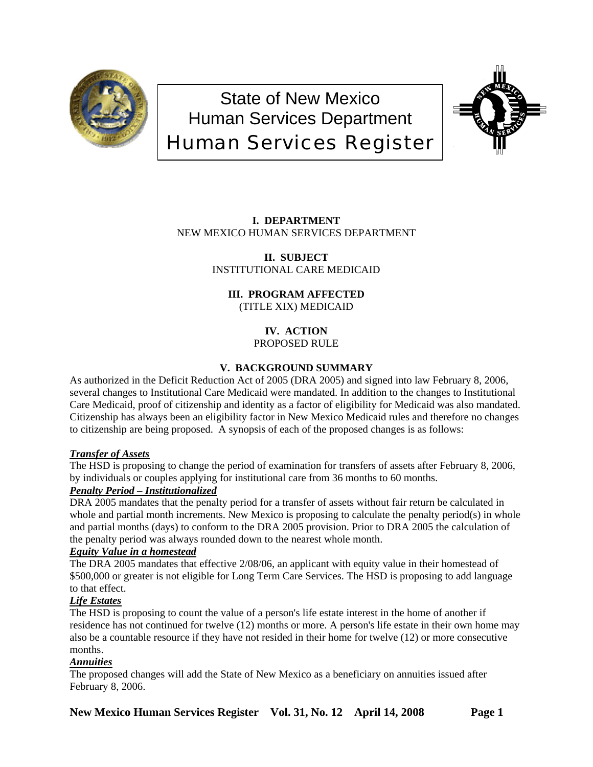# State of New Mexico
## Human Services Department
## Human Services Register

**I. DEPARTMENT**
NEW MEXICO HUMAN SERVICES DEPARTMENT

**II. SUBJECT**
INSTITUTIONAL CARE MEDICAID

**III. PROGRAM AFFECTED**
(TITLE XIX) MEDICAID

**IV. ACTION**
PROPOSED RULE

**V. BACKGROUND SUMMARY**

As authorized in the Deficit Reduction Act of 2005 (DRA 2005) and signed into law February 8, 2006, several changes to Institutional Care Medicaid were mandated. In addition to the changes to Institutional Care Medicaid, proof of citizenship and identity as a factor of eligibility for Medicaid was also mandated. Citizenship has always been an eligibility factor in New Mexico Medicaid rules and therefore no changes to citizenship are being proposed. A synopsis of each of the proposed changes is as follows:

***Transfer of Assets***

The HSD is proposing to change the period of examination for transfers of assets after February 8, 2006, by individuals or couples applying for institutional care from 36 months to 60 months.

***Penalty Period – Institutionalized***

DRA 2005 mandates that the penalty period for a transfer of assets without fair return be calculated in whole and partial month increments. New Mexico is proposing to calculate the penalty period(s) in whole and partial months (days) to conform to the DRA 2005 provision. Prior to DRA 2005 the calculation of the penalty period was always rounded down to the nearest whole month.

***Equity Value in a homestead***

The DRA 2005 mandates that effective 2/08/06, an applicant with equity value in their homestead of $500,000 or greater is not eligible for Long Term Care Services. The HSD is proposing to add language to that effect.

***Life Estates***

The HSD is proposing to count the value of a person's life estate interest in the home of another if residence has not continued for twelve (12) months or more. A person's life estate in their own home may also be a countable resource if they have not resided in their home for twelve (12) or more consecutive months.

***Annuities***

The proposed changes will add the State of New Mexico as a beneficiary on annuities issued after February 8, 2006.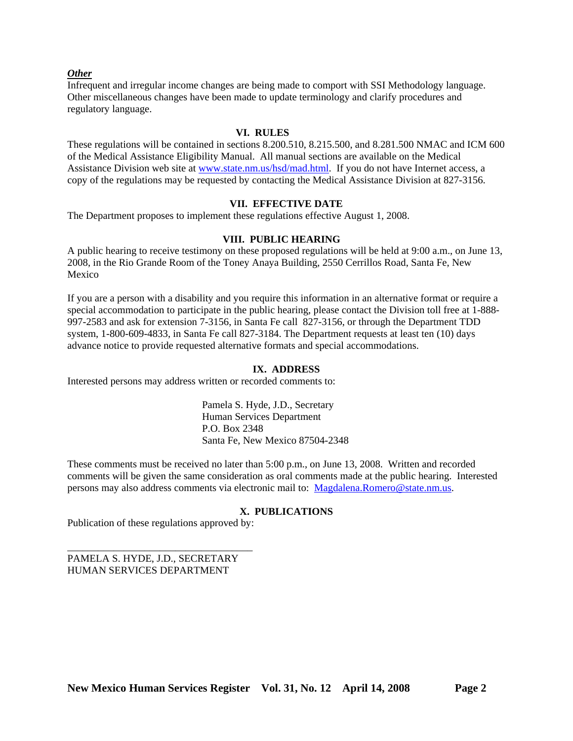***Other***

Infrequent and irregular income changes are being made to comport with SSI Methodology language. Other miscellaneous changes have been made to update terminology and clarify procedures and regulatory language.

## VI. RULES

These regulations will be contained in sections 8.200.510, 8.215.500, and 8.281.500 NMAC and ICM 600 of the Medical Assistance Eligibility Manual. All manual sections are available on the Medical Assistance Division web site at www.state.nm.us/hsd/mad.html. If you do not have Internet access, a copy of the regulations may be requested by contacting the Medical Assistance Division at 827-3156.

## VII. EFFECTIVE DATE

The Department proposes to implement these regulations effective August 1, 2008.

## VIII. PUBLIC HEARING

A public hearing to receive testimony on these proposed regulations will be held at 9:00 a.m., on June 13, 2008, in the Rio Grande Room of the Toney Anaya Building, 2550 Cerrillos Road, Santa Fe, New Mexico

If you are a person with a disability and you require this information in an alternative format or require a special accommodation to participate in the public hearing, please contact the Division toll free at 1-888-997-2583 and ask for extension 7-3156, in Santa Fe call 827-3156, or through the Department TDD system, 1-800-609-4833, in Santa Fe call 827-3184. The Department requests at least ten (10) days advance notice to provide requested alternative formats and special accommodations.

## IX. ADDRESS

Interested persons may address written or recorded comments to:

Pamela S. Hyde, J.D., Secretary
Human Services Department
P.O. Box 2348
Santa Fe, New Mexico 87504-2348

These comments must be received no later than 5:00 p.m., on June 13, 2008. Written and recorded comments will be given the same consideration as oral comments made at the public hearing. Interested persons may also address comments via electronic mail to: Magdalena.Romero@state.nm.us.

## X. PUBLICATIONS

Publication of these regulations approved by:

___________________________________

PAMELA S. HYDE, J.D., SECRETARY
HUMAN SERVICES DEPARTMENT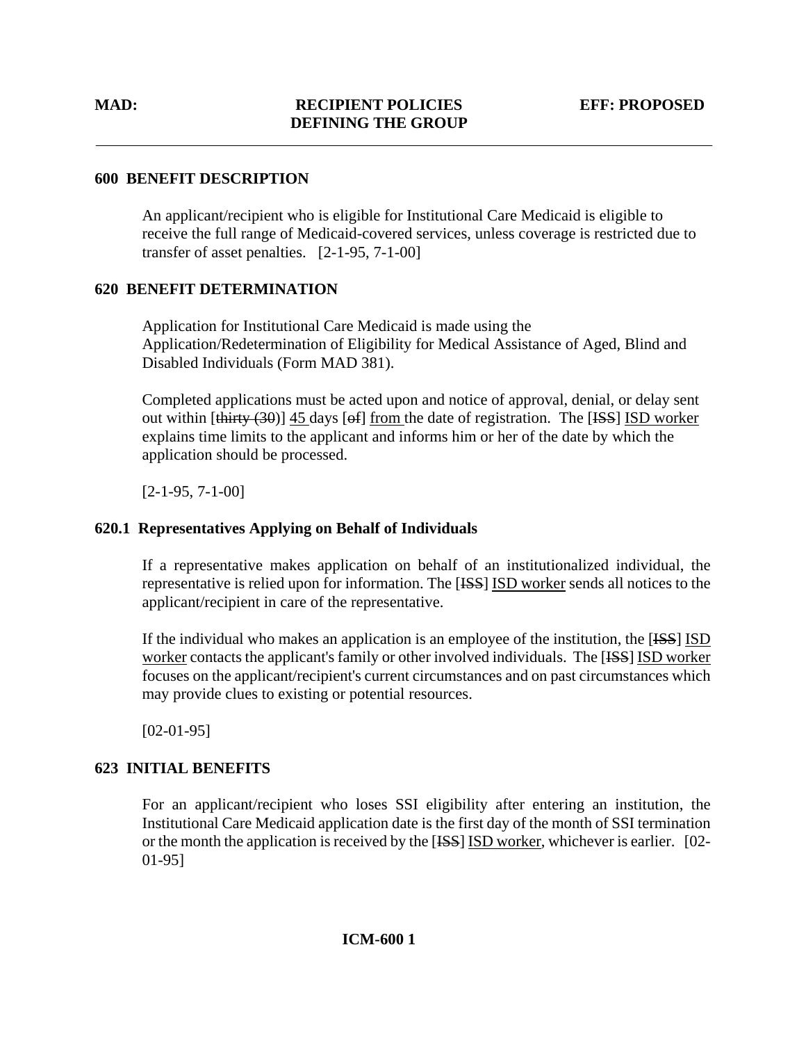## 600 BENEFIT DESCRIPTION

An applicant/recipient who is eligible for Institutional Care Medicaid is eligible to receive the full range of Medicaid-covered services, unless coverage is restricted due to transfer of asset penalties. [2-1-95, 7-1-00]

## 620 BENEFIT DETERMINATION

Application for Institutional Care Medicaid is made using the Application/Redetermination of Eligibility for Medical Assistance of Aged, Blind and Disabled Individuals (Form MAD 381).

Completed applications must be acted upon and notice of approval, denial, or delay sent out within [~~thirty (30)~~] <u>45</u> days [~~of~~] <u>from</u> the date of registration. The [~~ISS~~] <u>ISD worker</u> explains time limits to the applicant and informs him or her of the date by which the application should be processed.

[2-1-95, 7-1-00]

### 620.1 Representatives Applying on Behalf of Individuals

If a representative makes application on behalf of an institutionalized individual, the representative is relied upon for information. The [~~ISS~~] <u>ISD worker</u> sends all notices to the applicant/recipient in care of the representative.

If the individual who makes an application is an employee of the institution, the [~~ISS~~] <u>ISD worker</u> contacts the applicant's family or other involved individuals. The [~~ISS~~] <u>ISD worker</u> focuses on the applicant/recipient's current circumstances and on past circumstances which may provide clues to existing or potential resources.

[02-01-95]

## 623 INITIAL BENEFITS

For an applicant/recipient who loses SSI eligibility after entering an institution, the Institutional Care Medicaid application date is the first day of the month of SSI termination or the month the application is received by the [~~ISS~~] <u>ISD worker</u>, whichever is earlier. [02-01-95]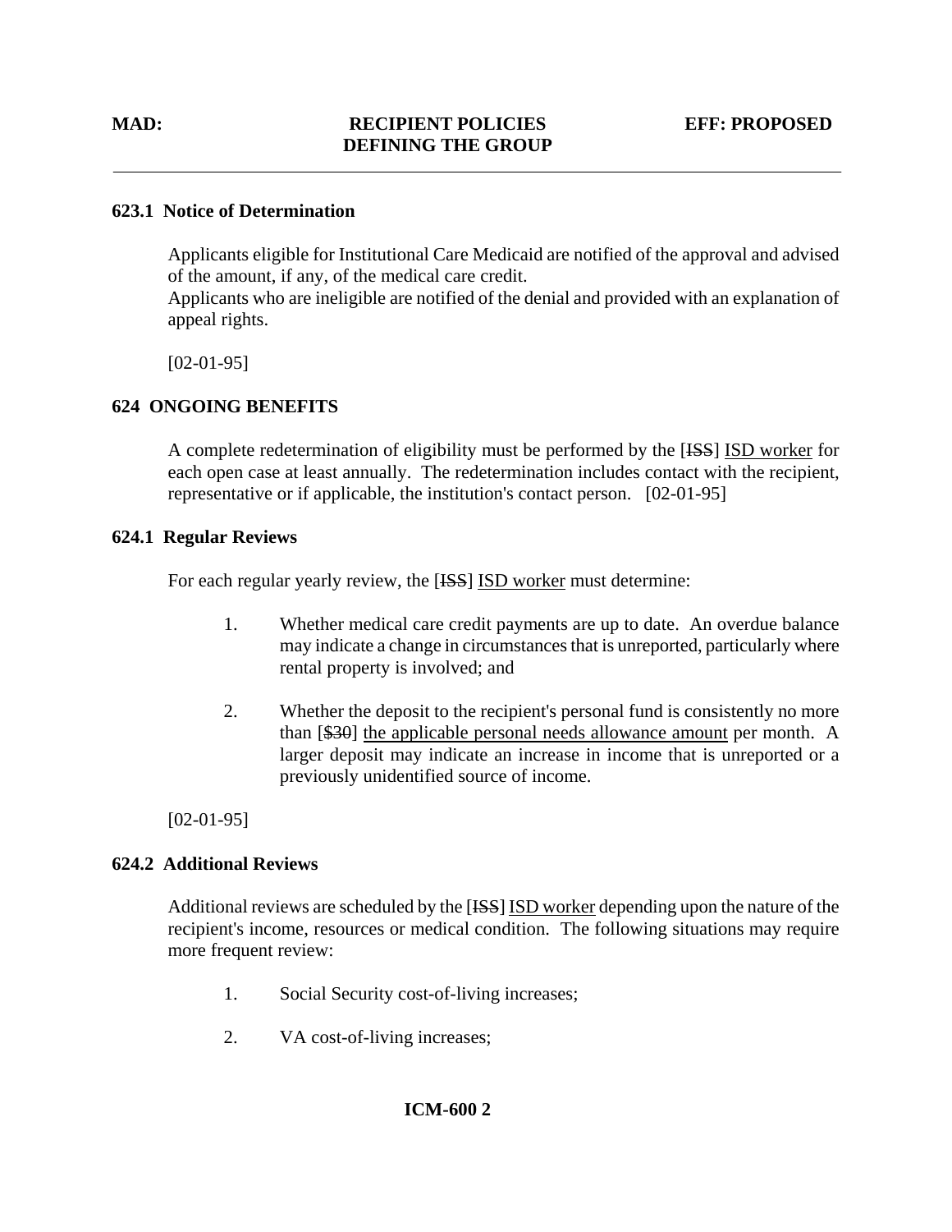### 623.1 Notice of Determination

Applicants eligible for Institutional Care Medicaid are notified of the approval and advised of the amount, if any, of the medical care credit.
Applicants who are ineligible are notified of the denial and provided with an explanation of appeal rights.

[02-01-95]

## 624 ONGOING BENEFITS

A complete redetermination of eligibility must be performed by the [~~ISS~~] ISD worker for each open case at least annually. The redetermination includes contact with the recipient, representative or if applicable, the institution's contact person. [02-01-95]

### 624.1 Regular Reviews

For each regular yearly review, the [~~ISS~~] ISD worker must determine:

1. Whether medical care credit payments are up to date. An overdue balance may indicate a change in circumstances that is unreported, particularly where rental property is involved; and

2. Whether the deposit to the recipient's personal fund is consistently no more than [~~$30~~] the applicable personal needs allowance amount per month. A larger deposit may indicate an increase in income that is unreported or a previously unidentified source of income.

[02-01-95]

### 624.2 Additional Reviews

Additional reviews are scheduled by the [~~ISS~~] ISD worker depending upon the nature of the recipient's income, resources or medical condition. The following situations may require more frequent review:

1. Social Security cost-of-living increases;

2. VA cost-of-living increases;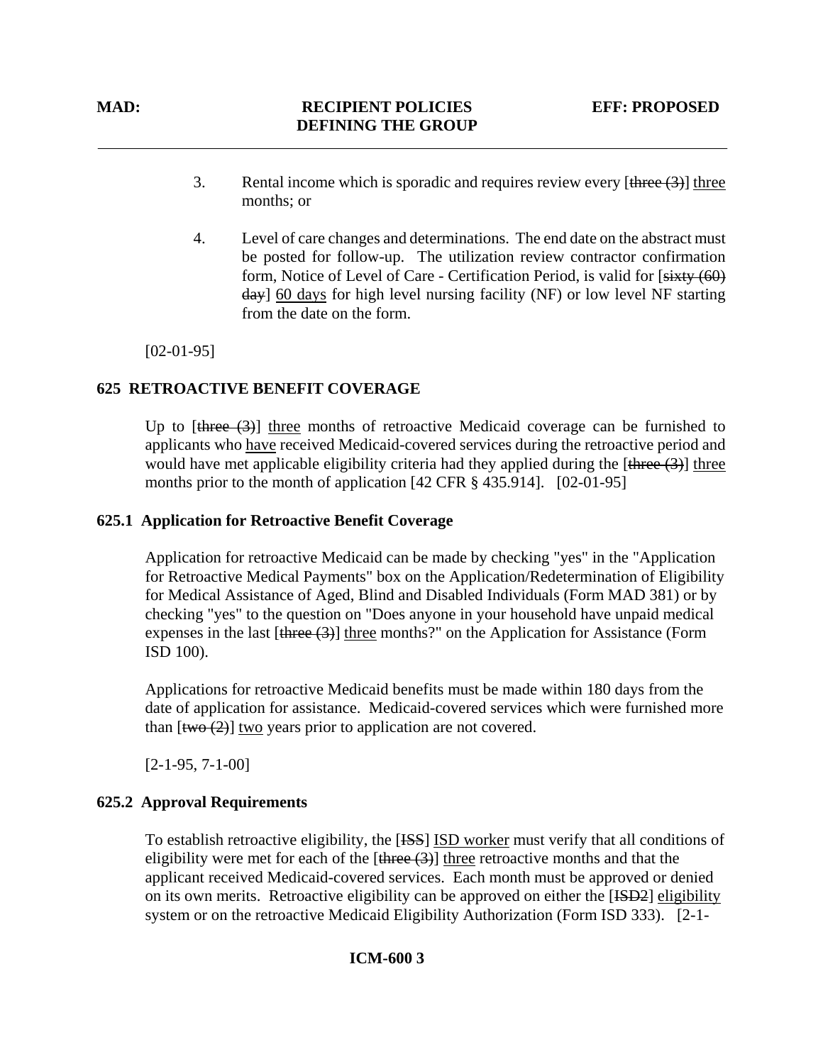3. Rental income which is sporadic and requires review every [~~three (3)~~] <u>three</u> months; or

4. Level of care changes and determinations. The end date on the abstract must be posted for follow-up. The utilization review contractor confirmation form, Notice of Level of Care - Certification Period, is valid for [~~sixty (60) day~~] <u>60 days</u> for high level nursing facility (NF) or low level NF starting from the date on the form.

[02-01-95]

## 625 RETROACTIVE BENEFIT COVERAGE

Up to [~~three (3)~~] <u>three</u> months of retroactive Medicaid coverage can be furnished to applicants who <u>have</u> received Medicaid-covered services during the retroactive period and would have met applicable eligibility criteria had they applied during the [~~three (3)~~] <u>three</u> months prior to the month of application [42 CFR § 435.914]. [02-01-95]

### 625.1 Application for Retroactive Benefit Coverage

Application for retroactive Medicaid can be made by checking "yes" in the "Application for Retroactive Medical Payments" box on the Application/Redetermination of Eligibility for Medical Assistance of Aged, Blind and Disabled Individuals (Form MAD 381) or by checking "yes" to the question on "Does anyone in your household have unpaid medical expenses in the last [~~three (3)~~] <u>three</u> months?" on the Application for Assistance (Form ISD 100).

Applications for retroactive Medicaid benefits must be made within 180 days from the date of application for assistance. Medicaid-covered services which were furnished more than [~~two (2)~~] <u>two</u> years prior to application are not covered.

[2-1-95, 7-1-00]

### 625.2 Approval Requirements

To establish retroactive eligibility, the [~~ISS~~] <u>ISD worker</u> must verify that all conditions of eligibility were met for each of the [~~three (3)~~] <u>three</u> retroactive months and that the applicant received Medicaid-covered services. Each month must be approved or denied on its own merits. Retroactive eligibility can be approved on either the [~~ISD2~~] <u>eligibility</u> system or on the retroactive Medicaid Eligibility Authorization (Form ISD 333). [2-1-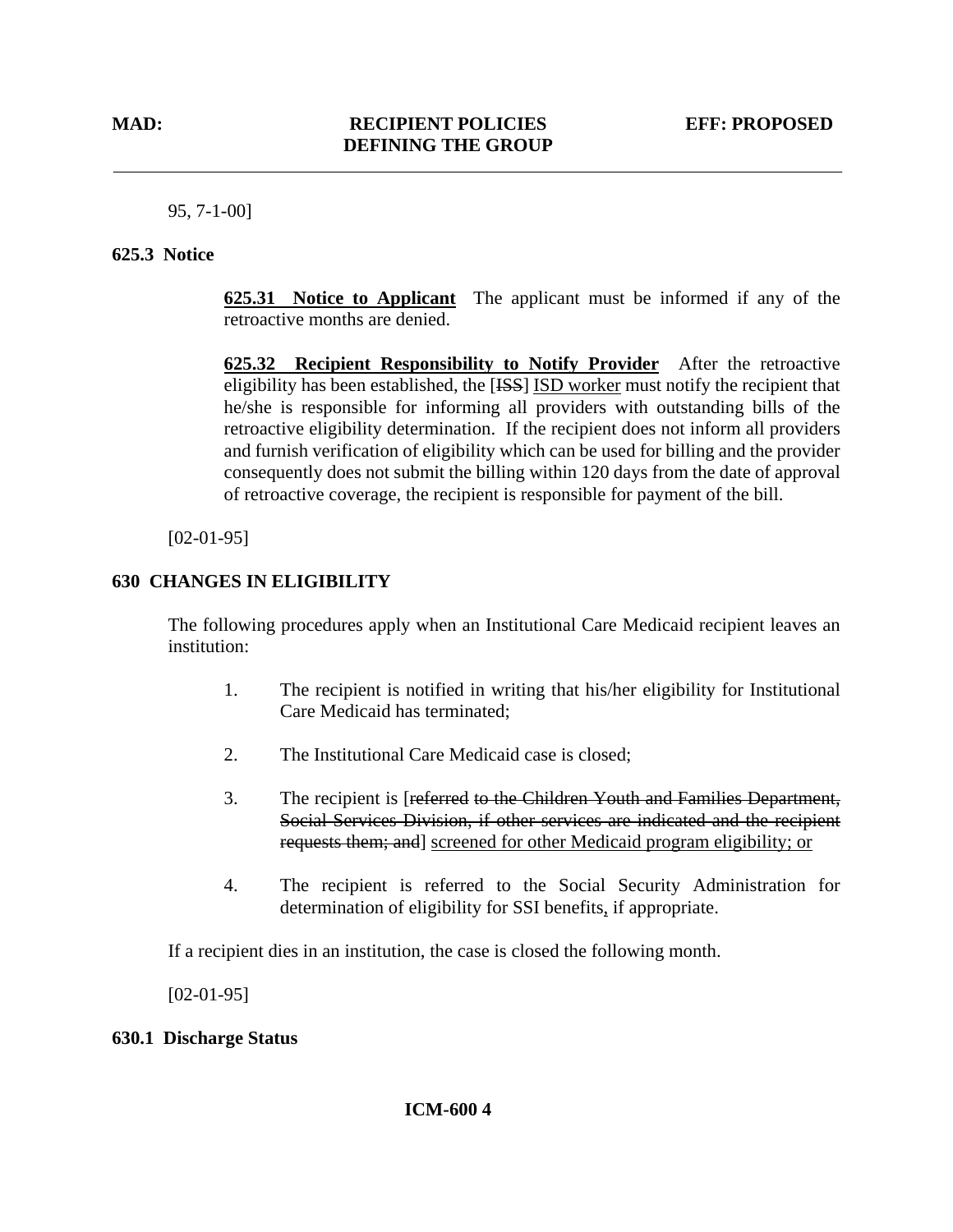95, 7-1-00]

## 625.3 Notice

**625.31 Notice to Applicant** The applicant must be informed if any of the retroactive months are denied.

**625.32 Recipient Responsibility to Notify Provider** After the retroactive eligibility has been established, the [~~ISS~~] <u>ISD worker</u> must notify the recipient that he/she is responsible for informing all providers with outstanding bills of the retroactive eligibility determination. If the recipient does not inform all providers and furnish verification of eligibility which can be used for billing and the provider consequently does not submit the billing within 120 days from the date of approval of retroactive coverage, the recipient is responsible for payment of the bill.

[02-01-95]

## 630 CHANGES IN ELIGIBILITY

The following procedures apply when an Institutional Care Medicaid recipient leaves an institution:

1. The recipient is notified in writing that his/her eligibility for Institutional Care Medicaid has terminated;

2. The Institutional Care Medicaid case is closed;

3. The recipient is [~~referred to the Children Youth and Families Department, Social Services Division, if other services are indicated and the recipient requests them; and~~] <u>screened for other Medicaid program eligibility; or</u>

4. The recipient is referred to the Social Security Administration for determination of eligibility for SSI benefits<u>,</u> if appropriate.

If a recipient dies in an institution, the case is closed the following month.

[02-01-95]

## 630.1 Discharge Status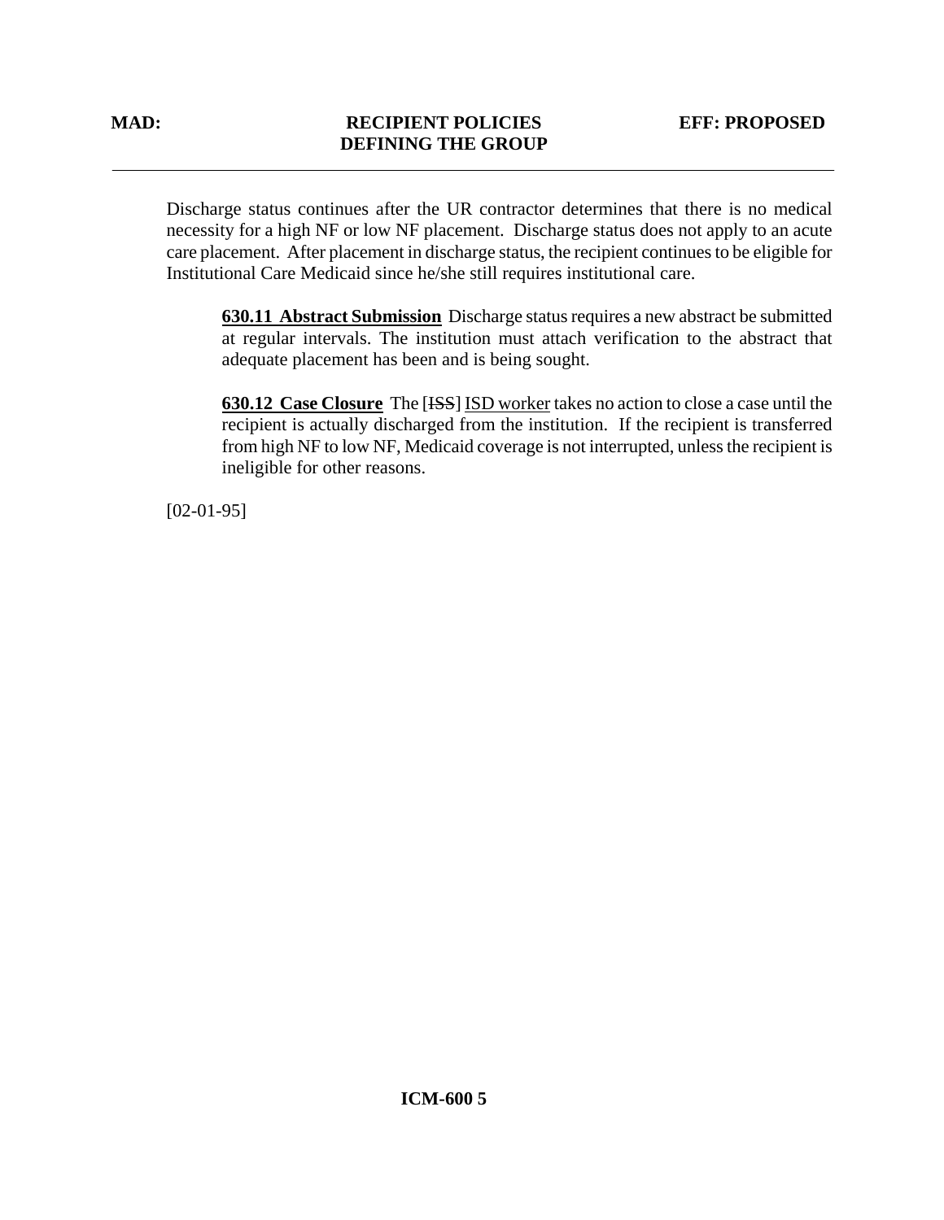Discharge status continues after the UR contractor determines that there is no medical necessity for a high NF or low NF placement. Discharge status does not apply to an acute care placement. After placement in discharge status, the recipient continues to be eligible for Institutional Care Medicaid since he/she still requires institutional care.

**630.11 Abstract Submission** Discharge status requires a new abstract be submitted at regular intervals. The institution must attach verification to the abstract that adequate placement has been and is being sought.

**630.12 Case Closure** The [~~ISS~~] ISD worker takes no action to close a case until the recipient is actually discharged from the institution. If the recipient is transferred from high NF to low NF, Medicaid coverage is not interrupted, unless the recipient is ineligible for other reasons.

[02-01-95]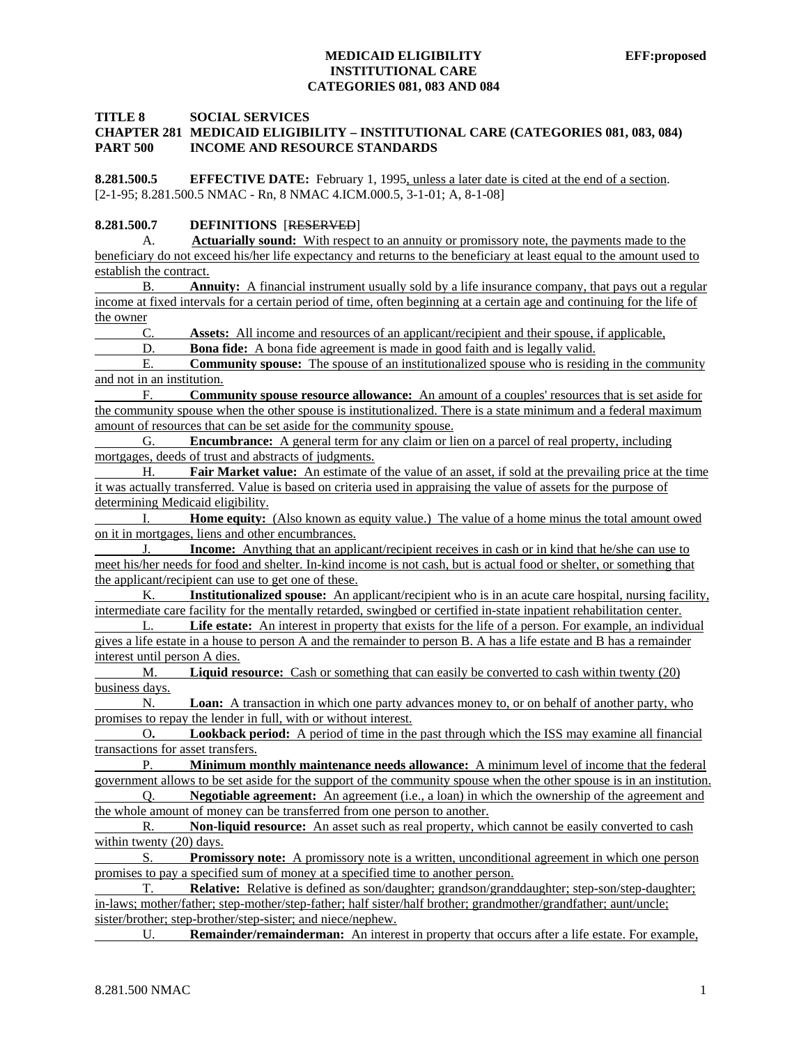**TITLE 8 SOCIAL SERVICES**
**CHAPTER 281 MEDICAID ELIGIBILITY – INSTITUTIONAL CARE (CATEGORIES 081, 083, 084)**
**PART 500 INCOME AND RESOURCE STANDARDS**

**8.281.500.5 EFFECTIVE DATE:** February 1, 1995, unless a later date is cited at the end of a section.
[2-1-95; 8.281.500.5 NMAC - Rn, 8 NMAC 4.ICM.000.5, 3-1-01; A, 8-1-08]

**8.281.500.7 DEFINITIONS** [~~RESERVED~~]

A. **Actuarially sound:** With respect to an annuity or promissory note, the payments made to the beneficiary do not exceed his/her life expectancy and returns to the beneficiary at least equal to the amount used to establish the contract.

B. **Annuity:** A financial instrument usually sold by a life insurance company, that pays out a regular income at fixed intervals for a certain period of time, often beginning at a certain age and continuing for the life of the owner

C. **Assets:** All income and resources of an applicant/recipient and their spouse, if applicable,

D. **Bona fide:** A bona fide agreement is made in good faith and is legally valid.

E. **Community spouse:** The spouse of an institutionalized spouse who is residing in the community and not in an institution.

F. **Community spouse resource allowance:** An amount of a couples' resources that is set aside for the community spouse when the other spouse is institutionalized. There is a state minimum and a federal maximum amount of resources that can be set aside for the community spouse.

G. **Encumbrance:** A general term for any claim or lien on a parcel of real property, including mortgages, deeds of trust and abstracts of judgments.

H. **Fair Market value:** An estimate of the value of an asset, if sold at the prevailing price at the time it was actually transferred. Value is based on criteria used in appraising the value of assets for the purpose of determining Medicaid eligibility.

I. **Home equity:** (Also known as equity value.) The value of a home minus the total amount owed on it in mortgages, liens and other encumbrances.

J. **Income:** Anything that an applicant/recipient receives in cash or in kind that he/she can use to meet his/her needs for food and shelter. In-kind income is not cash, but is actual food or shelter, or something that the applicant/recipient can use to get one of these.

K. **Institutionalized spouse:** An applicant/recipient who is in an acute care hospital, nursing facility, intermediate care facility for the mentally retarded, swingbed or certified in-state inpatient rehabilitation center.

L. **Life estate:** An interest in property that exists for the life of a person. For example, an individual gives a life estate in a house to person A and the remainder to person B. A has a life estate and B has a remainder interest until person A dies.

M. **Liquid resource:** Cash or something that can easily be converted to cash within twenty (20) business days.

N. **Loan:** A transaction in which one party advances money to, or on behalf of another party, who promises to repay the lender in full, with or without interest.

O**.** **Lookback period:** A period of time in the past through which the ISS may examine all financial transactions for asset transfers.

P. **Minimum monthly maintenance needs allowance:** A minimum level of income that the federal government allows to be set aside for the support of the community spouse when the other spouse is in an institution.

Q. **Negotiable agreement:** An agreement (i.e., a loan) in which the ownership of the agreement and the whole amount of money can be transferred from one person to another.

R. **Non-liquid resource:** An asset such as real property, which cannot be easily converted to cash within twenty (20) days.

S. **Promissory note:** A promissory note is a written, unconditional agreement in which one person promises to pay a specified sum of money at a specified time to another person.

T. **Relative:** Relative is defined as son/daughter; grandson/granddaughter; step-son/step-daughter; in-laws; mother/father; step-mother/step-father; half sister/half brother; grandmother/grandfather; aunt/uncle; sister/brother; step-brother/step-sister; and niece/nephew.

U. **Remainder/remainderman:** An interest in property that occurs after a life estate. For example,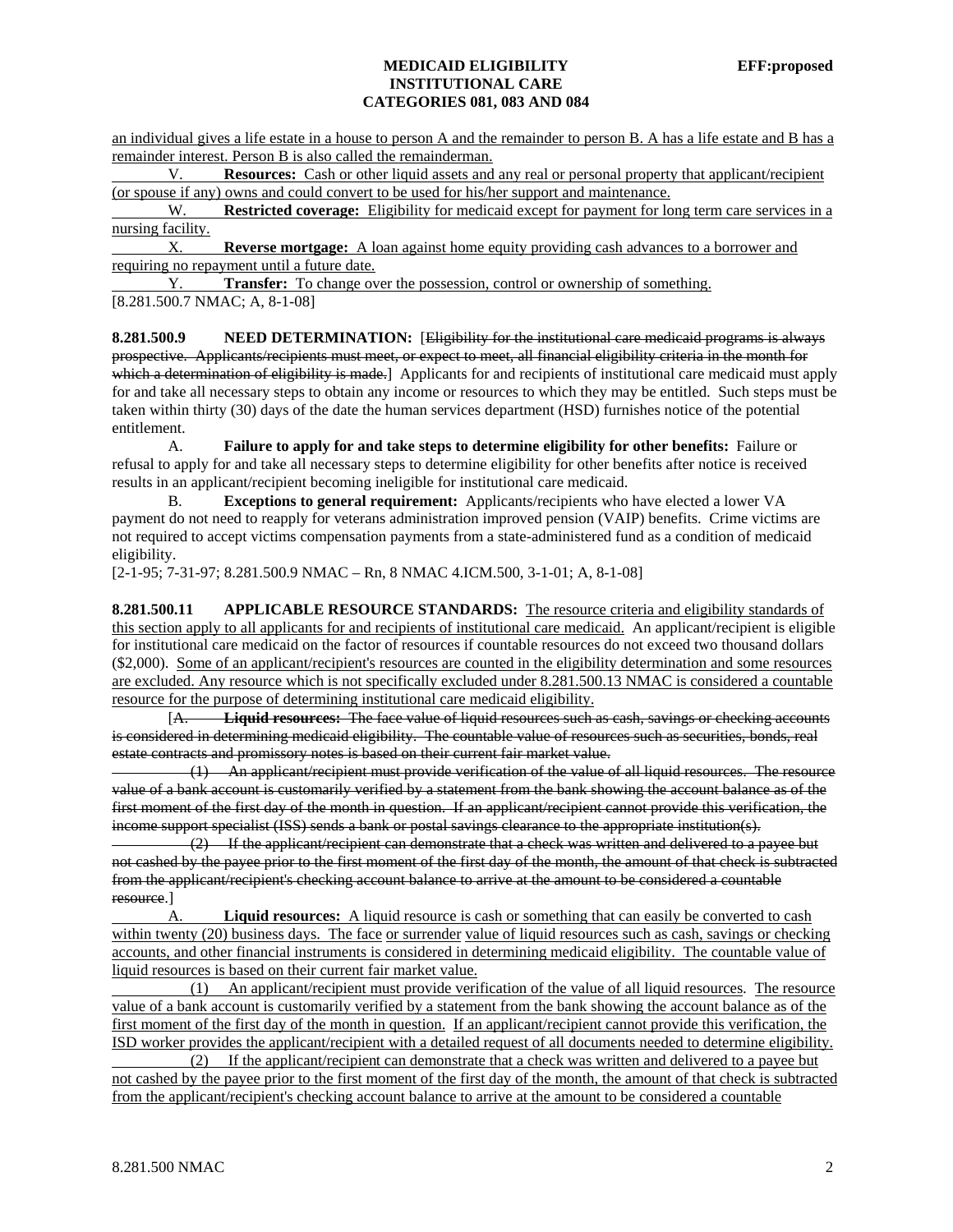an individual gives a life estate in a house to person A and the remainder to person B. A has a life estate and B has a remainder interest. Person B is also called the remainderman.

V. **Resources:** Cash or other liquid assets and any real or personal property that applicant/recipient (or spouse if any) owns and could convert to be used for his/her support and maintenance.

W. **Restricted coverage:** Eligibility for medicaid except for payment for long term care services in a nursing facility.

X. **Reverse mortgage:** A loan against home equity providing cash advances to a borrower and requiring no repayment until a future date.

Y. **Transfer:** To change over the possession, control or ownership of something.

[8.281.500.7 NMAC; A, 8-1-08]

**8.281.500.9 NEED DETERMINATION:** [~~Eligibility for the institutional care medicaid programs is always prospective. Applicants/recipients must meet, or expect to meet, all financial eligibility criteria in the month for which a determination of eligibility is made.~~] Applicants for and recipients of institutional care medicaid must apply for and take all necessary steps to obtain any income or resources to which they may be entitled. Such steps must be taken within thirty (30) days of the date the human services department (HSD) furnishes notice of the potential entitlement.

A. **Failure to apply for and take steps to determine eligibility for other benefits:** Failure or refusal to apply for and take all necessary steps to determine eligibility for other benefits after notice is received results in an applicant/recipient becoming ineligible for institutional care medicaid.

B. **Exceptions to general requirement:** Applicants/recipients who have elected a lower VA payment do not need to reapply for veterans administration improved pension (VAIP) benefits. Crime victims are not required to accept victims compensation payments from a state-administered fund as a condition of medicaid eligibility.

[2-1-95; 7-31-97; 8.281.500.9 NMAC – Rn, 8 NMAC 4.ICM.500, 3-1-01; A, 8-1-08]

**8.281.500.11 APPLICABLE RESOURCE STANDARDS:** The resource criteria and eligibility standards of this section apply to all applicants for and recipients of institutional care medicaid. An applicant/recipient is eligible for institutional care medicaid on the factor of resources if countable resources do not exceed two thousand dollars ($2,000). Some of an applicant/recipient's resources are counted in the eligibility determination and some resources are excluded. Any resource which is not specifically excluded under 8.281.500.13 NMAC is considered a countable resource for the purpose of determining institutional care medicaid eligibility.

[~~A. **Liquid resources:** The face value of liquid resources such as cash, savings or checking accounts is considered in determining medicaid eligibility. The countable value of resources such as securities, bonds, real estate contracts and promissory notes is based on their current fair market value.~~

~~(1) An applicant/recipient must provide verification of the value of all liquid resources. The resource value of a bank account is customarily verified by a statement from the bank showing the account balance as of the first moment of the first day of the month in question. If an applicant/recipient cannot provide this verification, the income support specialist (ISS) sends a bank or postal savings clearance to the appropriate institution(s).~~

~~(2) If the applicant/recipient can demonstrate that a check was written and delivered to a payee but not cashed by the payee prior to the first moment of the first day of the month, the amount of that check is subtracted from the applicant/recipient's checking account balance to arrive at the amount to be considered a countable resource.~~]

A. **Liquid resources:** A liquid resource is cash or something that can easily be converted to cash within twenty (20) business days. The face or surrender value of liquid resources such as cash, savings or checking accounts, and other financial instruments is considered in determining medicaid eligibility. The countable value of liquid resources is based on their current fair market value.

(1) An applicant/recipient must provide verification of the value of all liquid resources. The resource value of a bank account is customarily verified by a statement from the bank showing the account balance as of the first moment of the first day of the month in question. If an applicant/recipient cannot provide this verification, the ISD worker provides the applicant/recipient with a detailed request of all documents needed to determine eligibility.

(2) If the applicant/recipient can demonstrate that a check was written and delivered to a payee but not cashed by the payee prior to the first moment of the first day of the month, the amount of that check is subtracted from the applicant/recipient's checking account balance to arrive at the amount to be considered a countable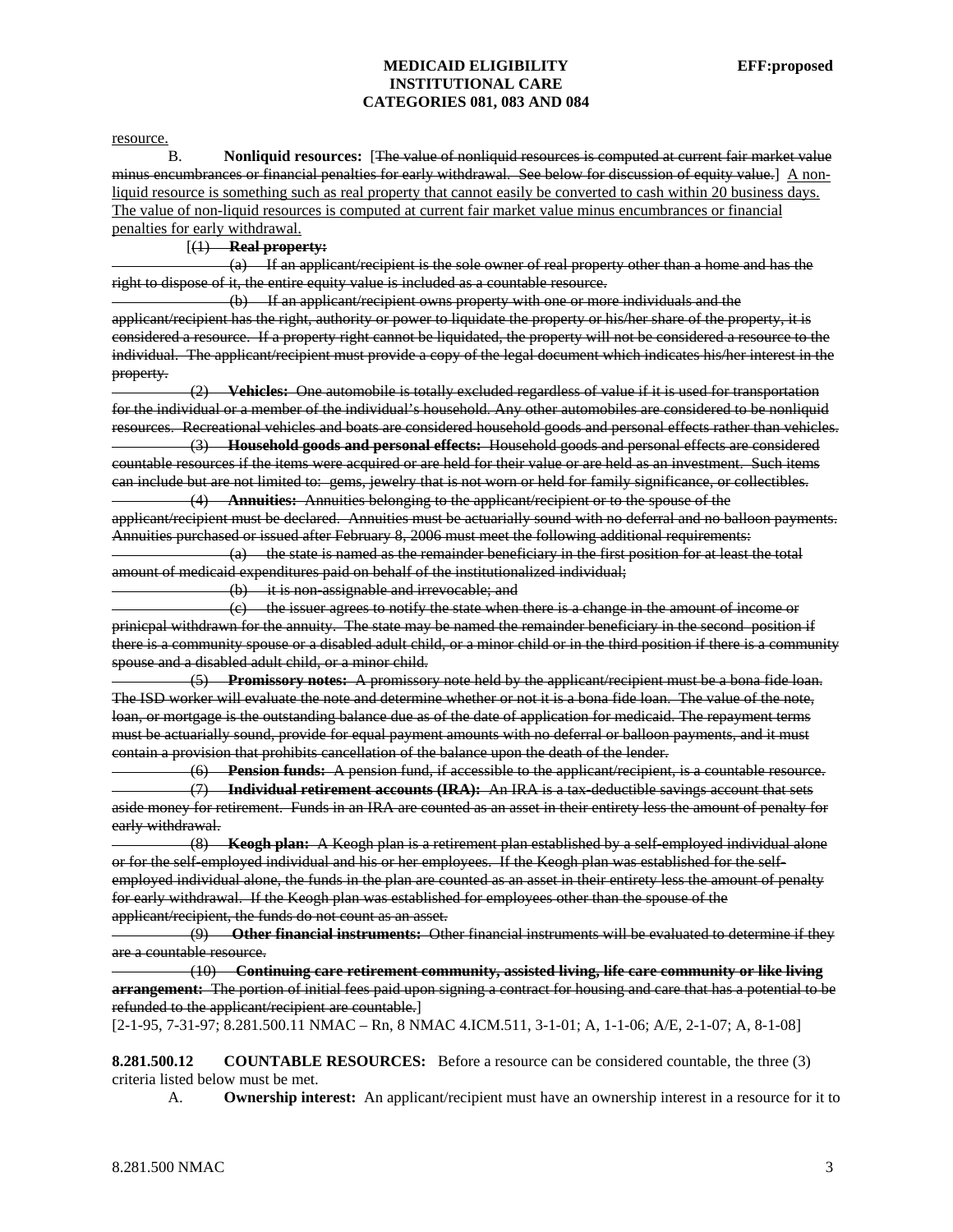resource.

B. **Nonliquid resources:** [The value of nonliquid resources is computed at current fair market value minus encumbrances or financial penalties for early withdrawal. See below for discussion of equity value.] A non-liquid resource is something such as real property that cannot easily be converted to cash within 20 business days. The value of non-liquid resources is computed at current fair market value minus encumbrances or financial penalties for early withdrawal.

[(1) **Real property:**

(a) If an applicant/recipient is the sole owner of real property other than a home and has the right to dispose of it, the entire equity value is included as a countable resource.

(b) If an applicant/recipient owns property with one or more individuals and the applicant/recipient has the right, authority or power to liquidate the property or his/her share of the property, it is considered a resource. If a property right cannot be liquidated, the property will not be considered a resource to the individual. The applicant/recipient must provide a copy of the legal document which indicates his/her interest in the property.

(2) **Vehicles:** One automobile is totally excluded regardless of value if it is used for transportation for the individual or a member of the individual's household. Any other automobiles are considered to be nonliquid resources. Recreational vehicles and boats are considered household goods and personal effects rather than vehicles.

(3) **Household goods and personal effects:** Household goods and personal effects are considered countable resources if the items were acquired or are held for their value or are held as an investment. Such items can include but are not limited to: gems, jewelry that is not worn or held for family significance, or collectibles.

(4) **Annuities:** Annuities belonging to the applicant/recipient or to the spouse of the applicant/recipient must be declared. Annuities must be actuarially sound with no deferral and no balloon payments. Annuities purchased or issued after February 8, 2006 must meet the following additional requirements:

(a) the state is named as the remainder beneficiary in the first position for at least the total amount of medicaid expenditures paid on behalf of the institutionalized individual;

(b) it is non-assignable and irrevocable; and

(c) the issuer agrees to notify the state when there is a change in the amount of income or prinicpal withdrawn for the annuity. The state may be named the remainder beneficiary in the second position if there is a community spouse or a disabled adult child, or a minor child or in the third position if there is a community spouse and a disabled adult child, or a minor child.

(5) **Promissory notes:** A promissory note held by the applicant/recipient must be a bona fide loan. The ISD worker will evaluate the note and determine whether or not it is a bona fide loan. The value of the note, loan, or mortgage is the outstanding balance due as of the date of application for medicaid. The repayment terms must be actuarially sound, provide for equal payment amounts with no deferral or balloon payments, and it must contain a provision that prohibits cancellation of the balance upon the death of the lender.

(6) **Pension funds:** A pension fund, if accessible to the applicant/recipient, is a countable resource.

(7) **Individual retirement accounts (IRA):** An IRA is a tax-deductible savings account that sets aside money for retirement. Funds in an IRA are counted as an asset in their entirety less the amount of penalty for early withdrawal.

(8) **Keogh plan:** A Keogh plan is a retirement plan established by a self-employed individual alone or for the self-employed individual and his or her employees. If the Keogh plan was established for the self-employed individual alone, the funds in the plan are counted as an asset in their entirety less the amount of penalty for early withdrawal. If the Keogh plan was established for employees other than the spouse of the applicant/recipient, the funds do not count as an asset.

(9) **Other financial instruments:** Other financial instruments will be evaluated to determine if they are a countable resource.

(10) **Continuing care retirement community, assisted living, life care community or like living arrangement:** The portion of initial fees paid upon signing a contract for housing and care that has a potential to be refunded to the applicant/recipient are countable.]

[2-1-95, 7-31-97; 8.281.500.11 NMAC – Rn, 8 NMAC 4.ICM.511, 3-1-01; A, 1-1-06; A/E, 2-1-07; A, 8-1-08]

**8.281.500.12 COUNTABLE RESOURCES:** Before a resource can be considered countable, the three (3) criteria listed below must be met.

A. **Ownership interest:** An applicant/recipient must have an ownership interest in a resource for it to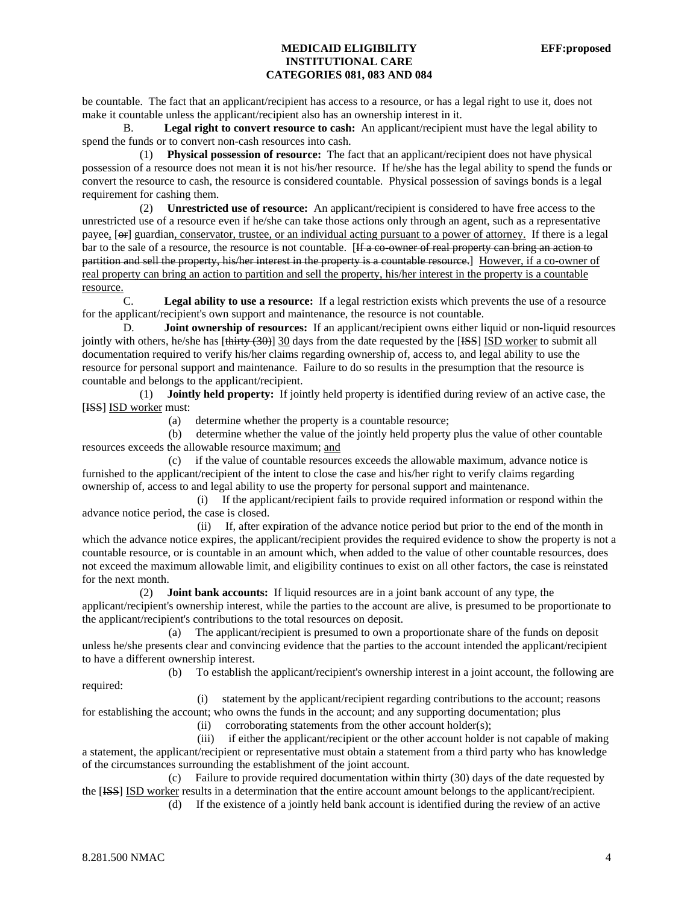be countable. The fact that an applicant/recipient has access to a resource, or has a legal right to use it, does not make it countable unless the applicant/recipient also has an ownership interest in it.

B. **Legal right to convert resource to cash:** An applicant/recipient must have the legal ability to spend the funds or to convert non-cash resources into cash.

(1) **Physical possession of resource:** The fact that an applicant/recipient does not have physical possession of a resource does not mean it is not his/her resource. If he/she has the legal ability to spend the funds or convert the resource to cash, the resource is considered countable. Physical possession of savings bonds is a legal requirement for cashing them.

(2) **Unrestricted use of resource:** An applicant/recipient is considered to have free access to the unrestricted use of a resource even if he/she can take those actions only through an agent, such as a representative payee, [~~or~~] guardian, conservator, trustee, or an individual acting pursuant to a power of attorney. If there is a legal bar to the sale of a resource, the resource is not countable. [~~If a co-owner of real property can bring an action to partition and sell the property, his/her interest in the property is a countable resource.~~] However, if a co-owner of real property can bring an action to partition and sell the property, his/her interest in the property is a countable resource.

C. **Legal ability to use a resource:** If a legal restriction exists which prevents the use of a resource for the applicant/recipient's own support and maintenance, the resource is not countable.

D. **Joint ownership of resources:** If an applicant/recipient owns either liquid or non-liquid resources jointly with others, he/she has [~~thirty (30)~~] 30 days from the date requested by the [~~ISS~~] ISD worker to submit all documentation required to verify his/her claims regarding ownership of, access to, and legal ability to use the resource for personal support and maintenance. Failure to do so results in the presumption that the resource is countable and belongs to the applicant/recipient.

(1) **Jointly held property:** If jointly held property is identified during review of an active case, the [~~ISS~~] ISD worker must:

(a) determine whether the property is a countable resource;

(b) determine whether the value of the jointly held property plus the value of other countable resources exceeds the allowable resource maximum; and

(c) if the value of countable resources exceeds the allowable maximum, advance notice is furnished to the applicant/recipient of the intent to close the case and his/her right to verify claims regarding ownership of, access to and legal ability to use the property for personal support and maintenance.

(i) If the applicant/recipient fails to provide required information or respond within the advance notice period, the case is closed.

(ii) If, after expiration of the advance notice period but prior to the end of the month in which the advance notice expires, the applicant/recipient provides the required evidence to show the property is not a countable resource, or is countable in an amount which, when added to the value of other countable resources, does not exceed the maximum allowable limit, and eligibility continues to exist on all other factors, the case is reinstated for the next month.

(2) **Joint bank accounts:** If liquid resources are in a joint bank account of any type, the applicant/recipient's ownership interest, while the parties to the account are alive, is presumed to be proportionate to the applicant/recipient's contributions to the total resources on deposit.

(a) The applicant/recipient is presumed to own a proportionate share of the funds on deposit unless he/she presents clear and convincing evidence that the parties to the account intended the applicant/recipient to have a different ownership interest.

(b) To establish the applicant/recipient's ownership interest in a joint account, the following are required:

(i) statement by the applicant/recipient regarding contributions to the account; reasons for establishing the account; who owns the funds in the account; and any supporting documentation; plus

(ii) corroborating statements from the other account holder(s);

(iii) if either the applicant/recipient or the other account holder is not capable of making a statement, the applicant/recipient or representative must obtain a statement from a third party who has knowledge of the circumstances surrounding the establishment of the joint account.

(c) Failure to provide required documentation within thirty (30) days of the date requested by the [~~ISS~~] ISD worker results in a determination that the entire account amount belongs to the applicant/recipient.

(d) If the existence of a jointly held bank account is identified during the review of an active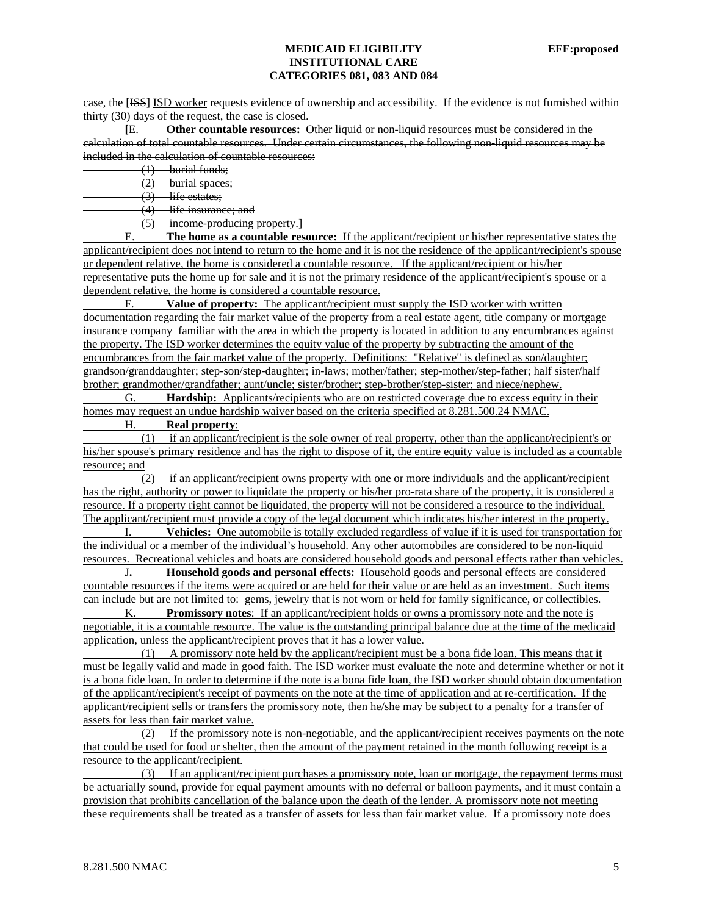case, the [~~ISS~~] <u>ISD worker</u> requests evidence of ownership and accessibility. If the evidence is not furnished within thirty (30) days of the request, the case is closed.

[~~E. **Other countable resources:** Other liquid or non-liquid resources must be considered in the calculation of total countable resources. Under certain circumstances, the following non-liquid resources may be included in the calculation of countable resources:~~

~~(1) burial funds;~~

~~(2) burial spaces;~~

~~(3) life estates;~~

~~(4) life insurance; and~~

~~(5) income-producing property.~~]

<u>E. **The home as a countable resource:** If the applicant/recipient or his/her representative states the applicant/recipient does not intend to return to the home and it is not the residence of the applicant/recipient's spouse or dependent relative, the home is considered a countable resource. If the applicant/recipient or his/her representative puts the home up for sale and it is not the primary residence of the applicant/recipient's spouse or a dependent relative, the home is considered a countable resource.</u>

<u>F. **Value of property:** The applicant/recipient must supply the ISD worker with written documentation regarding the fair market value of the property from a real estate agent, title company or mortgage insurance company familiar with the area in which the property is located in addition to any encumbrances against the property. The ISD worker determines the equity value of the property by subtracting the amount of the encumbrances from the fair market value of the property. Definitions: "Relative" is defined as son/daughter; grandson/granddaughter; step-son/step-daughter; in-laws; mother/father; step-mother/step-father; half sister/half brother; grandmother/grandfather; aunt/uncle; sister/brother; step-brother/step-sister; and niece/nephew.</u>

<u>G. **Hardship:** Applicants/recipients who are on restricted coverage due to excess equity in their homes may request an undue hardship waiver based on the criteria specified at 8.281.500.24 NMAC.</u>

<u>H. **Real property**:</u>

<u>(1) if an applicant/recipient is the sole owner of real property, other than the applicant/recipient's or his/her spouse's primary residence and has the right to dispose of it, the entire equity value is included as a countable resource; and</u>

<u>(2) if an applicant/recipient owns property with one or more individuals and the applicant/recipient has the right, authority or power to liquidate the property or his/her pro-rata share of the property, it is considered a resource. If a property right cannot be liquidated, the property will not be considered a resource to the individual. The applicant/recipient must provide a copy of the legal document which indicates his/her interest in the property.</u>

<u>I. **Vehicles:** One automobile is totally excluded regardless of value if it is used for transportation for the individual or a member of the individual's household. Any other automobiles are considered to be non-liquid resources. Recreational vehicles and boats are considered household goods and personal effects rather than vehicles.</u>

<u>J. **Household goods and personal effects:** Household goods and personal effects are considered countable resources if the items were acquired or are held for their value or are held as an investment. Such items can include but are not limited to: gems, jewelry that is not worn or held for family significance, or collectibles.</u>

<u>K. **Promissory notes**: If an applicant/recipient holds or owns a promissory note and the note is negotiable, it is a countable resource. The value is the outstanding principal balance due at the time of the medicaid application, unless the applicant/recipient proves that it has a lower value.</u>

<u>(1) A promissory note held by the applicant/recipient must be a bona fide loan. This means that it must be legally valid and made in good faith. The ISD worker must evaluate the note and determine whether or not it is a bona fide loan. In order to determine if the note is a bona fide loan, the ISD worker should obtain documentation of the applicant/recipient's receipt of payments on the note at the time of application and at re-certification. If the applicant/recipient sells or transfers the promissory note, then he/she may be subject to a penalty for a transfer of assets for less than fair market value.</u>

<u>(2) If the promissory note is non-negotiable, and the applicant/recipient receives payments on the note that could be used for food or shelter, then the amount of the payment retained in the month following receipt is a resource to the applicant/recipient.</u>

<u>(3) If an applicant/recipient purchases a promissory note, loan or mortgage, the repayment terms must be actuarially sound, provide for equal payment amounts with no deferral or balloon payments, and it must contain a provision that prohibits cancellation of the balance upon the death of the lender. A promissory note not meeting these requirements shall be treated as a transfer of assets for less than fair market value. If a promissory note does</u>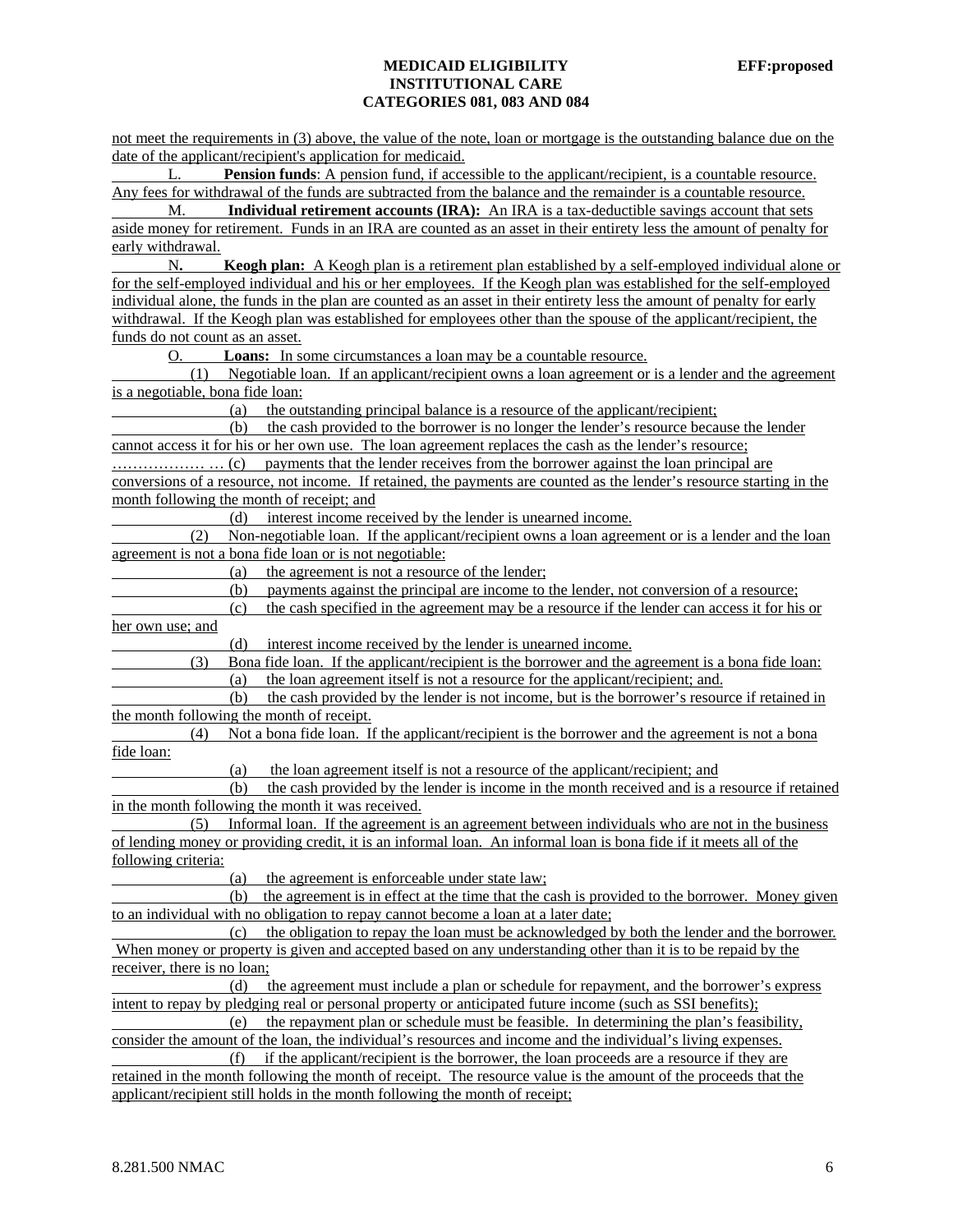not meet the requirements in (3) above, the value of the note, loan or mortgage is the outstanding balance due on the date of the applicant/recipient's application for medicaid.

L. **Pension funds**: A pension fund, if accessible to the applicant/recipient, is a countable resource. Any fees for withdrawal of the funds are subtracted from the balance and the remainder is a countable resource.

M. **Individual retirement accounts (IRA):** An IRA is a tax-deductible savings account that sets aside money for retirement. Funds in an IRA are counted as an asset in their entirety less the amount of penalty for early withdrawal.

N**.** **Keogh plan:** A Keogh plan is a retirement plan established by a self-employed individual alone or for the self-employed individual and his or her employees. If the Keogh plan was established for the self-employed individual alone, the funds in the plan are counted as an asset in their entirety less the amount of penalty for early withdrawal. If the Keogh plan was established for employees other than the spouse of the applicant/recipient, the funds do not count as an asset.

O. **Loans:** In some circumstances a loan may be a countable resource.

(1) Negotiable loan. If an applicant/recipient owns a loan agreement or is a lender and the agreement is a negotiable, bona fide loan:

(a) the outstanding principal balance is a resource of the applicant/recipient;

(b) the cash provided to the borrower is no longer the lender's resource because the lender cannot access it for his or her own use. The loan agreement replaces the cash as the lender's resource;

……………… … (c) payments that the lender receives from the borrower against the loan principal are conversions of a resource, not income. If retained, the payments are counted as the lender's resource starting in the month following the month of receipt; and

(d) interest income received by the lender is unearned income.

(2) Non-negotiable loan. If the applicant/recipient owns a loan agreement or is a lender and the loan agreement is not a bona fide loan or is not negotiable:

(a) the agreement is not a resource of the lender;

(b) payments against the principal are income to the lender, not conversion of a resource;

(c) the cash specified in the agreement may be a resource if the lender can access it for his or her own use; and

(d) interest income received by the lender is unearned income.

(3) Bona fide loan. If the applicant/recipient is the borrower and the agreement is a bona fide loan:

(a) the loan agreement itself is not a resource for the applicant/recipient; and.

(b) the cash provided by the lender is not income, but is the borrower's resource if retained in the month following the month of receipt.

(4) Not a bona fide loan. If the applicant/recipient is the borrower and the agreement is not a bona fide loan:

(a) the loan agreement itself is not a resource of the applicant/recipient; and

(b) the cash provided by the lender is income in the month received and is a resource if retained in the month following the month it was received.

(5) Informal loan. If the agreement is an agreement between individuals who are not in the business of lending money or providing credit, it is an informal loan. An informal loan is bona fide if it meets all of the following criteria:

(a) the agreement is enforceable under state law;

(b) the agreement is in effect at the time that the cash is provided to the borrower. Money given to an individual with no obligation to repay cannot become a loan at a later date;

(c) the obligation to repay the loan must be acknowledged by both the lender and the borrower. When money or property is given and accepted based on any understanding other than it is to be repaid by the receiver, there is no loan;

(d) the agreement must include a plan or schedule for repayment, and the borrower's express intent to repay by pledging real or personal property or anticipated future income (such as SSI benefits);

(e) the repayment plan or schedule must be feasible. In determining the plan's feasibility, consider the amount of the loan, the individual's resources and income and the individual's living expenses.

(f) if the applicant/recipient is the borrower, the loan proceeds are a resource if they are retained in the month following the month of receipt. The resource value is the amount of the proceeds that the applicant/recipient still holds in the month following the month of receipt;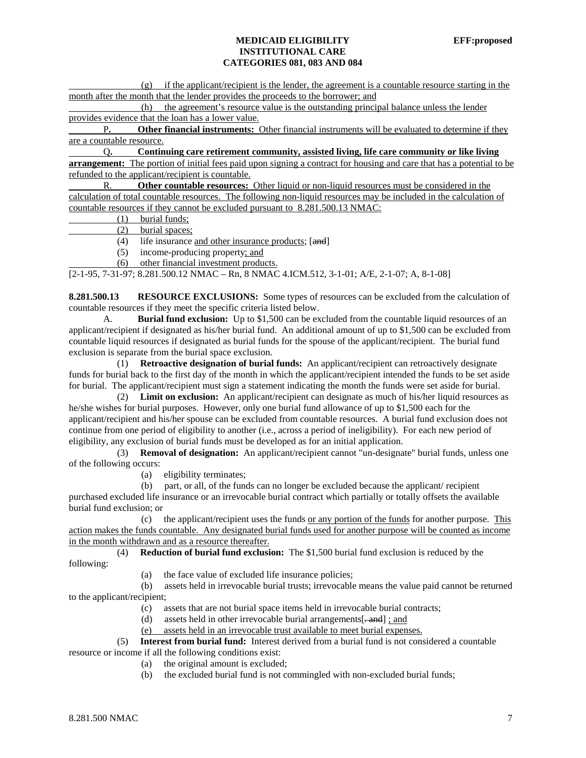(g) if the applicant/recipient is the lender, the agreement is a countable resource starting in the month after the month that the lender provides the proceeds to the borrower; and

(h) the agreement's resource value is the outstanding principal balance unless the lender provides evidence that the loan has a lower value.

P. **Other financial instruments:** Other financial instruments will be evaluated to determine if they are a countable resource.

Q. **Continuing care retirement community, assisted living, life care community or like living arrangement:** The portion of initial fees paid upon signing a contract for housing and care that has a potential to be refunded to the applicant/recipient is countable.

R. **Other countable resources:** Other liquid or non-liquid resources must be considered in the calculation of total countable resources. The following non-liquid resources may be included in the calculation of countable resources if they cannot be excluded pursuant to 8.281.500.13 NMAC:

(1) burial funds;

(2) burial spaces;

(4) life insurance and other insurance products; [and]

(5) income-producing property; and

(6) other financial investment products.

[2-1-95, 7-31-97; 8.281.500.12 NMAC – Rn, 8 NMAC 4.ICM.512, 3-1-01; A/E, 2-1-07; A, 8-1-08]

**8.281.500.13 RESOURCE EXCLUSIONS:** Some types of resources can be excluded from the calculation of countable resources if they meet the specific criteria listed below.

A. **Burial fund exclusion:** Up to $1,500 can be excluded from the countable liquid resources of an applicant/recipient if designated as his/her burial fund. An additional amount of up to $1,500 can be excluded from countable liquid resources if designated as burial funds for the spouse of the applicant/recipient. The burial fund exclusion is separate from the burial space exclusion.

(1) **Retroactive designation of burial funds:** An applicant/recipient can retroactively designate funds for burial back to the first day of the month in which the applicant/recipient intended the funds to be set aside for burial. The applicant/recipient must sign a statement indicating the month the funds were set aside for burial.

(2) **Limit on exclusion:** An applicant/recipient can designate as much of his/her liquid resources as he/she wishes for burial purposes. However, only one burial fund allowance of up to $1,500 each for the applicant/recipient and his/her spouse can be excluded from countable resources. A burial fund exclusion does not continue from one period of eligibility to another (i.e., across a period of ineligibility). For each new period of eligibility, any exclusion of burial funds must be developed as for an initial application.

(3) **Removal of designation:** An applicant/recipient cannot "un-designate" burial funds, unless one of the following occurs:

(a) eligibility terminates;

(b) part, or all, of the funds can no longer be excluded because the applicant/ recipient purchased excluded life insurance or an irrevocable burial contract which partially or totally offsets the available burial fund exclusion; or

(c) the applicant/recipient uses the funds or any portion of the funds for another purpose. This action makes the funds countable. Any designated burial funds used for another purpose will be counted as income in the month withdrawn and as a resource thereafter.

(4) **Reduction of burial fund exclusion:** The $1,500 burial fund exclusion is reduced by the following:

(a) the face value of excluded life insurance policies;

(b) assets held in irrevocable burial trusts; irrevocable means the value paid cannot be returned to the applicant/recipient;

(c) assets that are not burial space items held in irrevocable burial contracts;

(d) assets held in other irrevocable burial arrangements[. and] ; and

(e) assets held in an irrevocable trust available to meet burial expenses.

(5) **Interest from burial fund:** Interest derived from a burial fund is not considered a countable resource or income if all the following conditions exist:

(a) the original amount is excluded;

(b) the excluded burial fund is not commingled with non-excluded burial funds;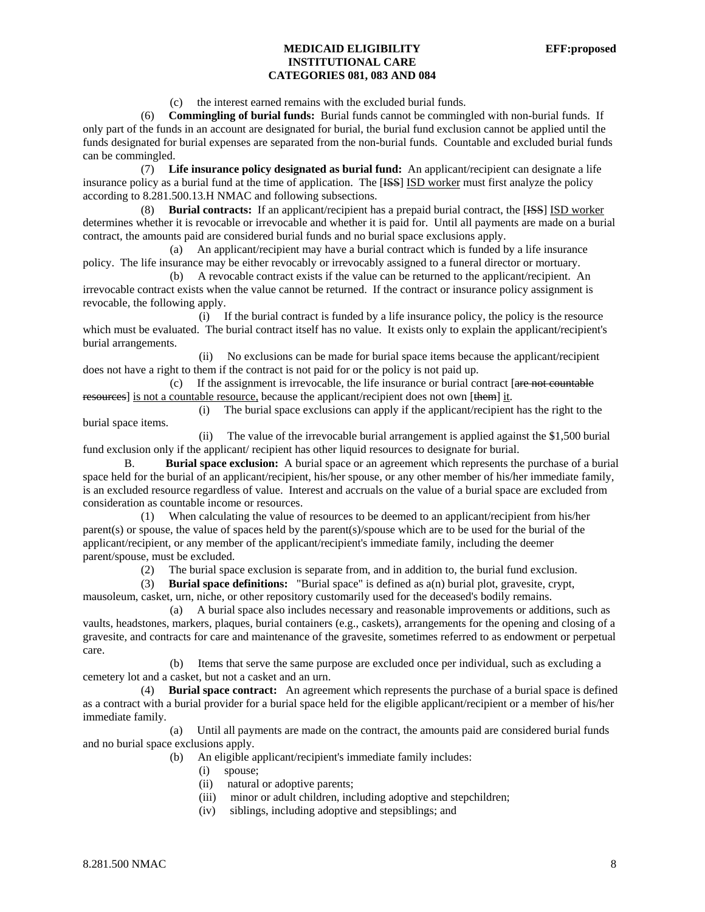(c) the interest earned remains with the excluded burial funds.

(6) **Commingling of burial funds:** Burial funds cannot be commingled with non-burial funds. If only part of the funds in an account are designated for burial, the burial fund exclusion cannot be applied until the funds designated for burial expenses are separated from the non-burial funds. Countable and excluded burial funds can be commingled.

(7) **Life insurance policy designated as burial fund:** An applicant/recipient can designate a life insurance policy as a burial fund at the time of application. The [~~ISS~~] <u>ISD worker</u> must first analyze the policy according to 8.281.500.13.H NMAC and following subsections.

(8) **Burial contracts:** If an applicant/recipient has a prepaid burial contract, the [~~ISS~~] <u>ISD worker</u> determines whether it is revocable or irrevocable and whether it is paid for. Until all payments are made on a burial contract, the amounts paid are considered burial funds and no burial space exclusions apply.

(a) An applicant/recipient may have a burial contract which is funded by a life insurance policy. The life insurance may be either revocably or irrevocably assigned to a funeral director or mortuary.

(b) A revocable contract exists if the value can be returned to the applicant/recipient. An irrevocable contract exists when the value cannot be returned. If the contract or insurance policy assignment is revocable, the following apply.

(i) If the burial contract is funded by a life insurance policy, the policy is the resource which must be evaluated. The burial contract itself has no value. It exists only to explain the applicant/recipient's burial arrangements.

(ii) No exclusions can be made for burial space items because the applicant/recipient does not have a right to them if the contract is not paid for or the policy is not paid up.

(c) If the assignment is irrevocable, the life insurance or burial contract [~~are not countable resources~~] <u>is not a countable resource,</u> because the applicant/recipient does not own [~~them~~] <u>it</u>.

(i) The burial space exclusions can apply if the applicant/recipient has the right to the burial space items.

(ii) The value of the irrevocable burial arrangement is applied against the $1,500 burial fund exclusion only if the applicant/ recipient has other liquid resources to designate for burial.

B. **Burial space exclusion:** A burial space or an agreement which represents the purchase of a burial space held for the burial of an applicant/recipient, his/her spouse, or any other member of his/her immediate family, is an excluded resource regardless of value. Interest and accruals on the value of a burial space are excluded from consideration as countable income or resources.

(1) When calculating the value of resources to be deemed to an applicant/recipient from his/her parent(s) or spouse, the value of spaces held by the parent(s)/spouse which are to be used for the burial of the applicant/recipient, or any member of the applicant/recipient's immediate family, including the deemer parent/spouse, must be excluded.

(2) The burial space exclusion is separate from, and in addition to, the burial fund exclusion.

(3) **Burial space definitions:** "Burial space" is defined as a(n) burial plot, gravesite, crypt, mausoleum, casket, urn, niche, or other repository customarily used for the deceased's bodily remains.

(a) A burial space also includes necessary and reasonable improvements or additions, such as vaults, headstones, markers, plaques, burial containers (e.g., caskets), arrangements for the opening and closing of a gravesite, and contracts for care and maintenance of the gravesite, sometimes referred to as endowment or perpetual care.

(b) Items that serve the same purpose are excluded once per individual, such as excluding a cemetery lot and a casket, but not a casket and an urn.

(4) **Burial space contract:** An agreement which represents the purchase of a burial space is defined as a contract with a burial provider for a burial space held for the eligible applicant/recipient or a member of his/her immediate family.

(a) Until all payments are made on the contract, the amounts paid are considered burial funds and no burial space exclusions apply.

(b) An eligible applicant/recipient's immediate family includes:

(i) spouse;

(ii) natural or adoptive parents;

(iii) minor or adult children, including adoptive and stepchildren;

(iv) siblings, including adoptive and stepsiblings; and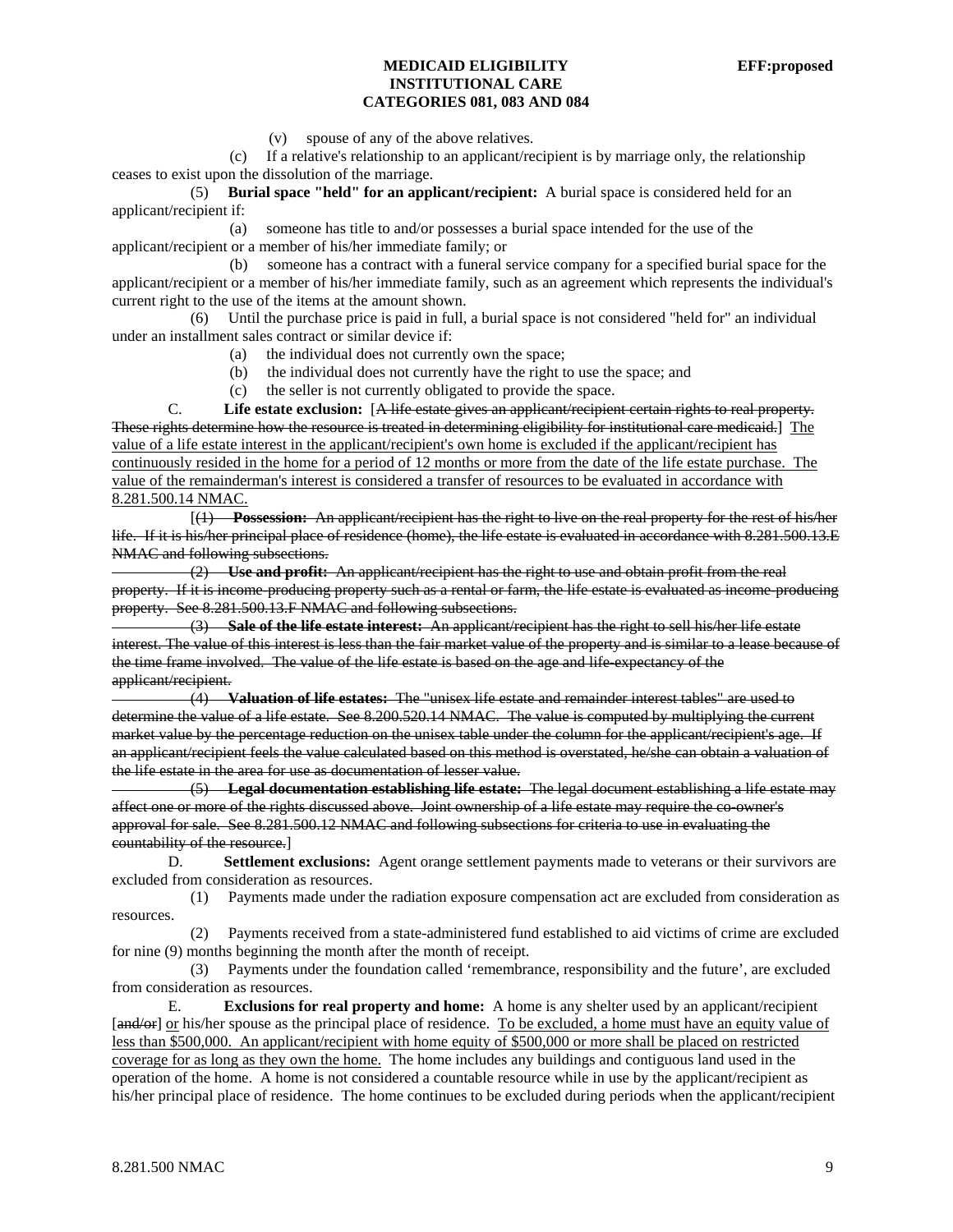(v) spouse of any of the above relatives.

(c) If a relative's relationship to an applicant/recipient is by marriage only, the relationship ceases to exist upon the dissolution of the marriage.

(5) **Burial space "held" for an applicant/recipient:** A burial space is considered held for an applicant/recipient if:

(a) someone has title to and/or possesses a burial space intended for the use of the applicant/recipient or a member of his/her immediate family; or

(b) someone has a contract with a funeral service company for a specified burial space for the applicant/recipient or a member of his/her immediate family, such as an agreement which represents the individual's current right to the use of the items at the amount shown.

(6) Until the purchase price is paid in full, a burial space is not considered "held for" an individual under an installment sales contract or similar device if:

(a) the individual does not currently own the space;

(b) the individual does not currently have the right to use the space; and

(c) the seller is not currently obligated to provide the space.

C. **Life estate exclusion:** [~~A life estate gives an applicant/recipient certain rights to real property. These rights determine how the resource is treated in determining eligibility for institutional care medicaid.~~] <u>The value of a life estate interest in the applicant/recipient's own home is excluded if the applicant/recipient has continuously resided in the home for a period of 12 months or more from the date of the life estate purchase. The value of the remainderman's interest is considered a transfer of resources to be evaluated in accordance with 8.281.500.14 NMAC.</u>

[~~(1) **Possession:** An applicant/recipient has the right to live on the real property for the rest of his/her life. If it is his/her principal place of residence (home), the life estate is evaluated in accordance with 8.281.500.13.E NMAC and following subsections.~~

~~(2) **Use and profit:** An applicant/recipient has the right to use and obtain profit from the real property. If it is income-producing property such as a rental or farm, the life estate is evaluated as income-producing property. See 8.281.500.13.F NMAC and following subsections.~~

~~(3) **Sale of the life estate interest:** An applicant/recipient has the right to sell his/her life estate interest. The value of this interest is less than the fair market value of the property and is similar to a lease because of the time frame involved. The value of the life estate is based on the age and life-expectancy of the applicant/recipient.~~

~~(4) **Valuation of life estates:** The "unisex life estate and remainder interest tables" are used to determine the value of a life estate. See 8.200.520.14 NMAC. The value is computed by multiplying the current market value by the percentage reduction on the unisex table under the column for the applicant/recipient's age. If an applicant/recipient feels the value calculated based on this method is overstated, he/she can obtain a valuation of the life estate in the area for use as documentation of lesser value.~~

~~(5) **Legal documentation establishing life estate:** The legal document establishing a life estate may affect one or more of the rights discussed above. Joint ownership of a life estate may require the co-owner's approval for sale. See 8.281.500.12 NMAC and following subsections for criteria to use in evaluating the countability of the resource.~~]

D. **Settlement exclusions:** Agent orange settlement payments made to veterans or their survivors are excluded from consideration as resources.

(1) Payments made under the radiation exposure compensation act are excluded from consideration as resources.

(2) Payments received from a state-administered fund established to aid victims of crime are excluded for nine (9) months beginning the month after the month of receipt.

(3) Payments under the foundation called 'remembrance, responsibility and the future', are excluded from consideration as resources.

E. **Exclusions for real property and home:** A home is any shelter used by an applicant/recipient [~~and/or~~] <u>or</u> his/her spouse as the principal place of residence. <u>To be excluded, a home must have an equity value of less than $500,000. An applicant/recipient with home equity of $500,000 or more shall be placed on restricted coverage for as long as they own the home.</u> The home includes any buildings and contiguous land used in the operation of the home. A home is not considered a countable resource while in use by the applicant/recipient as his/her principal place of residence. The home continues to be excluded during periods when the applicant/recipient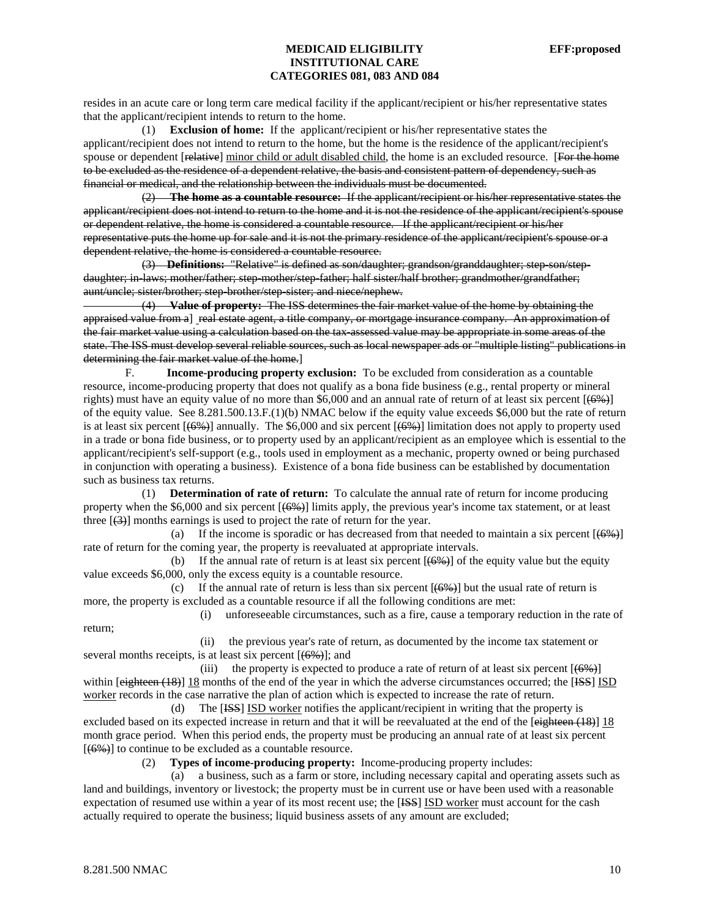resides in an acute care or long term care medical facility if the applicant/recipient or his/her representative states that the applicant/recipient intends to return to the home.

(1) **Exclusion of home:** If the applicant/recipient or his/her representative states the applicant/recipient does not intend to return to the home, but the home is the residence of the applicant/recipient's spouse or dependent [~~relative~~] minor child or adult disabled child, the home is an excluded resource. [~~For the home to be excluded as the residence of a dependent relative, the basis and consistent pattern of dependency, such as financial or medical, and the relationship between the individuals must be documented.~~

~~(2) **The home as a countable resource:** If the applicant/recipient or his/her representative states the applicant/recipient does not intend to return to the home and it is not the residence of the applicant/recipient's spouse or dependent relative, the home is considered a countable resource. If the applicant/recipient or his/her representative puts the home up for sale and it is not the primary residence of the applicant/recipient's spouse or a dependent relative, the home is considered a countable resource.~~

~~(3) **Definitions:** "Relative" is defined as son/daughter; grandson/granddaughter; step-son/step-daughter; in-laws; mother/father; step-mother/step-father; half sister/half brother; grandmother/grandfather; aunt/uncle; sister/brother; step-brother/step-sister; and niece/nephew.~~

~~(4) **Value of property:** The ISS determines the fair market value of the home by obtaining the appraised value from a~~] ~~real estate agent, a title company, or mortgage insurance company. An approximation of the fair market value using a calculation based on the tax-assessed value may be appropriate in some areas of the state. The ISS must develop several reliable sources, such as local newspaper ads or "multiple listing" publications in determining the fair market value of the home.~~]

F. **Income-producing property exclusion:** To be excluded from consideration as a countable resource, income-producing property that does not qualify as a bona fide business (e.g., rental property or mineral rights) must have an equity value of no more than $6,000 and an annual rate of return of at least six percent [~~(6%)~~] of the equity value. See 8.281.500.13.F.(1)(b) NMAC below if the equity value exceeds $6,000 but the rate of return is at least six percent [~~(6%)~~] annually. The $6,000 and six percent [~~(6%)~~] limitation does not apply to property used in a trade or bona fide business, or to property used by an applicant/recipient as an employee which is essential to the applicant/recipient's self-support (e.g., tools used in employment as a mechanic, property owned or being purchased in conjunction with operating a business). Existence of a bona fide business can be established by documentation such as business tax returns.

(1) **Determination of rate of return:** To calculate the annual rate of return for income producing property when the $6,000 and six percent [~~(6%)~~] limits apply, the previous year's income tax statement, or at least three [~~(3)~~] months earnings is used to project the rate of return for the year.

(a) If the income is sporadic or has decreased from that needed to maintain a six percent [~~(6%)~~] rate of return for the coming year, the property is reevaluated at appropriate intervals.

(b) If the annual rate of return is at least six percent [~~(6%)~~] of the equity value but the equity value exceeds $6,000, only the excess equity is a countable resource.

(c) If the annual rate of return is less than six percent [~~(6%)~~] but the usual rate of return is more, the property is excluded as a countable resource if all the following conditions are met:

(i) unforeseeable circumstances, such as a fire, cause a temporary reduction in the rate of return;

(ii) the previous year's rate of return, as documented by the income tax statement or several months receipts, is at least six percent [~~(6%)~~]; and

(iii) the property is expected to produce a rate of return of at least six percent [~~(6%)~~] within [~~eighteen (18)~~] 18 months of the end of the year in which the adverse circumstances occurred; the [~~ISS~~] ISD worker records in the case narrative the plan of action which is expected to increase the rate of return.

(d) The [~~ISS~~] ISD worker notifies the applicant/recipient in writing that the property is excluded based on its expected increase in return and that it will be reevaluated at the end of the [~~eighteen (18)~~] 18 month grace period. When this period ends, the property must be producing an annual rate of at least six percent [~~(6%)~~] to continue to be excluded as a countable resource.

(2) **Types of income-producing property:** Income-producing property includes:

(a) a business, such as a farm or store, including necessary capital and operating assets such as land and buildings, inventory or livestock; the property must be in current use or have been used with a reasonable expectation of resumed use within a year of its most recent use; the [~~ISS~~] ISD worker must account for the cash actually required to operate the business; liquid business assets of any amount are excluded;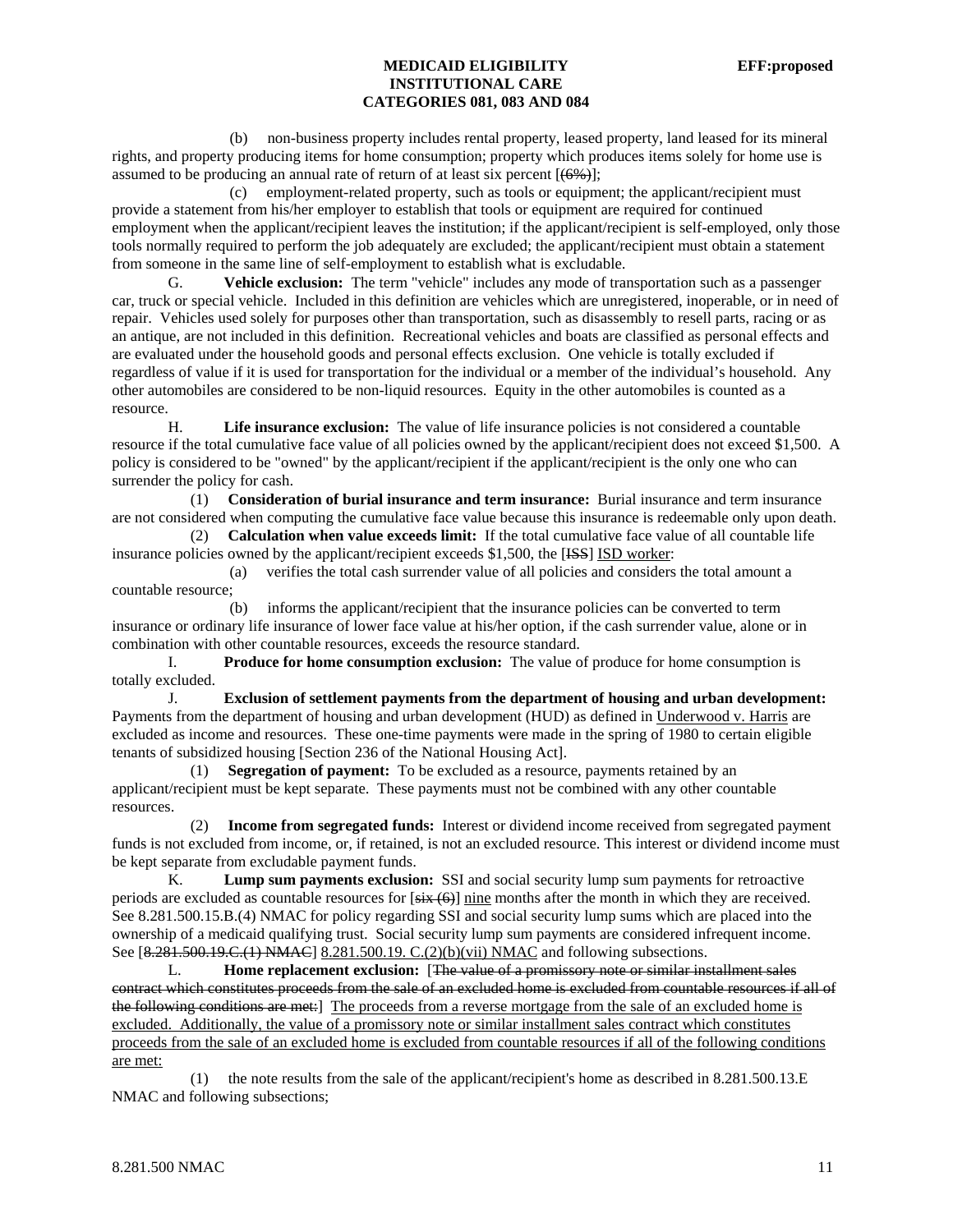(b) non-business property includes rental property, leased property, land leased for its mineral rights, and property producing items for home consumption; property which produces items solely for home use is assumed to be producing an annual rate of return of at least six percent [~~(6%)~~];

(c) employment-related property, such as tools or equipment; the applicant/recipient must provide a statement from his/her employer to establish that tools or equipment are required for continued employment when the applicant/recipient leaves the institution; if the applicant/recipient is self-employed, only those tools normally required to perform the job adequately are excluded; the applicant/recipient must obtain a statement from someone in the same line of self-employment to establish what is excludable.

G. **Vehicle exclusion:** The term "vehicle" includes any mode of transportation such as a passenger car, truck or special vehicle. Included in this definition are vehicles which are unregistered, inoperable, or in need of repair. Vehicles used solely for purposes other than transportation, such as disassembly to resell parts, racing or as an antique, are not included in this definition. Recreational vehicles and boats are classified as personal effects and are evaluated under the household goods and personal effects exclusion. One vehicle is totally excluded if regardless of value if it is used for transportation for the individual or a member of the individual's household. Any other automobiles are considered to be non-liquid resources. Equity in the other automobiles is counted as a resource.

H. **Life insurance exclusion:** The value of life insurance policies is not considered a countable resource if the total cumulative face value of all policies owned by the applicant/recipient does not exceed $1,500. A policy is considered to be "owned" by the applicant/recipient if the applicant/recipient is the only one who can surrender the policy for cash.

(1) **Consideration of burial insurance and term insurance:** Burial insurance and term insurance are not considered when computing the cumulative face value because this insurance is redeemable only upon death.

(2) **Calculation when value exceeds limit:** If the total cumulative face value of all countable life insurance policies owned by the applicant/recipient exceeds $1,500, the [~~ISS~~] <u>ISD worker</u>:

(a) verifies the total cash surrender value of all policies and considers the total amount a countable resource;

(b) informs the applicant/recipient that the insurance policies can be converted to term insurance or ordinary life insurance of lower face value at his/her option, if the cash surrender value, alone or in combination with other countable resources, exceeds the resource standard.

I. **Produce for home consumption exclusion:** The value of produce for home consumption is totally excluded.

J. **Exclusion of settlement payments from the department of housing and urban development:** Payments from the department of housing and urban development (HUD) as defined in <u>Underwood v. Harris</u> are excluded as income and resources. These one-time payments were made in the spring of 1980 to certain eligible tenants of subsidized housing [Section 236 of the National Housing Act].

(1) **Segregation of payment:** To be excluded as a resource, payments retained by an applicant/recipient must be kept separate. These payments must not be combined with any other countable resources.

(2) **Income from segregated funds:** Interest or dividend income received from segregated payment funds is not excluded from income, or, if retained, is not an excluded resource. This interest or dividend income must be kept separate from excludable payment funds.

K. **Lump sum payments exclusion:** SSI and social security lump sum payments for retroactive periods are excluded as countable resources for [~~six (6)~~] <u>nine</u> months after the month in which they are received. See 8.281.500.15.B.(4) NMAC for policy regarding SSI and social security lump sums which are placed into the ownership of a medicaid qualifying trust. Social security lump sum payments are considered infrequent income. See [~~8.281.500.19.C.(1) NMAC~~] <u>8.281.500.19. C.(2)(b)(vii) NMAC</u> and following subsections.

L. **Home replacement exclusion:** [~~The value of a promissory note or similar installment sales contract which constitutes proceeds from the sale of an excluded home is excluded from countable resources if all of the following conditions are met:~~] <u>The proceeds from a reverse mortgage from the sale of an excluded home is excluded. Additionally, the value of a promissory note or similar installment sales contract which constitutes proceeds from the sale of an excluded home is excluded from countable resources if all of the following conditions are met:</u>

(1) the note results from the sale of the applicant/recipient's home as described in 8.281.500.13.E NMAC and following subsections;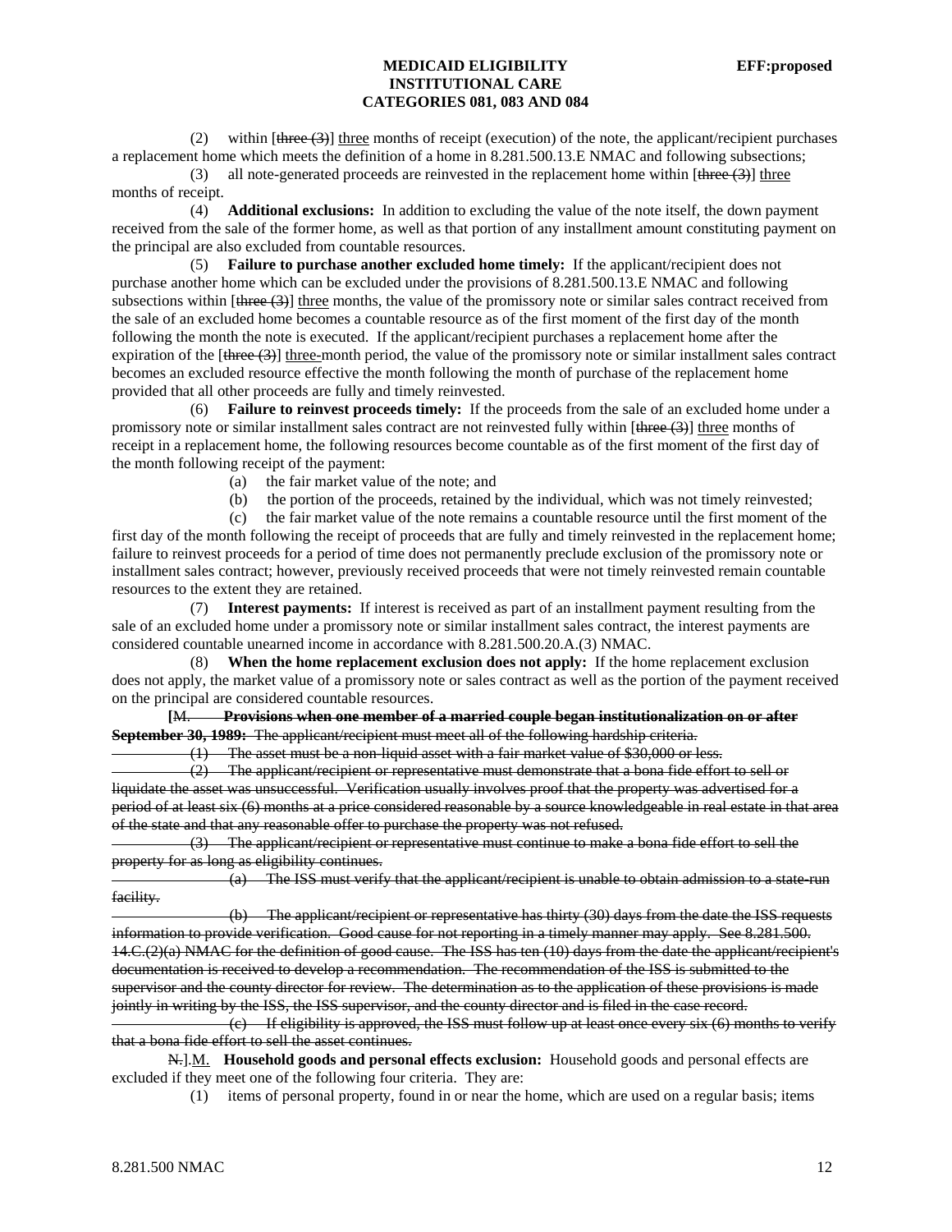(2) within [~~three (3)~~] three months of receipt (execution) of the note, the applicant/recipient purchases a replacement home which meets the definition of a home in 8.281.500.13.E NMAC and following subsections;

(3) all note-generated proceeds are reinvested in the replacement home within [~~three (3)~~] three months of receipt.

(4) **Additional exclusions:** In addition to excluding the value of the note itself, the down payment received from the sale of the former home, as well as that portion of any installment amount constituting payment on the principal are also excluded from countable resources.

(5) **Failure to purchase another excluded home timely:** If the applicant/recipient does not purchase another home which can be excluded under the provisions of 8.281.500.13.E NMAC and following subsections within [~~three (3)~~] three months, the value of the promissory note or similar sales contract received from the sale of an excluded home becomes a countable resource as of the first moment of the first day of the month following the month the note is executed. If the applicant/recipient purchases a replacement home after the expiration of the [~~three (3)~~] three-month period, the value of the promissory note or similar installment sales contract becomes an excluded resource effective the month following the month of purchase of the replacement home provided that all other proceeds are fully and timely reinvested.

(6) **Failure to reinvest proceeds timely:** If the proceeds from the sale of an excluded home under a promissory note or similar installment sales contract are not reinvested fully within [~~three (3)~~] three months of receipt in a replacement home, the following resources become countable as of the first moment of the first day of the month following receipt of the payment:

(a) the fair market value of the note; and

(b) the portion of the proceeds, retained by the individual, which was not timely reinvested;

(c) the fair market value of the note remains a countable resource until the first moment of the first day of the month following the receipt of proceeds that are fully and timely reinvested in the replacement home; failure to reinvest proceeds for a period of time does not permanently preclude exclusion of the promissory note or installment sales contract; however, previously received proceeds that were not timely reinvested remain countable resources to the extent they are retained.

(7) **Interest payments:** If interest is received as part of an installment payment resulting from the sale of an excluded home under a promissory note or similar installment sales contract, the interest payments are considered countable unearned income in accordance with 8.281.500.20.A.(3) NMAC.

(8) **When the home replacement exclusion does not apply:** If the home replacement exclusion does not apply, the market value of a promissory note or sales contract as well as the portion of the payment received on the principal are considered countable resources.

**[**~~M.~~ ~~**Provisions when one member of a married couple began institutionalization on or after September 30, 1989:**~~ ~~The applicant/recipient must meet all of the following hardship criteria.~~

~~(1) The asset must be a non-liquid asset with a fair market value of $30,000 or less.~~

~~(2) The applicant/recipient or representative must demonstrate that a bona fide effort to sell or liquidate the asset was unsuccessful. Verification usually involves proof that the property was advertised for a period of at least six (6) months at a price considered reasonable by a source knowledgeable in real estate in that area of the state and that any reasonable offer to purchase the property was not refused.~~

~~(3) The applicant/recipient or representative must continue to make a bona fide effort to sell the property for as long as eligibility continues.~~

~~(a) The ISS must verify that the applicant/recipient is unable to obtain admission to a state-run facility.~~

~~(b) The applicant/recipient or representative has thirty (30) days from the date the ISS requests information to provide verification. Good cause for not reporting in a timely manner may apply. See 8.281.500.14.C.(2)(a) NMAC for the definition of good cause. The ISS has ten (10) days from the date the applicant/recipient's documentation is received to develop a recommendation. The recommendation of the ISS is submitted to the supervisor and the county director for review. The determination as to the application of these provisions is made jointly in writing by the ISS, the ISS supervisor, and the county director and is filed in the case record.~~

~~(c) If eligibility is approved, the ISS must follow up at least once every six (6) months to verify that a bona fide effort to sell the asset continues.~~

~~N.~~].M. **Household goods and personal effects exclusion:** Household goods and personal effects are excluded if they meet one of the following four criteria. They are:

(1) items of personal property, found in or near the home, which are used on a regular basis; items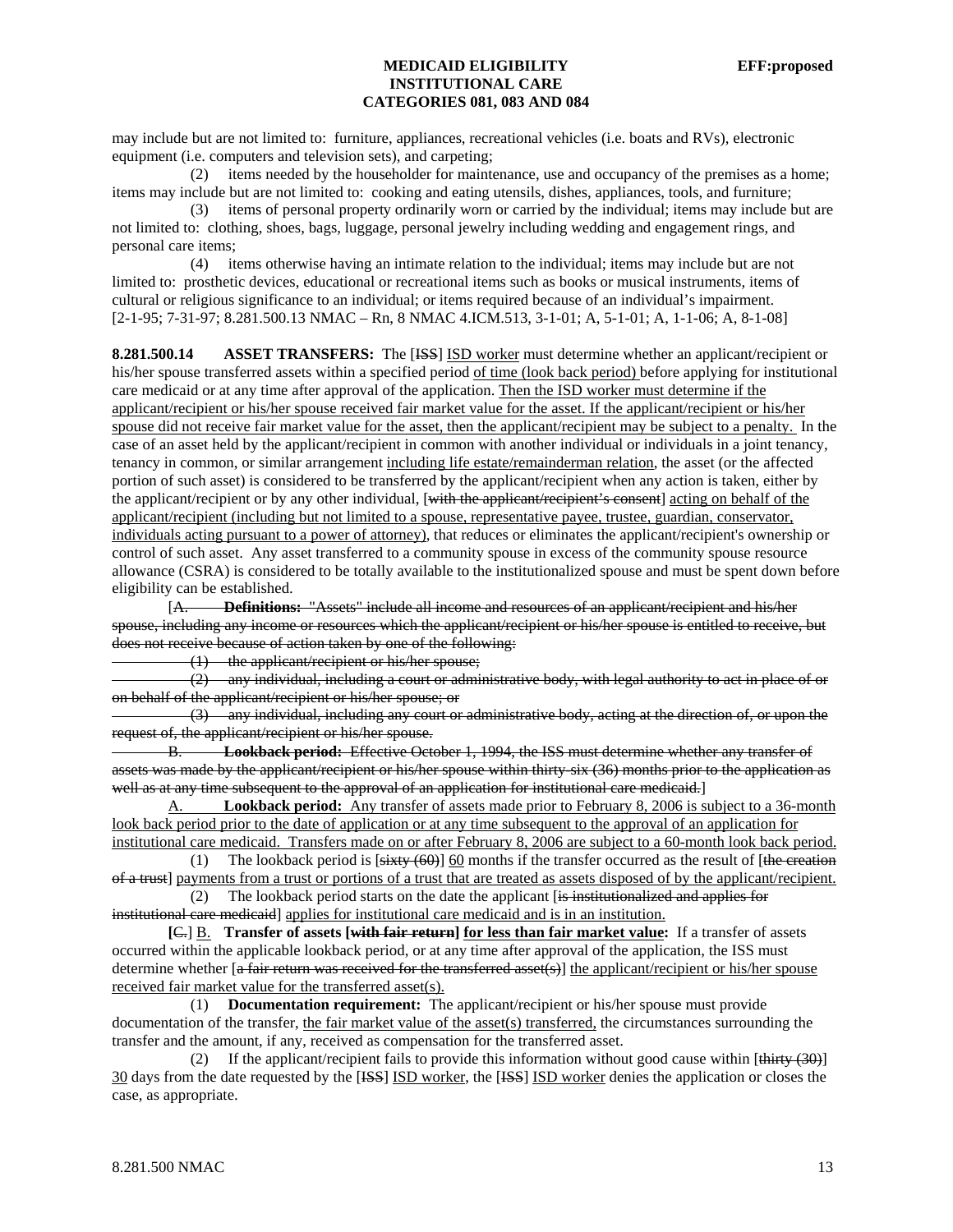may include but are not limited to: furniture, appliances, recreational vehicles (i.e. boats and RVs), electronic equipment (i.e. computers and television sets), and carpeting;

(2) items needed by the householder for maintenance, use and occupancy of the premises as a home; items may include but are not limited to: cooking and eating utensils, dishes, appliances, tools, and furniture;

(3) items of personal property ordinarily worn or carried by the individual; items may include but are not limited to: clothing, shoes, bags, luggage, personal jewelry including wedding and engagement rings, and personal care items;

(4) items otherwise having an intimate relation to the individual; items may include but are not limited to: prosthetic devices, educational or recreational items such as books or musical instruments, items of cultural or religious significance to an individual; or items required because of an individual's impairment.

[2-1-95; 7-31-97; 8.281.500.13 NMAC – Rn, 8 NMAC 4.ICM.513, 3-1-01; A, 5-1-01; A, 1-1-06; A, 8-1-08]

**8.281.500.14 ASSET TRANSFERS:** The [~~ISS~~] <u>ISD worker</u> must determine whether an applicant/recipient or his/her spouse transferred assets within a specified period <u>of time (look back period)</u> before applying for institutional care medicaid or at any time after approval of the application. <u>Then the ISD worker must determine if the applicant/recipient or his/her spouse received fair market value for the asset. If the applicant/recipient or his/her spouse did not receive fair market value for the asset, then the applicant/recipient may be subject to a penalty.</u> In the case of an asset held by the applicant/recipient in common with another individual or individuals in a joint tenancy, tenancy in common, or similar arrangement <u>including life estate/remainderman relation</u>, the asset (or the affected portion of such asset) is considered to be transferred by the applicant/recipient when any action is taken, either by the applicant/recipient or by any other individual, [~~with the applicant/recipient's consent~~] <u>acting on behalf of the applicant/recipient (including but not limited to a spouse, representative payee, trustee, guardian, conservator, individuals acting pursuant to a power of attorney)</u>, that reduces or eliminates the applicant/recipient's ownership or control of such asset. Any asset transferred to a community spouse in excess of the community spouse resource allowance (CSRA) is considered to be totally available to the institutionalized spouse and must be spent down before eligibility can be established.

[~~A. **Definitions:** "Assets" include all income and resources of an applicant/recipient and his/her spouse, including any income or resources which the applicant/recipient or his/her spouse is entitled to receive, but does not receive because of action taken by one of the following:~~

~~(1) the applicant/recipient or his/her spouse;~~

~~(2) any individual, including a court or administrative body, with legal authority to act in place of or on behalf of the applicant/recipient or his/her spouse; or~~

~~(3) any individual, including any court or administrative body, acting at the direction of, or upon the request of, the applicant/recipient or his/her spouse.~~

~~B. **Lookback period:** Effective October 1, 1994, the ISS must determine whether any transfer of assets was made by the applicant/recipient or his/her spouse within thirty-six (36) months prior to the application as well as at any time subsequent to the approval of an application for institutional care medicaid.~~]

<u>A. **Lookback period:** Any transfer of assets made prior to February 8, 2006 is subject to a 36-month look back period prior to the date of application or at any time subsequent to the approval of an application for institutional care medicaid. Transfers made on or after February 8, 2006 are subject to a 60-month look back period.</u>

(1) The lookback period is [~~sixty (60)~~] <u>60</u> months if the transfer occurred as the result of [~~the creation of a trust~~] <u>payments from a trust or portions of a trust that are treated as assets disposed of by the applicant/recipient.</u>

(2) The lookback period starts on the date the applicant [~~is institutionalized and applies for institutional care medicaid~~] <u>applies for institutional care medicaid and is in an institution.</u>

**[~~C.~~]** <u>B.</u> **Transfer of assets [~~with fair return~~] <u>for less than fair market value</u>:** If a transfer of assets occurred within the applicable lookback period, or at any time after approval of the application, the ISS must determine whether [~~a fair return was received for the transferred asset(s)~~] <u>the applicant/recipient or his/her spouse received fair market value for the transferred asset(s).</u>

(1) **Documentation requirement:** The applicant/recipient or his/her spouse must provide documentation of the transfer, <u>the fair market value of the asset(s) transferred,</u> the circumstances surrounding the transfer and the amount, if any, received as compensation for the transferred asset.

(2) If the applicant/recipient fails to provide this information without good cause within [~~thirty (30)~~] <u>30</u> days from the date requested by the [~~ISS~~] <u>ISD worker</u>, the [~~ISS~~] <u>ISD worker</u> denies the application or closes the case, as appropriate.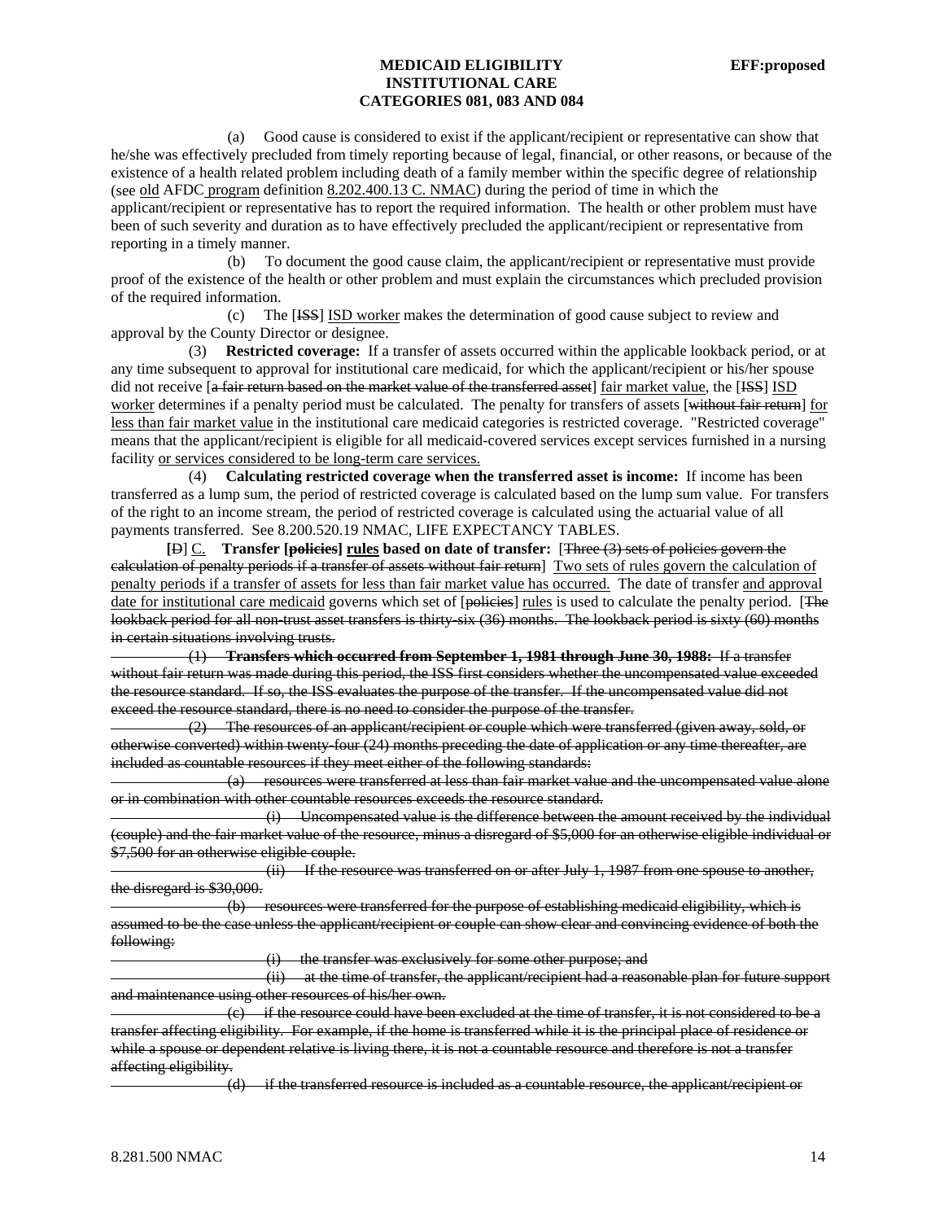(a) Good cause is considered to exist if the applicant/recipient or representative can show that he/she was effectively precluded from timely reporting because of legal, financial, or other reasons, or because of the existence of a health related problem including death of a family member within the specific degree of relationship (see <u>old</u> AFDC<u> program</u> definition <u>8.202.400.13 C. NMAC</u>) during the period of time in which the applicant/recipient or representative has to report the required information. The health or other problem must have been of such severity and duration as to have effectively precluded the applicant/recipient or representative from reporting in a timely manner.

(b) To document the good cause claim, the applicant/recipient or representative must provide proof of the existence of the health or other problem and must explain the circumstances which precluded provision of the required information.

(c) The [~~ISS~~] <u>ISD worker</u> makes the determination of good cause subject to review and approval by the County Director or designee.

(3) **Restricted coverage:** If a transfer of assets occurred within the applicable lookback period, or at any time subsequent to approval for institutional care medicaid, for which the applicant/recipient or his/her spouse did not receive [~~a fair return based on the market value of the transferred asset~~] <u>fair market value</u>, the [~~ISS~~] <u>ISD worker</u> determines if a penalty period must be calculated. The penalty for transfers of assets [~~without fair return~~] <u>for less than fair market value</u> in the institutional care medicaid categories is restricted coverage. "Restricted coverage" means that the applicant/recipient is eligible for all medicaid-covered services except services furnished in a nursing facility <u>or services considered to be long-term care services.</u>

(4) **Calculating restricted coverage when the transferred asset is income:** If income has been transferred as a lump sum, the period of restricted coverage is calculated based on the lump sum value. For transfers of the right to an income stream, the period of restricted coverage is calculated using the actuarial value of all payments transferred. See 8.200.520.19 NMAC, LIFE EXPECTANCY TABLES.

**[**~~D~~] <u>C.</u> **Transfer [~~policies~~] <u>rules</u> based on date of transfer:** [~~Three (3) sets of policies govern the calculation of penalty periods if a transfer of assets without fair return~~] <u>Two sets of rules govern the calculation of penalty periods if a transfer of assets for less than fair market value has occurred.</u> The date of transfer <u>and approval date for institutional care medicaid</u> governs which set of [~~policies~~] <u>rules</u> is used to calculate the penalty period. [~~The lookback period for all non-trust asset transfers is thirty-six (36) months. The lookback period is sixty (60) months in certain situations involving trusts.~~

~~(1) **Transfers which occurred from September 1, 1981 through June 30, 1988:** If a transfer without fair return was made during this period, the ISS first considers whether the uncompensated value exceeded the resource standard. If so, the ISS evaluates the purpose of the transfer. If the uncompensated value did not exceed the resource standard, there is no need to consider the purpose of the transfer.~~

~~(2) The resources of an applicant/recipient or couple which were transferred (given away, sold, or otherwise converted) within twenty-four (24) months preceding the date of application or any time thereafter, are included as countable resources if they meet either of the following standards:~~

~~(a) resources were transferred at less than fair market value and the uncompensated value alone or in combination with other countable resources exceeds the resource standard.~~

~~(i) Uncompensated value is the difference between the amount received by the individual (couple) and the fair market value of the resource, minus a disregard of $5,000 for an otherwise eligible individual or $7,500 for an otherwise eligible couple.~~

~~(ii) If the resource was transferred on or after July 1, 1987 from one spouse to another, the disregard is $30,000.~~

~~(b) resources were transferred for the purpose of establishing medicaid eligibility, which is assumed to be the case unless the applicant/recipient or couple can show clear and convincing evidence of both the following:~~

~~(i) the transfer was exclusively for some other purpose; and~~

~~(ii) at the time of transfer, the applicant/recipient had a reasonable plan for future support and maintenance using other resources of his/her own.~~

~~(c) if the resource could have been excluded at the time of transfer, it is not considered to be a transfer affecting eligibility. For example, if the home is transferred while it is the principal place of residence or while a spouse or dependent relative is living there, it is not a countable resource and therefore is not a transfer affecting eligibility.~~

~~(d) if the transferred resource is included as a countable resource, the applicant/recipient or~~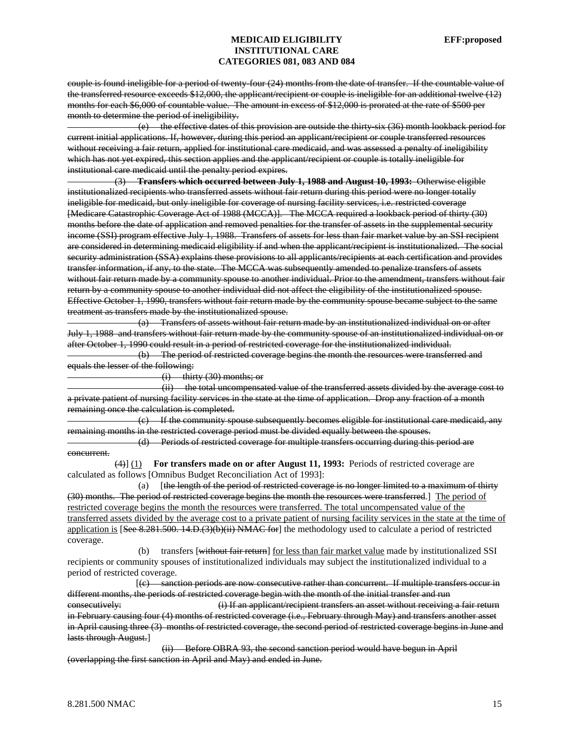~~couple is found ineligible for a period of twenty-four (24) months from the date of transfer. If the countable value of the transferred resource exceeds $12,000, the applicant/recipient or couple is ineligible for an additional twelve (12) months for each $6,000 of countable value. The amount in excess of $12,000 is prorated at the rate of $500 per month to determine the period of ineligibility.~~

~~(e) the effective dates of this provision are outside the thirty-six (36) month lookback period for current initial applications. If, however, during this period an applicant/recipient or couple transferred resources without receiving a fair return, applied for institutional care medicaid, and was assessed a penalty of ineligibility which has not yet expired, this section applies and the applicant/recipient or couple is totally ineligible for institutional care medicaid until the penalty period expires.~~

~~(3) **Transfers which occurred between July 1, 1988 and August 10, 1993:** Otherwise eligible institutionalized recipients who transferred assets without fair return during this period were no longer totally ineligible for medicaid, but only ineligible for coverage of nursing facility services, i.e. restricted coverage [Medicare Catastrophic Coverage Act of 1988 (MCCA)]. The MCCA required a lookback period of thirty (30) months before the date of application and removed penalties for the transfer of assets in the supplemental security income (SSI) program effective July 1, 1988. Transfers of assets for less than fair market value by an SSI recipient are considered in determining medicaid eligibility if and when the applicant/recipient is institutionalized. The social security administration (SSA) explains these provisions to all applicants/recipients at each certification and provides transfer information, if any, to the state. The MCCA was subsequently amended to penalize transfers of assets without fair return made by a community spouse to another individual. Prior to the amendment, transfers without fair return by a community spouse to another individual did not affect the eligibility of the institutionalized spouse. Effective October 1, 1990, transfers without fair return made by the community spouse became subject to the same treatment as transfers made by the institutionalized spouse.~~

~~(a) Transfers of assets without fair return made by an institutionalized individual on or after July 1, 1988 and transfers without fair return made by the community spouse of an institutionalized individual on or after October 1, 1990 could result in a period of restricted coverage for the institutionalized individual.~~

~~(b) The period of restricted coverage begins the month the resources were transferred and equals the lesser of the following:~~

~~(i) thirty (30) months; or~~

~~(ii) the total uncompensated value of the transferred assets divided by the average cost to a private patient of nursing facility services in the state at the time of application. Drop any fraction of a month remaining once the calculation is completed.~~

~~(c) If the community spouse subsequently becomes eligible for institutional care medicaid, any remaining months in the restricted coverage period must be divided equally between the spouses.~~

~~(d) Periods of restricted coverage for multiple transfers occurring during this period are concurrent.~~

[~~(4)~~] <u>(1)</u> **For transfers made on or after August 11, 1993:** Periods of restricted coverage are calculated as follows [Omnibus Budget Reconciliation Act of 1993]:

(a) [~~the length of the period of restricted coverage is no longer limited to a maximum of thirty (30) months. The period of restricted coverage begins the month the resources were transferred.~~] <u>The period of restricted coverage begins the month the resources were transferred. The total uncompensated value of the transferred assets divided by the average cost to a private patient of nursing facility services in the state at the time of application is</u> [~~See 8.281.500. 14.D.(3)(b)(ii) NMAC for~~] the methodology used to calculate a period of restricted coverage.

(b) transfers [~~without fair return~~] <u>for less than fair market value</u> made by institutionalized SSI recipients or community spouses of institutionalized individuals may subject the institutionalized individual to a period of restricted coverage.

[~~(c) sanction periods are now consecutive rather than concurrent. If multiple transfers occur in different months, the periods of restricted coverage begin with the month of the initial transfer and run consecutively:~~ ~~(i) If an applicant/recipient transfers an asset without receiving a fair return in February causing four (4) months of restricted coverage (i.e., February through May) and transfers another asset in April causing three (3) months of restricted coverage, the second period of restricted coverage begins in June and lasts through August.~~]

~~(ii) Before OBRA 93, the second sanction period would have begun in April (overlapping the first sanction in April and May) and ended in June.~~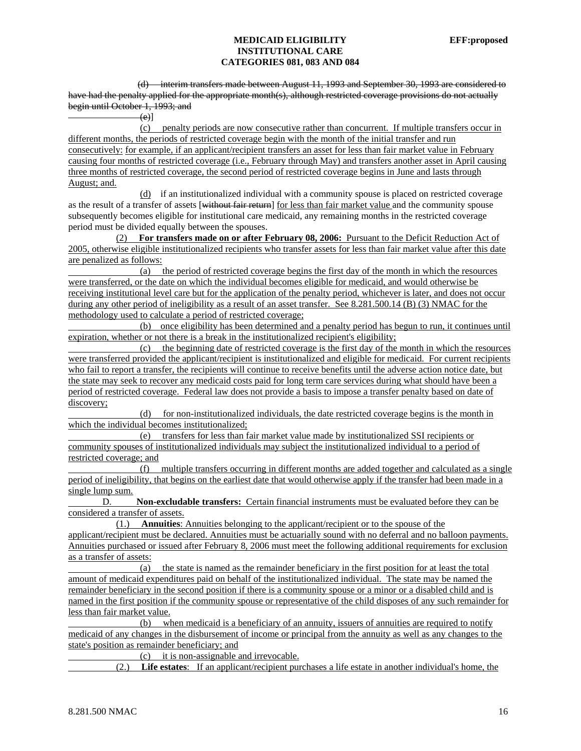(d) interim transfers made between August 11, 1993 and September 30, 1993 are considered to have had the penalty applied for the appropriate month(s), although restricted coverage provisions do not actually begin until October 1, 1993; and

(e)]

(c) penalty periods are now consecutive rather than concurrent. If multiple transfers occur in different months, the periods of restricted coverage begin with the month of the initial transfer and run consecutively: for example, if an applicant/recipient transfers an asset for less than fair market value in February causing four months of restricted coverage (i.e., February through May) and transfers another asset in April causing three months of restricted coverage, the second period of restricted coverage begins in June and lasts through August; and.

(d) if an institutionalized individual with a community spouse is placed on restricted coverage as the result of a transfer of assets [without fair return] for less than fair market value and the community spouse subsequently becomes eligible for institutional care medicaid, any remaining months in the restricted coverage period must be divided equally between the spouses.

(2) **For transfers made on or after February 08, 2006:** Pursuant to the Deficit Reduction Act of 2005, otherwise eligible institutionalized recipients who transfer assets for less than fair market value after this date are penalized as follows:

(a) the period of restricted coverage begins the first day of the month in which the resources were transferred, or the date on which the individual becomes eligible for medicaid, and would otherwise be receiving institutional level care but for the application of the penalty period, whichever is later, and does not occur during any other period of ineligibility as a result of an asset transfer. See 8.281.500.14 (B) (3) NMAC for the methodology used to calculate a period of restricted coverage;

(b) once eligibility has been determined and a penalty period has begun to run, it continues until expiration, whether or not there is a break in the institutionalized recipient's eligibility;

(c) the beginning date of restricted coverage is the first day of the month in which the resources were transferred provided the applicant/recipient is institutionalized and eligible for medicaid. For current recipients who fail to report a transfer, the recipients will continue to receive benefits until the adverse action notice date, but the state may seek to recover any medicaid costs paid for long term care services during what should have been a period of restricted coverage. Federal law does not provide a basis to impose a transfer penalty based on date of discovery;

(d) for non-institutionalized individuals, the date restricted coverage begins is the month in which the individual becomes institutionalized;

(e) transfers for less than fair market value made by institutionalized SSI recipients or community spouses of institutionalized individuals may subject the institutionalized individual to a period of restricted coverage; and

(f) multiple transfers occurring in different months are added together and calculated as a single period of ineligibility, that begins on the earliest date that would otherwise apply if the transfer had been made in a single lump sum.

D. **Non-excludable transfers:** Certain financial instruments must be evaluated before they can be considered a transfer of assets.

(1.) **Annuities**: Annuities belonging to the applicant/recipient or to the spouse of the applicant/recipient must be declared. Annuities must be actuarially sound with no deferral and no balloon payments. Annuities purchased or issued after February 8, 2006 must meet the following additional requirements for exclusion as a transfer of assets:

(a) the state is named as the remainder beneficiary in the first position for at least the total amount of medicaid expenditures paid on behalf of the institutionalized individual. The state may be named the remainder beneficiary in the second position if there is a community spouse or a minor or a disabled child and is named in the first position if the community spouse or representative of the child disposes of any such remainder for less than fair market value.

(b) when medicaid is a beneficiary of an annuity, issuers of annuities are required to notify medicaid of any changes in the disbursement of income or principal from the annuity as well as any changes to the state's position as remainder beneficiary; and

(c) it is non-assignable and irrevocable.

(2.) **Life estates**: If an applicant/recipient purchases a life estate in another individual's home, the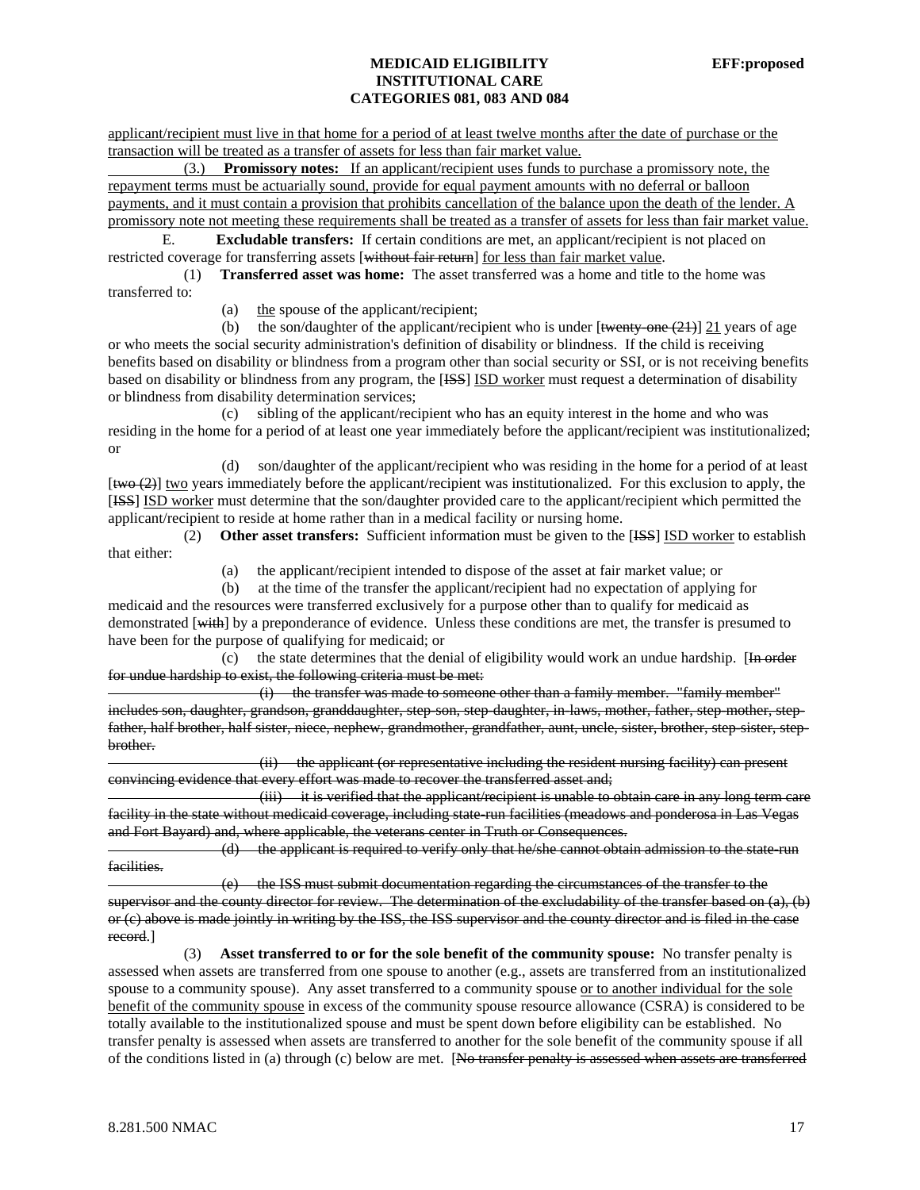applicant/recipient must live in that home for a period of at least twelve months after the date of purchase or the transaction will be treated as a transfer of assets for less than fair market value.

(3.) **Promissory notes:** If an applicant/recipient uses funds to purchase a promissory note, the repayment terms must be actuarially sound, provide for equal payment amounts with no deferral or balloon payments, and it must contain a provision that prohibits cancellation of the balance upon the death of the lender. A promissory note not meeting these requirements shall be treated as a transfer of assets for less than fair market value.

E. **Excludable transfers:** If certain conditions are met, an applicant/recipient is not placed on restricted coverage for transferring assets [~~without fair return~~] for less than fair market value.

(1) **Transferred asset was home:** The asset transferred was a home and title to the home was transferred to:

(a) the spouse of the applicant/recipient;

(b) the son/daughter of the applicant/recipient who is under [~~twenty-one (21)~~] 21 years of age or who meets the social security administration's definition of disability or blindness. If the child is receiving benefits based on disability or blindness from a program other than social security or SSI, or is not receiving benefits based on disability or blindness from any program, the [~~ISS~~] ISD worker must request a determination of disability or blindness from disability determination services;

(c) sibling of the applicant/recipient who has an equity interest in the home and who was residing in the home for a period of at least one year immediately before the applicant/recipient was institutionalized; or

(d) son/daughter of the applicant/recipient who was residing in the home for a period of at least [~~two (2)~~] two years immediately before the applicant/recipient was institutionalized. For this exclusion to apply, the [~~ISS~~] ISD worker must determine that the son/daughter provided care to the applicant/recipient which permitted the applicant/recipient to reside at home rather than in a medical facility or nursing home.

(2) **Other asset transfers:** Sufficient information must be given to the [~~ISS~~] ISD worker to establish that either:

(a) the applicant/recipient intended to dispose of the asset at fair market value; or

(b) at the time of the transfer the applicant/recipient had no expectation of applying for medicaid and the resources were transferred exclusively for a purpose other than to qualify for medicaid as demonstrated [~~with~~] by a preponderance of evidence. Unless these conditions are met, the transfer is presumed to have been for the purpose of qualifying for medicaid; or

(c) the state determines that the denial of eligibility would work an undue hardship. [~~In order for undue hardship to exist, the following criteria must be met:~~

~~(i) the transfer was made to someone other than a family member. "family member" includes son, daughter, grandson, granddaughter, step-son, step-daughter, in-laws, mother, father, step-mother, step-father, half brother, half sister, niece, nephew, grandmother, grandfather, aunt, uncle, sister, brother, step-sister, step-brother.~~

~~(ii) the applicant (or representative including the resident nursing facility) can present convincing evidence that every effort was made to recover the transferred asset and;~~

~~(iii) it is verified that the applicant/recipient is unable to obtain care in any long term care facility in the state without medicaid coverage, including state-run facilities (meadows and ponderosa in Las Vegas and Fort Bayard) and, where applicable, the veterans center in Truth or Consequences.~~

~~(d) the applicant is required to verify only that he/she cannot obtain admission to the state-run facilities.~~

~~(e) the ISS must submit documentation regarding the circumstances of the transfer to the supervisor and the county director for review. The determination of the excludability of the transfer based on (a), (b) or (c) above is made jointly in writing by the ISS, the ISS supervisor and the county director and is filed in the case record.~~]

(3) **Asset transferred to or for the sole benefit of the community spouse:** No transfer penalty is assessed when assets are transferred from one spouse to another (e.g., assets are transferred from an institutionalized spouse to a community spouse). Any asset transferred to a community spouse or to another individual for the sole benefit of the community spouse in excess of the community spouse resource allowance (CSRA) is considered to be totally available to the institutionalized spouse and must be spent down before eligibility can be established. No transfer penalty is assessed when assets are transferred to another for the sole benefit of the community spouse if all of the conditions listed in (a) through (c) below are met. [~~No transfer penalty is assessed when assets are transferred~~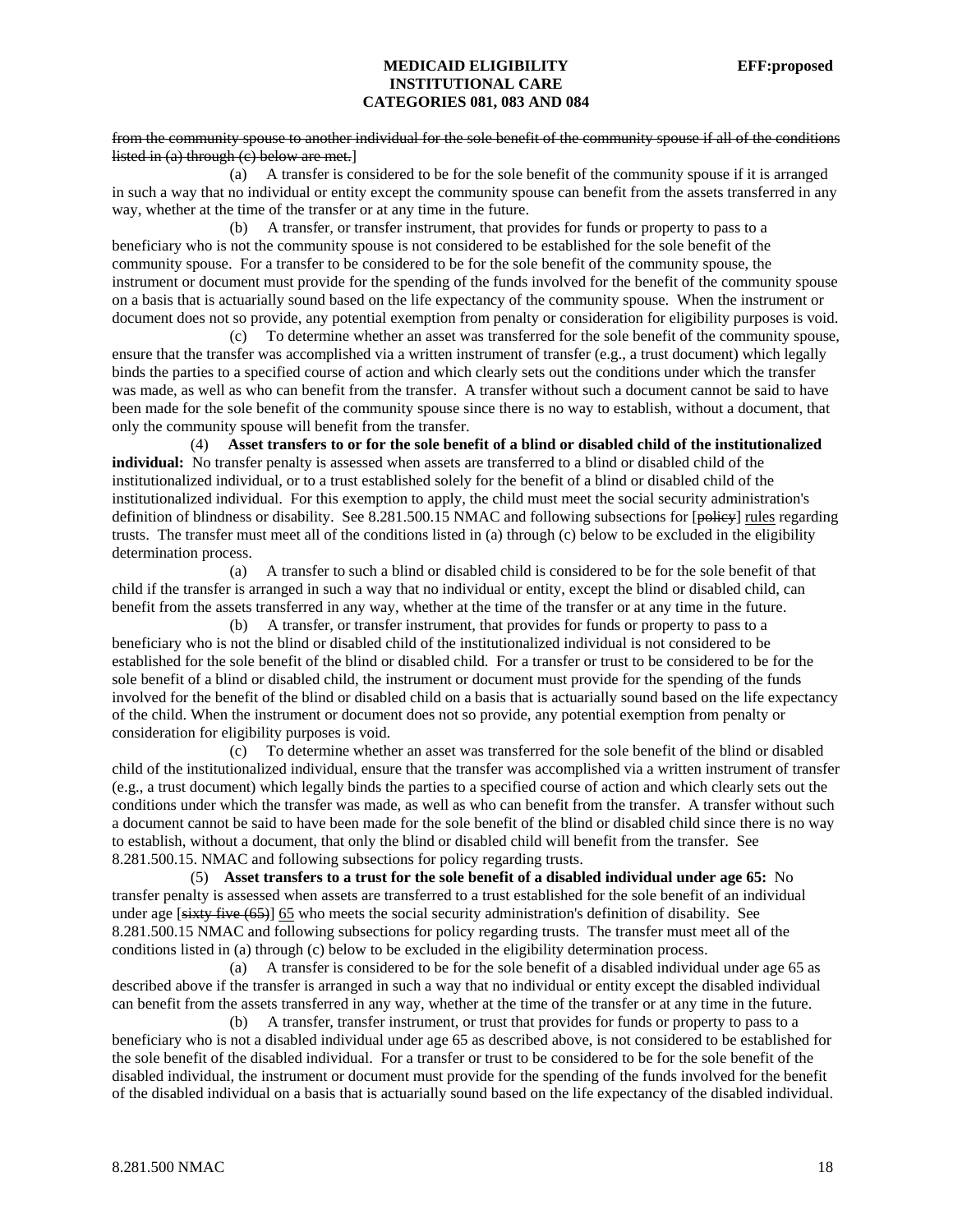~~from the community spouse to another individual for the sole benefit of the community spouse if all of the conditions listed in (a) through (c) below are met.~~]

(a) A transfer is considered to be for the sole benefit of the community spouse if it is arranged in such a way that no individual or entity except the community spouse can benefit from the assets transferred in any way, whether at the time of the transfer or at any time in the future.

(b) A transfer, or transfer instrument, that provides for funds or property to pass to a beneficiary who is not the community spouse is not considered to be established for the sole benefit of the community spouse. For a transfer to be considered to be for the sole benefit of the community spouse, the instrument or document must provide for the spending of the funds involved for the benefit of the community spouse on a basis that is actuarially sound based on the life expectancy of the community spouse. When the instrument or document does not so provide, any potential exemption from penalty or consideration for eligibility purposes is void.

(c) To determine whether an asset was transferred for the sole benefit of the community spouse, ensure that the transfer was accomplished via a written instrument of transfer (e.g., a trust document) which legally binds the parties to a specified course of action and which clearly sets out the conditions under which the transfer was made, as well as who can benefit from the transfer. A transfer without such a document cannot be said to have been made for the sole benefit of the community spouse since there is no way to establish, without a document, that only the community spouse will benefit from the transfer.

(4) **Asset transfers to or for the sole benefit of a blind or disabled child of the institutionalized individual:** No transfer penalty is assessed when assets are transferred to a blind or disabled child of the institutionalized individual, or to a trust established solely for the benefit of a blind or disabled child of the institutionalized individual. For this exemption to apply, the child must meet the social security administration's definition of blindness or disability. See 8.281.500.15 NMAC and following subsections for [~~policy~~] <u>rules</u> regarding trusts. The transfer must meet all of the conditions listed in (a) through (c) below to be excluded in the eligibility determination process.

(a) A transfer to such a blind or disabled child is considered to be for the sole benefit of that child if the transfer is arranged in such a way that no individual or entity, except the blind or disabled child, can benefit from the assets transferred in any way, whether at the time of the transfer or at any time in the future.

(b) A transfer, or transfer instrument, that provides for funds or property to pass to a beneficiary who is not the blind or disabled child of the institutionalized individual is not considered to be established for the sole benefit of the blind or disabled child. For a transfer or trust to be considered to be for the sole benefit of a blind or disabled child, the instrument or document must provide for the spending of the funds involved for the benefit of the blind or disabled child on a basis that is actuarially sound based on the life expectancy of the child. When the instrument or document does not so provide, any potential exemption from penalty or consideration for eligibility purposes is void.

(c) To determine whether an asset was transferred for the sole benefit of the blind or disabled child of the institutionalized individual, ensure that the transfer was accomplished via a written instrument of transfer (e.g., a trust document) which legally binds the parties to a specified course of action and which clearly sets out the conditions under which the transfer was made, as well as who can benefit from the transfer. A transfer without such a document cannot be said to have been made for the sole benefit of the blind or disabled child since there is no way to establish, without a document, that only the blind or disabled child will benefit from the transfer. See 8.281.500.15. NMAC and following subsections for policy regarding trusts.

(5) **Asset transfers to a trust for the sole benefit of a disabled individual under age 65:** No transfer penalty is assessed when assets are transferred to a trust established for the sole benefit of an individual under age [~~sixty five (65)~~] <u>65</u> who meets the social security administration's definition of disability. See 8.281.500.15 NMAC and following subsections for policy regarding trusts. The transfer must meet all of the conditions listed in (a) through (c) below to be excluded in the eligibility determination process.

(a) A transfer is considered to be for the sole benefit of a disabled individual under age 65 as described above if the transfer is arranged in such a way that no individual or entity except the disabled individual can benefit from the assets transferred in any way, whether at the time of the transfer or at any time in the future.

(b) A transfer, transfer instrument, or trust that provides for funds or property to pass to a beneficiary who is not a disabled individual under age 65 as described above, is not considered to be established for the sole benefit of the disabled individual. For a transfer or trust to be considered to be for the sole benefit of the disabled individual, the instrument or document must provide for the spending of the funds involved for the benefit of the disabled individual on a basis that is actuarially sound based on the life expectancy of the disabled individual.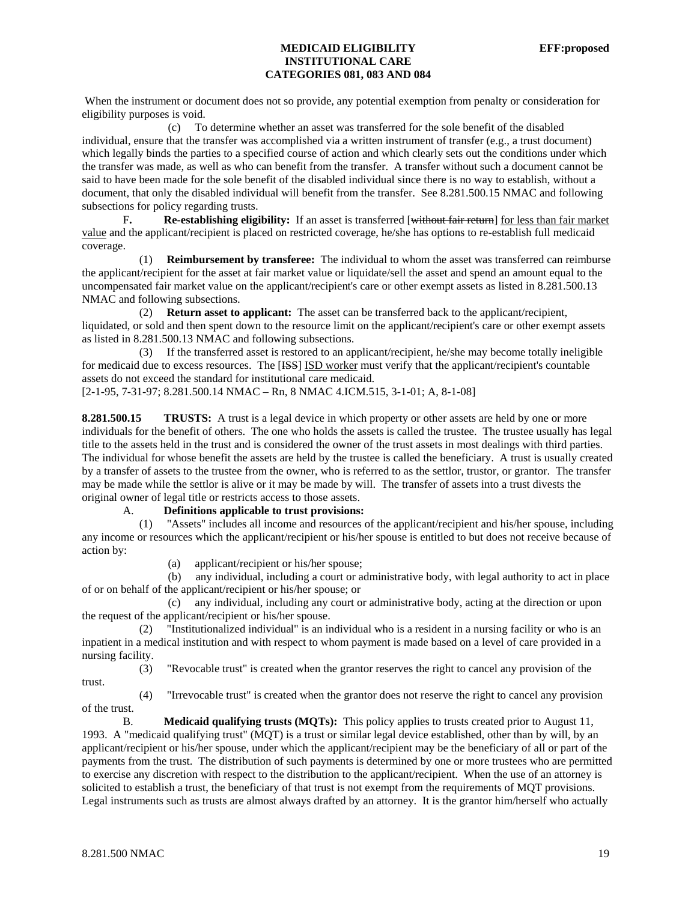When the instrument or document does not so provide, any potential exemption from penalty or consideration for eligibility purposes is void.

(c) To determine whether an asset was transferred for the sole benefit of the disabled individual, ensure that the transfer was accomplished via a written instrument of transfer (e.g., a trust document) which legally binds the parties to a specified course of action and which clearly sets out the conditions under which the transfer was made, as well as who can benefit from the transfer. A transfer without such a document cannot be said to have been made for the sole benefit of the disabled individual since there is no way to establish, without a document, that only the disabled individual will benefit from the transfer. See 8.281.500.15 NMAC and following subsections for policy regarding trusts.

F. **Re-establishing eligibility:** If an asset is transferred [~~without fair return~~] <u>for less than fair market value</u> and the applicant/recipient is placed on restricted coverage, he/she has options to re-establish full medicaid coverage.

(1) **Reimbursement by transferee:** The individual to whom the asset was transferred can reimburse the applicant/recipient for the asset at fair market value or liquidate/sell the asset and spend an amount equal to the uncompensated fair market value on the applicant/recipient's care or other exempt assets as listed in 8.281.500.13 NMAC and following subsections.

(2) **Return asset to applicant:** The asset can be transferred back to the applicant/recipient, liquidated, or sold and then spent down to the resource limit on the applicant/recipient's care or other exempt assets as listed in 8.281.500.13 NMAC and following subsections.

(3) If the transferred asset is restored to an applicant/recipient, he/she may become totally ineligible for medicaid due to excess resources. The [~~ISS~~] <u>ISD worker</u> must verify that the applicant/recipient's countable assets do not exceed the standard for institutional care medicaid.

[2-1-95, 7-31-97; 8.281.500.14 NMAC – Rn, 8 NMAC 4.ICM.515, 3-1-01; A, 8-1-08]

**8.281.500.15 TRUSTS:** A trust is a legal device in which property or other assets are held by one or more individuals for the benefit of others. The one who holds the assets is called the trustee. The trustee usually has legal title to the assets held in the trust and is considered the owner of the trust assets in most dealings with third parties. The individual for whose benefit the assets are held by the trustee is called the beneficiary. A trust is usually created by a transfer of assets to the trustee from the owner, who is referred to as the settlor, trustor, or grantor. The transfer may be made while the settlor is alive or it may be made by will. The transfer of assets into a trust divests the original owner of legal title or restricts access to those assets.

A. **Definitions applicable to trust provisions:**

(1) "Assets" includes all income and resources of the applicant/recipient and his/her spouse, including any income or resources which the applicant/recipient or his/her spouse is entitled to but does not receive because of action by:

(a) applicant/recipient or his/her spouse;

(b) any individual, including a court or administrative body, with legal authority to act in place of or on behalf of the applicant/recipient or his/her spouse; or

(c) any individual, including any court or administrative body, acting at the direction or upon the request of the applicant/recipient or his/her spouse.

(2) "Institutionalized individual" is an individual who is a resident in a nursing facility or who is an inpatient in a medical institution and with respect to whom payment is made based on a level of care provided in a nursing facility.

(3) "Revocable trust" is created when the grantor reserves the right to cancel any provision of the trust.

(4) "Irrevocable trust" is created when the grantor does not reserve the right to cancel any provision of the trust.

B. **Medicaid qualifying trusts (MQTs):** This policy applies to trusts created prior to August 11, 1993. A "medicaid qualifying trust" (MQT) is a trust or similar legal device established, other than by will, by an applicant/recipient or his/her spouse, under which the applicant/recipient may be the beneficiary of all or part of the payments from the trust. The distribution of such payments is determined by one or more trustees who are permitted to exercise any discretion with respect to the distribution to the applicant/recipient. When the use of an attorney is solicited to establish a trust, the beneficiary of that trust is not exempt from the requirements of MQT provisions. Legal instruments such as trusts are almost always drafted by an attorney. It is the grantor him/herself who actually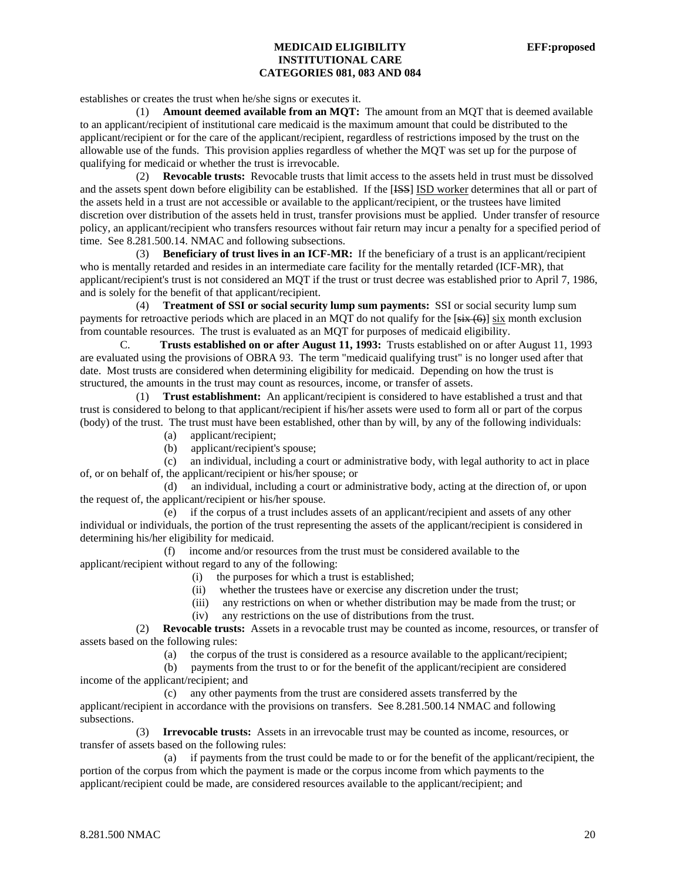establishes or creates the trust when he/she signs or executes it.

(1) **Amount deemed available from an MQT:** The amount from an MQT that is deemed available to an applicant/recipient of institutional care medicaid is the maximum amount that could be distributed to the applicant/recipient or for the care of the applicant/recipient, regardless of restrictions imposed by the trust on the allowable use of the funds. This provision applies regardless of whether the MQT was set up for the purpose of qualifying for medicaid or whether the trust is irrevocable.

(2) **Revocable trusts:** Revocable trusts that limit access to the assets held in trust must be dissolved and the assets spent down before eligibility can be established. If the [~~ISS~~] ISD worker determines that all or part of the assets held in a trust are not accessible or available to the applicant/recipient, or the trustees have limited discretion over distribution of the assets held in trust, transfer provisions must be applied. Under transfer of resource policy, an applicant/recipient who transfers resources without fair return may incur a penalty for a specified period of time. See 8.281.500.14. NMAC and following subsections.

(3) **Beneficiary of trust lives in an ICF-MR:** If the beneficiary of a trust is an applicant/recipient who is mentally retarded and resides in an intermediate care facility for the mentally retarded (ICF-MR), that applicant/recipient's trust is not considered an MQT if the trust or trust decree was established prior to April 7, 1986, and is solely for the benefit of that applicant/recipient.

(4) **Treatment of SSI or social security lump sum payments:** SSI or social security lump sum payments for retroactive periods which are placed in an MQT do not qualify for the [~~six (6)~~] six month exclusion from countable resources. The trust is evaluated as an MQT for purposes of medicaid eligibility.

C. **Trusts established on or after August 11, 1993:** Trusts established on or after August 11, 1993 are evaluated using the provisions of OBRA 93. The term "medicaid qualifying trust" is no longer used after that date. Most trusts are considered when determining eligibility for medicaid. Depending on how the trust is structured, the amounts in the trust may count as resources, income, or transfer of assets.

(1) **Trust establishment:** An applicant/recipient is considered to have established a trust and that trust is considered to belong to that applicant/recipient if his/her assets were used to form all or part of the corpus (body) of the trust. The trust must have been established, other than by will, by any of the following individuals:

(a) applicant/recipient;

(b) applicant/recipient's spouse;

(c) an individual, including a court or administrative body, with legal authority to act in place of, or on behalf of, the applicant/recipient or his/her spouse; or

(d) an individual, including a court or administrative body, acting at the direction of, or upon the request of, the applicant/recipient or his/her spouse.

(e) if the corpus of a trust includes assets of an applicant/recipient and assets of any other individual or individuals, the portion of the trust representing the assets of the applicant/recipient is considered in determining his/her eligibility for medicaid.

(f) income and/or resources from the trust must be considered available to the applicant/recipient without regard to any of the following:

(i) the purposes for which a trust is established;

(ii) whether the trustees have or exercise any discretion under the trust;

(iii) any restrictions on when or whether distribution may be made from the trust; or

(iv) any restrictions on the use of distributions from the trust.

(2) **Revocable trusts:** Assets in a revocable trust may be counted as income, resources, or transfer of assets based on the following rules:

(a) the corpus of the trust is considered as a resource available to the applicant/recipient;

(b) payments from the trust to or for the benefit of the applicant/recipient are considered income of the applicant/recipient; and

(c) any other payments from the trust are considered assets transferred by the applicant/recipient in accordance with the provisions on transfers. See 8.281.500.14 NMAC and following subsections.

(3) **Irrevocable trusts:** Assets in an irrevocable trust may be counted as income, resources, or transfer of assets based on the following rules:

(a) if payments from the trust could be made to or for the benefit of the applicant/recipient, the portion of the corpus from which the payment is made or the corpus income from which payments to the applicant/recipient could be made, are considered resources available to the applicant/recipient; and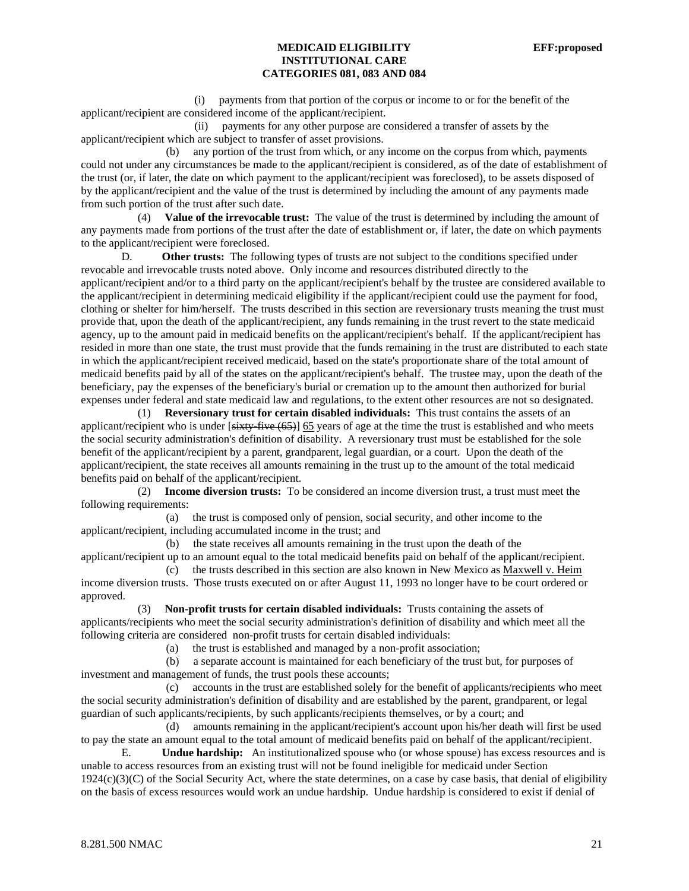(i) payments from that portion of the corpus or income to or for the benefit of the applicant/recipient are considered income of the applicant/recipient.

(ii) payments for any other purpose are considered a transfer of assets by the applicant/recipient which are subject to transfer of asset provisions.

(b) any portion of the trust from which, or any income on the corpus from which, payments could not under any circumstances be made to the applicant/recipient is considered, as of the date of establishment of the trust (or, if later, the date on which payment to the applicant/recipient was foreclosed), to be assets disposed of by the applicant/recipient and the value of the trust is determined by including the amount of any payments made from such portion of the trust after such date.

(4) **Value of the irrevocable trust:** The value of the trust is determined by including the amount of any payments made from portions of the trust after the date of establishment or, if later, the date on which payments to the applicant/recipient were foreclosed.

D. **Other trusts:** The following types of trusts are not subject to the conditions specified under revocable and irrevocable trusts noted above. Only income and resources distributed directly to the applicant/recipient and/or to a third party on the applicant/recipient's behalf by the trustee are considered available to the applicant/recipient in determining medicaid eligibility if the applicant/recipient could use the payment for food, clothing or shelter for him/herself. The trusts described in this section are reversionary trusts meaning the trust must provide that, upon the death of the applicant/recipient, any funds remaining in the trust revert to the state medicaid agency, up to the amount paid in medicaid benefits on the applicant/recipient's behalf. If the applicant/recipient has resided in more than one state, the trust must provide that the funds remaining in the trust are distributed to each state in which the applicant/recipient received medicaid, based on the state's proportionate share of the total amount of medicaid benefits paid by all of the states on the applicant/recipient's behalf. The trustee may, upon the death of the beneficiary, pay the expenses of the beneficiary's burial or cremation up to the amount then authorized for burial expenses under federal and state medicaid law and regulations, to the extent other resources are not so designated.

(1) **Reversionary trust for certain disabled individuals:** This trust contains the assets of an applicant/recipient who is under [~~sixty-five (65)~~] 65 years of age at the time the trust is established and who meets the social security administration's definition of disability. A reversionary trust must be established for the sole benefit of the applicant/recipient by a parent, grandparent, legal guardian, or a court. Upon the death of the applicant/recipient, the state receives all amounts remaining in the trust up to the amount of the total medicaid benefits paid on behalf of the applicant/recipient.

(2) **Income diversion trusts:** To be considered an income diversion trust, a trust must meet the following requirements:

(a) the trust is composed only of pension, social security, and other income to the applicant/recipient, including accumulated income in the trust; and

(b) the state receives all amounts remaining in the trust upon the death of the applicant/recipient up to an amount equal to the total medicaid benefits paid on behalf of the applicant/recipient.

(c) the trusts described in this section are also known in New Mexico as Maxwell v. Heim income diversion trusts. Those trusts executed on or after August 11, 1993 no longer have to be court ordered or approved.

(3) **Non-profit trusts for certain disabled individuals:** Trusts containing the assets of applicants/recipients who meet the social security administration's definition of disability and which meet all the following criteria are considered non-profit trusts for certain disabled individuals:

(a) the trust is established and managed by a non-profit association;

(b) a separate account is maintained for each beneficiary of the trust but, for purposes of investment and management of funds, the trust pools these accounts;

(c) accounts in the trust are established solely for the benefit of applicants/recipients who meet the social security administration's definition of disability and are established by the parent, grandparent, or legal guardian of such applicants/recipients, by such applicants/recipients themselves, or by a court; and

(d) amounts remaining in the applicant/recipient's account upon his/her death will first be used to pay the state an amount equal to the total amount of medicaid benefits paid on behalf of the applicant/recipient.

E. **Undue hardship:** An institutionalized spouse who (or whose spouse) has excess resources and is unable to access resources from an existing trust will not be found ineligible for medicaid under Section 1924(c)(3)(C) of the Social Security Act, where the state determines, on a case by case basis, that denial of eligibility on the basis of excess resources would work an undue hardship. Undue hardship is considered to exist if denial of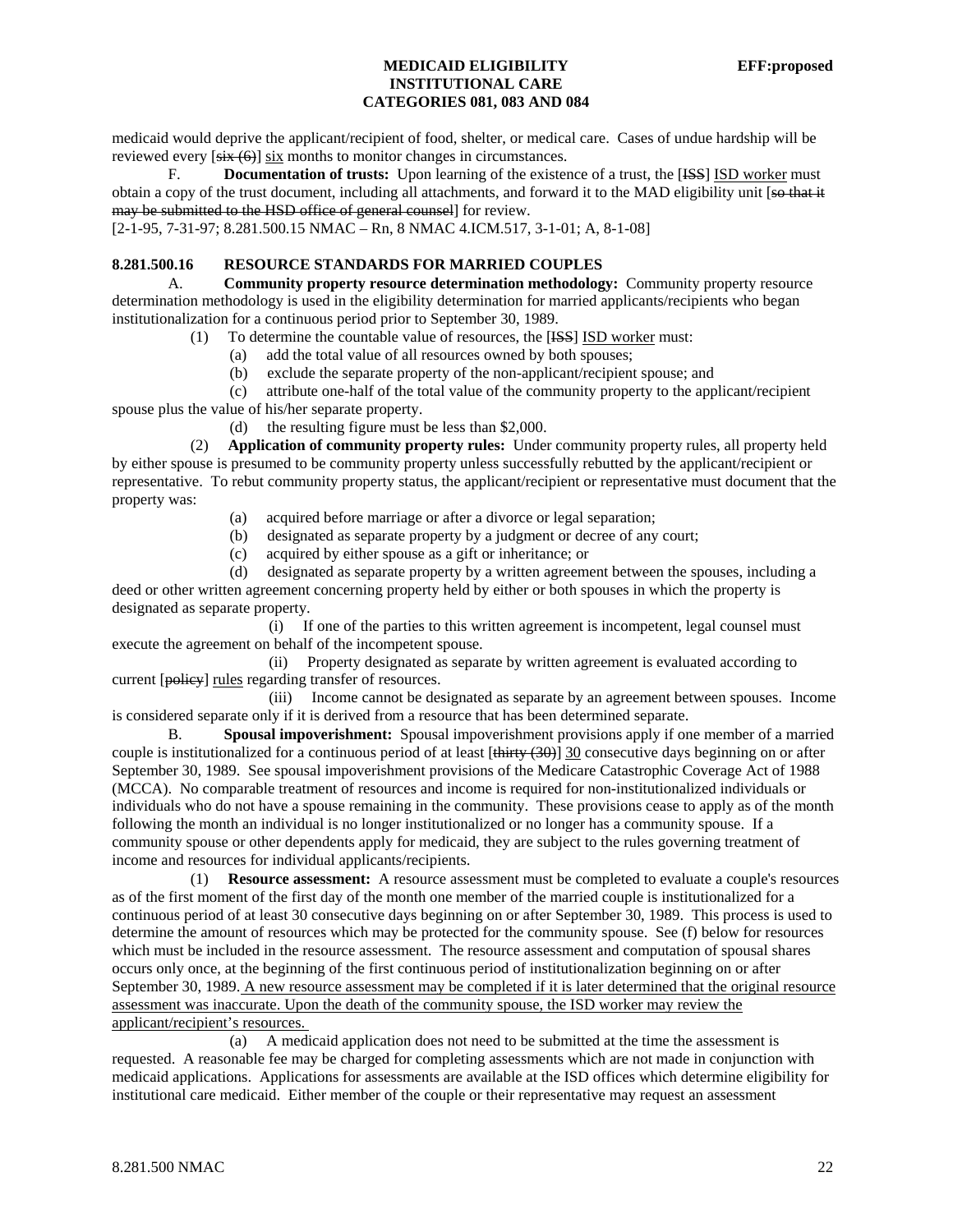medicaid would deprive the applicant/recipient of food, shelter, or medical care. Cases of undue hardship will be reviewed every [~~six (6)~~] six months to monitor changes in circumstances.

F. **Documentation of trusts:** Upon learning of the existence of a trust, the [~~ISS~~] ISD worker must obtain a copy of the trust document, including all attachments, and forward it to the MAD eligibility unit [~~so that it may be submitted to the HSD office of general counsel~~] for review.

[2-1-95, 7-31-97; 8.281.500.15 NMAC – Rn, 8 NMAC 4.ICM.517, 3-1-01; A, 8-1-08]

**8.281.500.16 RESOURCE STANDARDS FOR MARRIED COUPLES**

A. **Community property resource determination methodology:** Community property resource determination methodology is used in the eligibility determination for married applicants/recipients who began institutionalization for a continuous period prior to September 30, 1989.

(1) To determine the countable value of resources, the [~~ISS~~] ISD worker must:

(a) add the total value of all resources owned by both spouses;

(b) exclude the separate property of the non-applicant/recipient spouse; and

(c) attribute one-half of the total value of the community property to the applicant/recipient spouse plus the value of his/her separate property.

(d) the resulting figure must be less than $2,000.

(2) **Application of community property rules:** Under community property rules, all property held by either spouse is presumed to be community property unless successfully rebutted by the applicant/recipient or representative. To rebut community property status, the applicant/recipient or representative must document that the property was:

(a) acquired before marriage or after a divorce or legal separation;

(b) designated as separate property by a judgment or decree of any court;

(c) acquired by either spouse as a gift or inheritance; or

(d) designated as separate property by a written agreement between the spouses, including a deed or other written agreement concerning property held by either or both spouses in which the property is designated as separate property.

(i) If one of the parties to this written agreement is incompetent, legal counsel must execute the agreement on behalf of the incompetent spouse.

(ii) Property designated as separate by written agreement is evaluated according to current [~~policy~~] rules regarding transfer of resources.

(iii) Income cannot be designated as separate by an agreement between spouses. Income is considered separate only if it is derived from a resource that has been determined separate.

B. **Spousal impoverishment:** Spousal impoverishment provisions apply if one member of a married couple is institutionalized for a continuous period of at least [~~thirty (30)~~] 30 consecutive days beginning on or after September 30, 1989. See spousal impoverishment provisions of the Medicare Catastrophic Coverage Act of 1988 (MCCA). No comparable treatment of resources and income is required for non-institutionalized individuals or individuals who do not have a spouse remaining in the community. These provisions cease to apply as of the month following the month an individual is no longer institutionalized or no longer has a community spouse. If a community spouse or other dependents apply for medicaid, they are subject to the rules governing treatment of income and resources for individual applicants/recipients.

(1) **Resource assessment:** A resource assessment must be completed to evaluate a couple's resources as of the first moment of the first day of the month one member of the married couple is institutionalized for a continuous period of at least 30 consecutive days beginning on or after September 30, 1989. This process is used to determine the amount of resources which may be protected for the community spouse. See (f) below for resources which must be included in the resource assessment. The resource assessment and computation of spousal shares occurs only once, at the beginning of the first continuous period of institutionalization beginning on or after September 30, 1989. A new resource assessment may be completed if it is later determined that the original resource assessment was inaccurate. Upon the death of the community spouse, the ISD worker may review the applicant/recipient's resources.

(a) A medicaid application does not need to be submitted at the time the assessment is requested. A reasonable fee may be charged for completing assessments which are not made in conjunction with medicaid applications. Applications for assessments are available at the ISD offices which determine eligibility for institutional care medicaid. Either member of the couple or their representative may request an assessment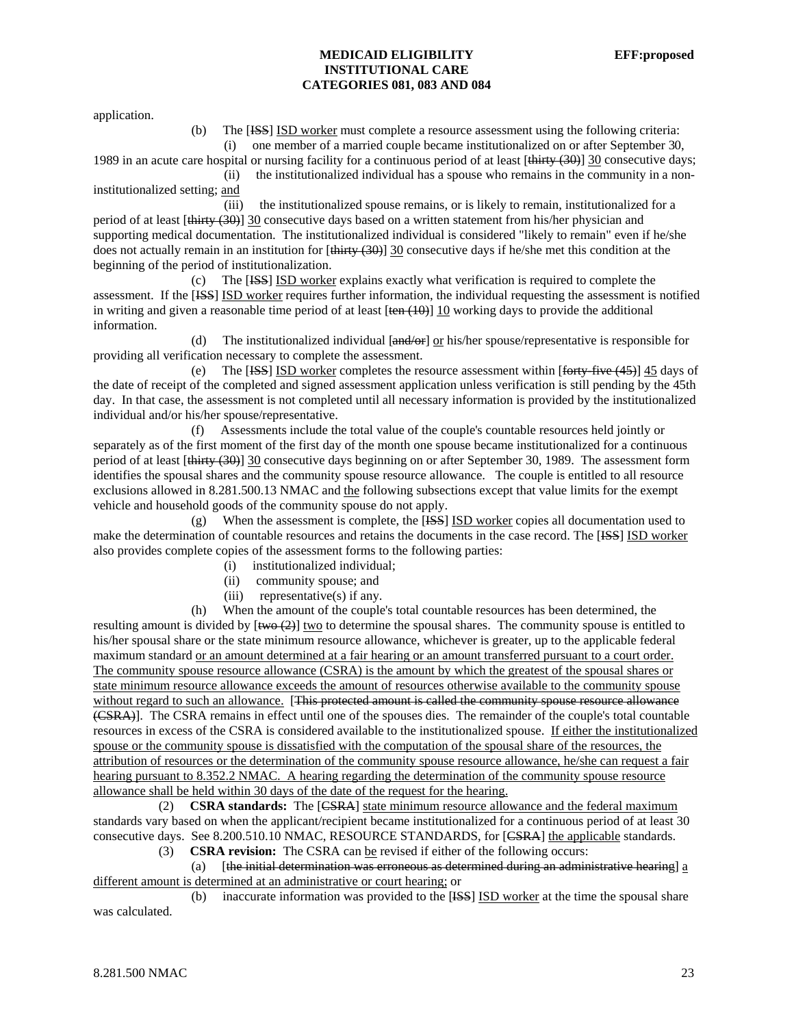application.

(b) The [~~ISS~~] ISD worker must complete a resource assessment using the following criteria:

(i) one member of a married couple became institutionalized on or after September 30, 1989 in an acute care hospital or nursing facility for a continuous period of at least [~~thirty (30)~~] 30 consecutive days;

(ii) the institutionalized individual has a spouse who remains in the community in a non-institutionalized setting; and

(iii) the institutionalized spouse remains, or is likely to remain, institutionalized for a period of at least [~~thirty (30)~~] 30 consecutive days based on a written statement from his/her physician and supporting medical documentation. The institutionalized individual is considered "likely to remain" even if he/she does not actually remain in an institution for [~~thirty (30)~~] 30 consecutive days if he/she met this condition at the beginning of the period of institutionalization.

(c) The [~~ISS~~] ISD worker explains exactly what verification is required to complete the assessment. If the [~~ISS~~] ISD worker requires further information, the individual requesting the assessment is notified in writing and given a reasonable time period of at least [~~ten (10)~~] 10 working days to provide the additional information.

(d) The institutionalized individual [~~and/or~~] or his/her spouse/representative is responsible for providing all verification necessary to complete the assessment.

(e) The [~~ISS~~] ISD worker completes the resource assessment within [~~forty-five (45)~~] 45 days of the date of receipt of the completed and signed assessment application unless verification is still pending by the 45th day. In that case, the assessment is not completed until all necessary information is provided by the institutionalized individual and/or his/her spouse/representative.

(f) Assessments include the total value of the couple's countable resources held jointly or separately as of the first moment of the first day of the month one spouse became institutionalized for a continuous period of at least [~~thirty (30)~~] 30 consecutive days beginning on or after September 30, 1989. The assessment form identifies the spousal shares and the community spouse resource allowance. The couple is entitled to all resource exclusions allowed in 8.281.500.13 NMAC and the following subsections except that value limits for the exempt vehicle and household goods of the community spouse do not apply.

(g) When the assessment is complete, the [~~ISS~~] ISD worker copies all documentation used to make the determination of countable resources and retains the documents in the case record. The [~~ISS~~] ISD worker also provides complete copies of the assessment forms to the following parties:

(i) institutionalized individual;

(ii) community spouse; and

(iii) representative(s) if any.

(h) When the amount of the couple's total countable resources has been determined, the resulting amount is divided by [~~two (2)~~] two to determine the spousal shares. The community spouse is entitled to his/her spousal share or the state minimum resource allowance, whichever is greater, up to the applicable federal maximum standard or an amount determined at a fair hearing or an amount transferred pursuant to a court order. The community spouse resource allowance (CSRA) is the amount by which the greatest of the spousal shares or state minimum resource allowance exceeds the amount of resources otherwise available to the community spouse without regard to such an allowance. [~~This protected amount is called the community spouse resource allowance (CSRA)~~]. The CSRA remains in effect until one of the spouses dies. The remainder of the couple's total countable resources in excess of the CSRA is considered available to the institutionalized spouse. If either the institutionalized spouse or the community spouse is dissatisfied with the computation of the spousal share of the resources, the attribution of resources or the determination of the community spouse resource allowance, he/she can request a fair hearing pursuant to 8.352.2 NMAC. A hearing regarding the determination of the community spouse resource allowance shall be held within 30 days of the date of the request for the hearing.

(2) **CSRA standards:** The [~~CSRA~~] state minimum resource allowance and the federal maximum standards vary based on when the applicant/recipient became institutionalized for a continuous period of at least 30 consecutive days. See 8.200.510.10 NMAC, RESOURCE STANDARDS, for [~~CSRA~~] the applicable standards.

(3) **CSRA revision:** The CSRA can be revised if either of the following occurs:

(a) [~~the initial determination was erroneous as determined during an administrative hearing~~] a different amount is determined at an administrative or court hearing; or

(b) inaccurate information was provided to the [~~ISS~~] ISD worker at the time the spousal share was calculated.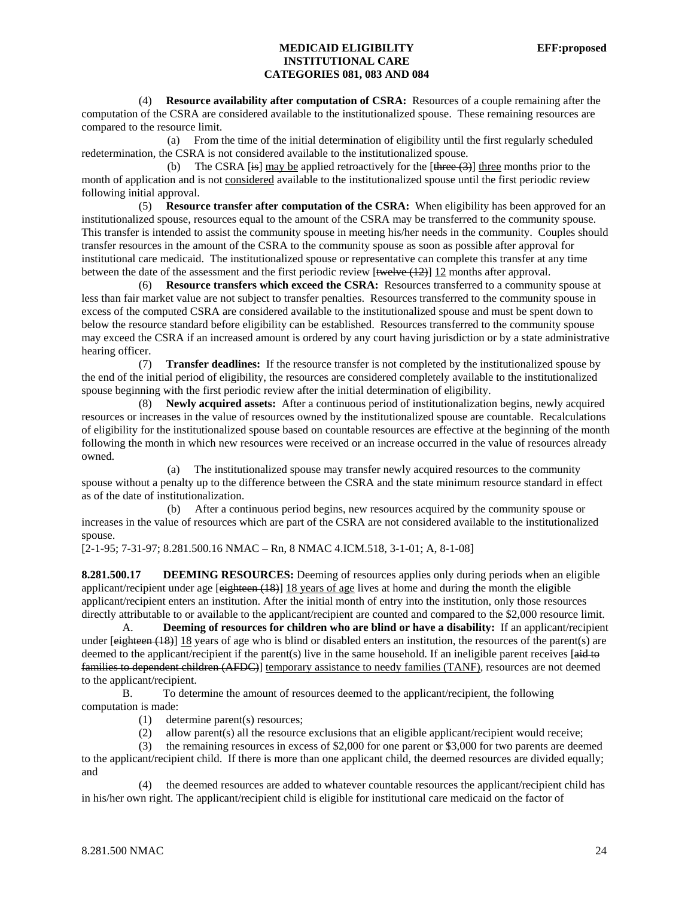(4) **Resource availability after computation of CSRA:** Resources of a couple remaining after the computation of the CSRA are considered available to the institutionalized spouse. These remaining resources are compared to the resource limit.

(a) From the time of the initial determination of eligibility until the first regularly scheduled redetermination, the CSRA is not considered available to the institutionalized spouse.

(b) The CSRA [~~is~~] may be applied retroactively for the [~~three (3)~~] three months prior to the month of application and is not considered available to the institutionalized spouse until the first periodic review following initial approval.

(5) **Resource transfer after computation of the CSRA:** When eligibility has been approved for an institutionalized spouse, resources equal to the amount of the CSRA may be transferred to the community spouse. This transfer is intended to assist the community spouse in meeting his/her needs in the community. Couples should transfer resources in the amount of the CSRA to the community spouse as soon as possible after approval for institutional care medicaid. The institutionalized spouse or representative can complete this transfer at any time between the date of the assessment and the first periodic review [~~twelve (12)~~] 12 months after approval.

(6) **Resource transfers which exceed the CSRA:** Resources transferred to a community spouse at less than fair market value are not subject to transfer penalties. Resources transferred to the community spouse in excess of the computed CSRA are considered available to the institutionalized spouse and must be spent down to below the resource standard before eligibility can be established. Resources transferred to the community spouse may exceed the CSRA if an increased amount is ordered by any court having jurisdiction or by a state administrative hearing officer.

(7) **Transfer deadlines:** If the resource transfer is not completed by the institutionalized spouse by the end of the initial period of eligibility, the resources are considered completely available to the institutionalized spouse beginning with the first periodic review after the initial determination of eligibility.

(8) **Newly acquired assets:** After a continuous period of institutionalization begins, newly acquired resources or increases in the value of resources owned by the institutionalized spouse are countable. Recalculations of eligibility for the institutionalized spouse based on countable resources are effective at the beginning of the month following the month in which new resources were received or an increase occurred in the value of resources already owned.

(a) The institutionalized spouse may transfer newly acquired resources to the community spouse without a penalty up to the difference between the CSRA and the state minimum resource standard in effect as of the date of institutionalization.

(b) After a continuous period begins, new resources acquired by the community spouse or increases in the value of resources which are part of the CSRA are not considered available to the institutionalized spouse.

[2-1-95; 7-31-97; 8.281.500.16 NMAC – Rn, 8 NMAC 4.ICM.518, 3-1-01; A, 8-1-08]

**8.281.500.17 DEEMING RESOURCES:** Deeming of resources applies only during periods when an eligible applicant/recipient under age [~~eighteen (18)~~] 18 years of age lives at home and during the month the eligible applicant/recipient enters an institution. After the initial month of entry into the institution, only those resources directly attributable to or available to the applicant/recipient are counted and compared to the $2,000 resource limit.

A. **Deeming of resources for children who are blind or have a disability:** If an applicant/recipient under [~~eighteen (18)~~] 18 years of age who is blind or disabled enters an institution, the resources of the parent(s) are deemed to the applicant/recipient if the parent(s) live in the same household. If an ineligible parent receives [~~aid to families to dependent children (AFDC)~~] temporary assistance to needy families (TANF), resources are not deemed to the applicant/recipient.

B. To determine the amount of resources deemed to the applicant/recipient, the following computation is made:

(1) determine parent(s) resources;

(2) allow parent(s) all the resource exclusions that an eligible applicant/recipient would receive;

(3) the remaining resources in excess of $2,000 for one parent or $3,000 for two parents are deemed to the applicant/recipient child. If there is more than one applicant child, the deemed resources are divided equally; and

(4) the deemed resources are added to whatever countable resources the applicant/recipient child has in his/her own right. The applicant/recipient child is eligible for institutional care medicaid on the factor of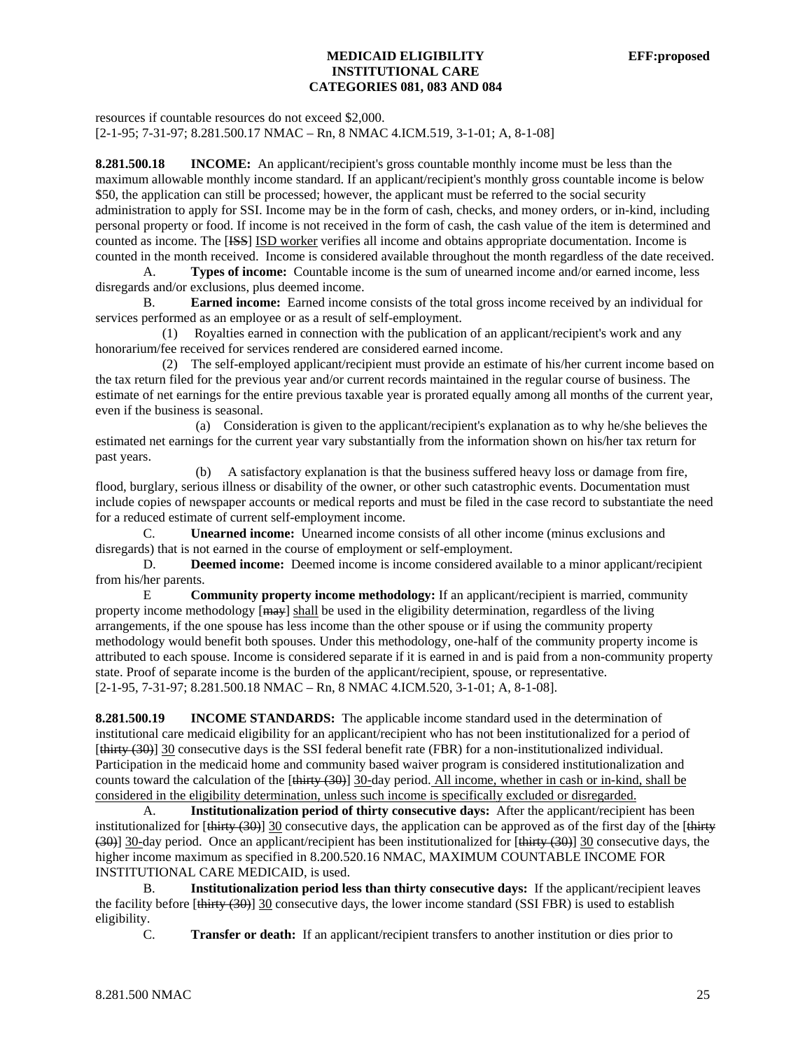resources if countable resources do not exceed $2,000.
[2-1-95; 7-31-97; 8.281.500.17 NMAC – Rn, 8 NMAC 4.ICM.519, 3-1-01; A, 8-1-08]

**8.281.500.18 INCOME:** An applicant/recipient's gross countable monthly income must be less than the maximum allowable monthly income standard. If an applicant/recipient's monthly gross countable income is below $50, the application can still be processed; however, the applicant must be referred to the social security administration to apply for SSI. Income may be in the form of cash, checks, and money orders, or in-kind, including personal property or food. If income is not received in the form of cash, the cash value of the item is determined and counted as income. The [~~ISS~~] ISD worker verifies all income and obtains appropriate documentation. Income is counted in the month received. Income is considered available throughout the month regardless of the date received.

A. **Types of income:** Countable income is the sum of unearned income and/or earned income, less disregards and/or exclusions, plus deemed income.

B. **Earned income:** Earned income consists of the total gross income received by an individual for services performed as an employee or as a result of self-employment.

(1) Royalties earned in connection with the publication of an applicant/recipient's work and any honorarium/fee received for services rendered are considered earned income.

(2) The self-employed applicant/recipient must provide an estimate of his/her current income based on the tax return filed for the previous year and/or current records maintained in the regular course of business. The estimate of net earnings for the entire previous taxable year is prorated equally among all months of the current year, even if the business is seasonal.

(a) Consideration is given to the applicant/recipient's explanation as to why he/she believes the estimated net earnings for the current year vary substantially from the information shown on his/her tax return for past years.

(b) A satisfactory explanation is that the business suffered heavy loss or damage from fire, flood, burglary, serious illness or disability of the owner, or other such catastrophic events. Documentation must include copies of newspaper accounts or medical reports and must be filed in the case record to substantiate the need for a reduced estimate of current self-employment income.

C. **Unearned income:** Unearned income consists of all other income (minus exclusions and disregards) that is not earned in the course of employment or self-employment.

D. **Deemed income:** Deemed income is income considered available to a minor applicant/recipient from his/her parents.

E **Community property income methodology:** If an applicant/recipient is married, community property income methodology [~~may~~] shall be used in the eligibility determination, regardless of the living arrangements, if the one spouse has less income than the other spouse or if using the community property methodology would benefit both spouses. Under this methodology, one-half of the community property income is attributed to each spouse. Income is considered separate if it is earned in and is paid from a non-community property state. Proof of separate income is the burden of the applicant/recipient, spouse, or representative.
[2-1-95, 7-31-97; 8.281.500.18 NMAC – Rn, 8 NMAC 4.ICM.520, 3-1-01; A, 8-1-08].

**8.281.500.19 INCOME STANDARDS:** The applicable income standard used in the determination of institutional care medicaid eligibility for an applicant/recipient who has not been institutionalized for a period of [~~thirty (30)~~] 30 consecutive days is the SSI federal benefit rate (FBR) for a non-institutionalized individual. Participation in the medicaid home and community based waiver program is considered institutionalization and counts toward the calculation of the [~~thirty (30)~~] 30-day period. All income, whether in cash or in-kind, shall be considered in the eligibility determination, unless such income is specifically excluded or disregarded.

A. **Institutionalization period of thirty consecutive days:** After the applicant/recipient has been institutionalized for [~~thirty (30)~~] 30 consecutive days, the application can be approved as of the first day of the [~~thirty (30)~~] 30-day period. Once an applicant/recipient has been institutionalized for [~~thirty (30)~~] 30 consecutive days, the higher income maximum as specified in 8.200.520.16 NMAC, MAXIMUM COUNTABLE INCOME FOR INSTITUTIONAL CARE MEDICAID, is used.

B. **Institutionalization period less than thirty consecutive days:** If the applicant/recipient leaves the facility before [~~thirty (30)~~] 30 consecutive days, the lower income standard (SSI FBR) is used to establish eligibility.

C. **Transfer or death:** If an applicant/recipient transfers to another institution or dies prior to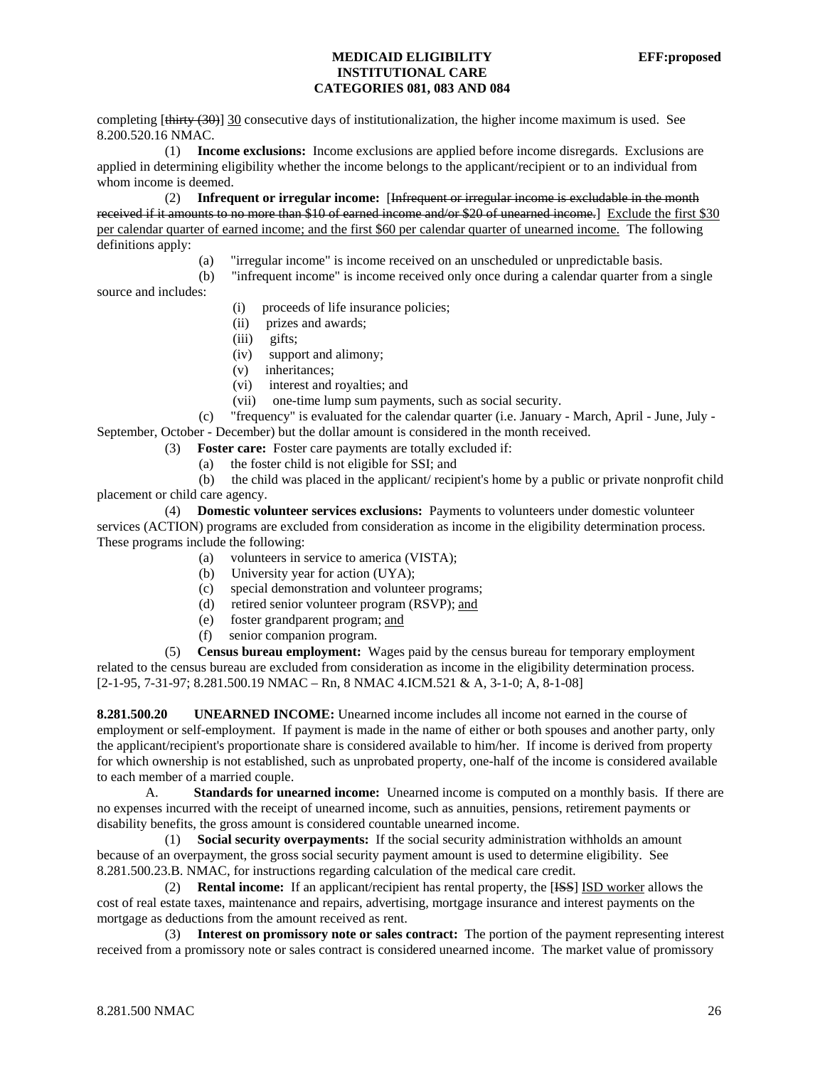completing [~~thirty (30)~~] <u>30</u> consecutive days of institutionalization, the higher income maximum is used. See 8.200.520.16 NMAC.

(1) **Income exclusions:** Income exclusions are applied before income disregards. Exclusions are applied in determining eligibility whether the income belongs to the applicant/recipient or to an individual from whom income is deemed.

(2) **Infrequent or irregular income:** [~~Infrequent or irregular income is excludable in the month received if it amounts to no more than $10 of earned income and/or $20 of unearned income.~~] <u>Exclude the first $30 per calendar quarter of earned income; and the first $60 per calendar quarter of unearned income.</u> The following definitions apply:

(a) "irregular income" is income received on an unscheduled or unpredictable basis.

(b) "infrequent income" is income received only once during a calendar quarter from a single source and includes:

(i) proceeds of life insurance policies;

(ii) prizes and awards;

(iii) gifts;

(iv) support and alimony;

(v) inheritances;

(vi) interest and royalties; and

(vii) one-time lump sum payments, such as social security.

(c) "frequency" is evaluated for the calendar quarter (i.e. January - March, April - June, July - September, October - December) but the dollar amount is considered in the month received.

(3) **Foster care:** Foster care payments are totally excluded if:

(a) the foster child is not eligible for SSI; and

(b) the child was placed in the applicant/ recipient's home by a public or private nonprofit child placement or child care agency.

(4) **Domestic volunteer services exclusions:** Payments to volunteers under domestic volunteer services (ACTION) programs are excluded from consideration as income in the eligibility determination process. These programs include the following:

(a) volunteers in service to america (VISTA);

(b) University year for action (UYA);

(c) special demonstration and volunteer programs;

(d) retired senior volunteer program (RSVP); <u>and</u>

(e) foster grandparent program; <u>and</u>

(f) senior companion program.

(5) **Census bureau employment:** Wages paid by the census bureau for temporary employment related to the census bureau are excluded from consideration as income in the eligibility determination process.
[2-1-95, 7-31-97; 8.281.500.19 NMAC – Rn, 8 NMAC 4.ICM.521 & A, 3-1-0; A, 8-1-08]

**8.281.500.20 UNEARNED INCOME:** Unearned income includes all income not earned in the course of employment or self-employment. If payment is made in the name of either or both spouses and another party, only the applicant/recipient's proportionate share is considered available to him/her. If income is derived from property for which ownership is not established, such as unprobated property, one-half of the income is considered available to each member of a married couple.

A. **Standards for unearned income:** Unearned income is computed on a monthly basis. If there are no expenses incurred with the receipt of unearned income, such as annuities, pensions, retirement payments or disability benefits, the gross amount is considered countable unearned income.

(1) **Social security overpayments:** If the social security administration withholds an amount because of an overpayment, the gross social security payment amount is used to determine eligibility. See 8.281.500.23.B. NMAC, for instructions regarding calculation of the medical care credit.

(2) **Rental income:** If an applicant/recipient has rental property, the [~~ISS~~] <u>ISD worker</u> allows the cost of real estate taxes, maintenance and repairs, advertising, mortgage insurance and interest payments on the mortgage as deductions from the amount received as rent.

(3) **Interest on promissory note or sales contract:** The portion of the payment representing interest received from a promissory note or sales contract is considered unearned income. The market value of promissory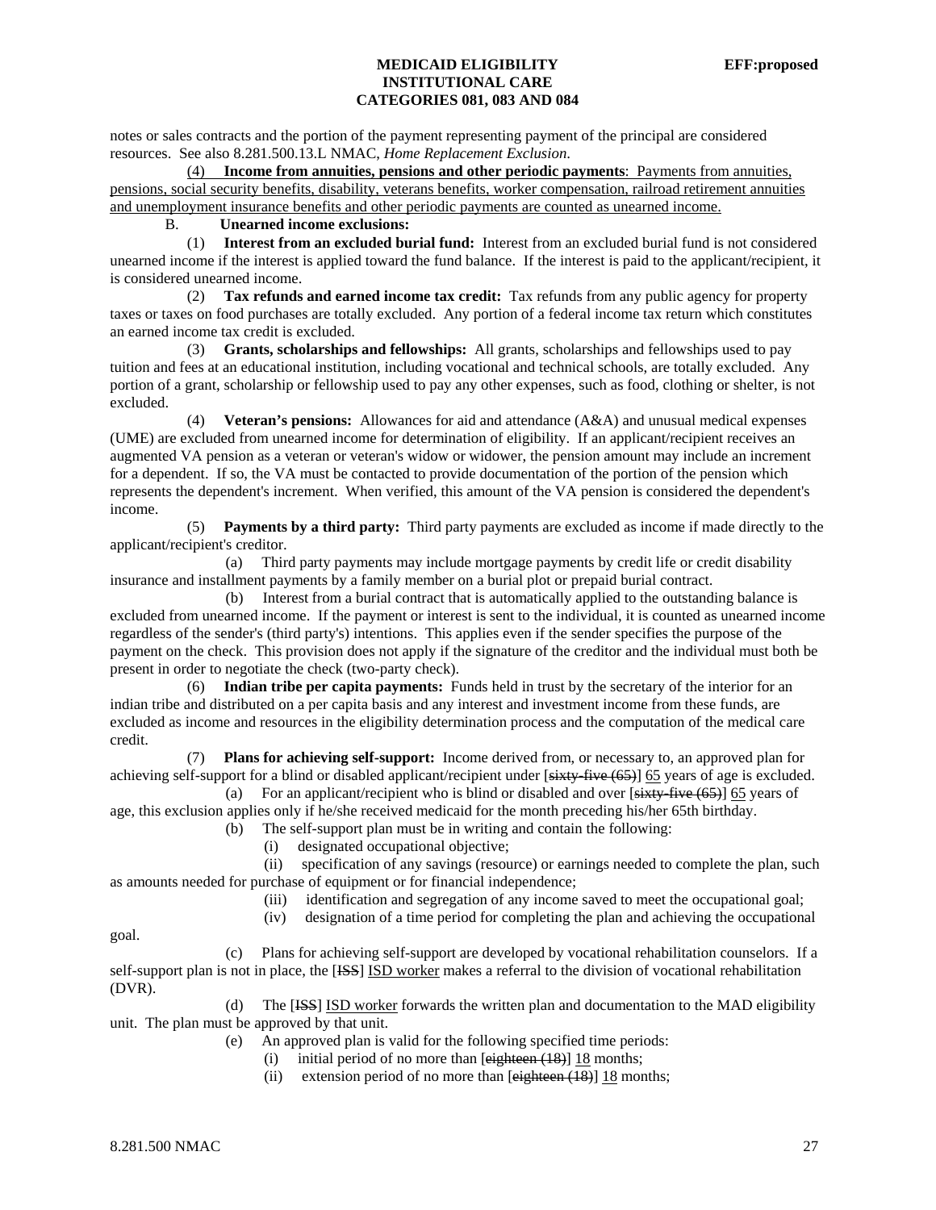notes or sales contracts and the portion of the payment representing payment of the principal are considered resources. See also 8.281.500.13.L NMAC, *Home Replacement Exclusion*.

(4) **Income from annuities, pensions and other periodic payments**: Payments from annuities, pensions, social security benefits, disability, veterans benefits, worker compensation, railroad retirement annuities and unemployment insurance benefits and other periodic payments are counted as unearned income.

B. **Unearned income exclusions:**

(1) **Interest from an excluded burial fund:** Interest from an excluded burial fund is not considered unearned income if the interest is applied toward the fund balance. If the interest is paid to the applicant/recipient, it is considered unearned income.

(2) **Tax refunds and earned income tax credit:** Tax refunds from any public agency for property taxes or taxes on food purchases are totally excluded. Any portion of a federal income tax return which constitutes an earned income tax credit is excluded.

(3) **Grants, scholarships and fellowships:** All grants, scholarships and fellowships used to pay tuition and fees at an educational institution, including vocational and technical schools, are totally excluded. Any portion of a grant, scholarship or fellowship used to pay any other expenses, such as food, clothing or shelter, is not excluded.

(4) **Veteran's pensions:** Allowances for aid and attendance (A&A) and unusual medical expenses (UME) are excluded from unearned income for determination of eligibility. If an applicant/recipient receives an augmented VA pension as a veteran or veteran's widow or widower, the pension amount may include an increment for a dependent. If so, the VA must be contacted to provide documentation of the portion of the pension which represents the dependent's increment. When verified, this amount of the VA pension is considered the dependent's income.

(5) **Payments by a third party:** Third party payments are excluded as income if made directly to the applicant/recipient's creditor.

(a) Third party payments may include mortgage payments by credit life or credit disability insurance and installment payments by a family member on a burial plot or prepaid burial contract.

(b) Interest from a burial contract that is automatically applied to the outstanding balance is excluded from unearned income. If the payment or interest is sent to the individual, it is counted as unearned income regardless of the sender's (third party's) intentions. This applies even if the sender specifies the purpose of the payment on the check. This provision does not apply if the signature of the creditor and the individual must both be present in order to negotiate the check (two-party check).

(6) **Indian tribe per capita payments:** Funds held in trust by the secretary of the interior for an indian tribe and distributed on a per capita basis and any interest and investment income from these funds, are excluded as income and resources in the eligibility determination process and the computation of the medical care credit.

(7) **Plans for achieving self-support:** Income derived from, or necessary to, an approved plan for achieving self-support for a blind or disabled applicant/recipient under [~~sixty-five (65)~~] 65 years of age is excluded.

(a) For an applicant/recipient who is blind or disabled and over [~~sixty-five (65)~~] 65 years of age, this exclusion applies only if he/she received medicaid for the month preceding his/her 65th birthday.

(b) The self-support plan must be in writing and contain the following:

(i) designated occupational objective;

(ii) specification of any savings (resource) or earnings needed to complete the plan, such as amounts needed for purchase of equipment or for financial independence;

(iii) identification and segregation of any income saved to meet the occupational goal;

(iv) designation of a time period for completing the plan and achieving the occupational goal.

(c) Plans for achieving self-support are developed by vocational rehabilitation counselors. If a self-support plan is not in place, the [~~ISS~~] ISD worker makes a referral to the division of vocational rehabilitation (DVR).

(d) The [~~ISS~~] ISD worker forwards the written plan and documentation to the MAD eligibility unit. The plan must be approved by that unit.

(e) An approved plan is valid for the following specified time periods:

(i) initial period of no more than [~~eighteen (18)~~] 18 months;

(ii) extension period of no more than [~~eighteen (18)~~] 18 months;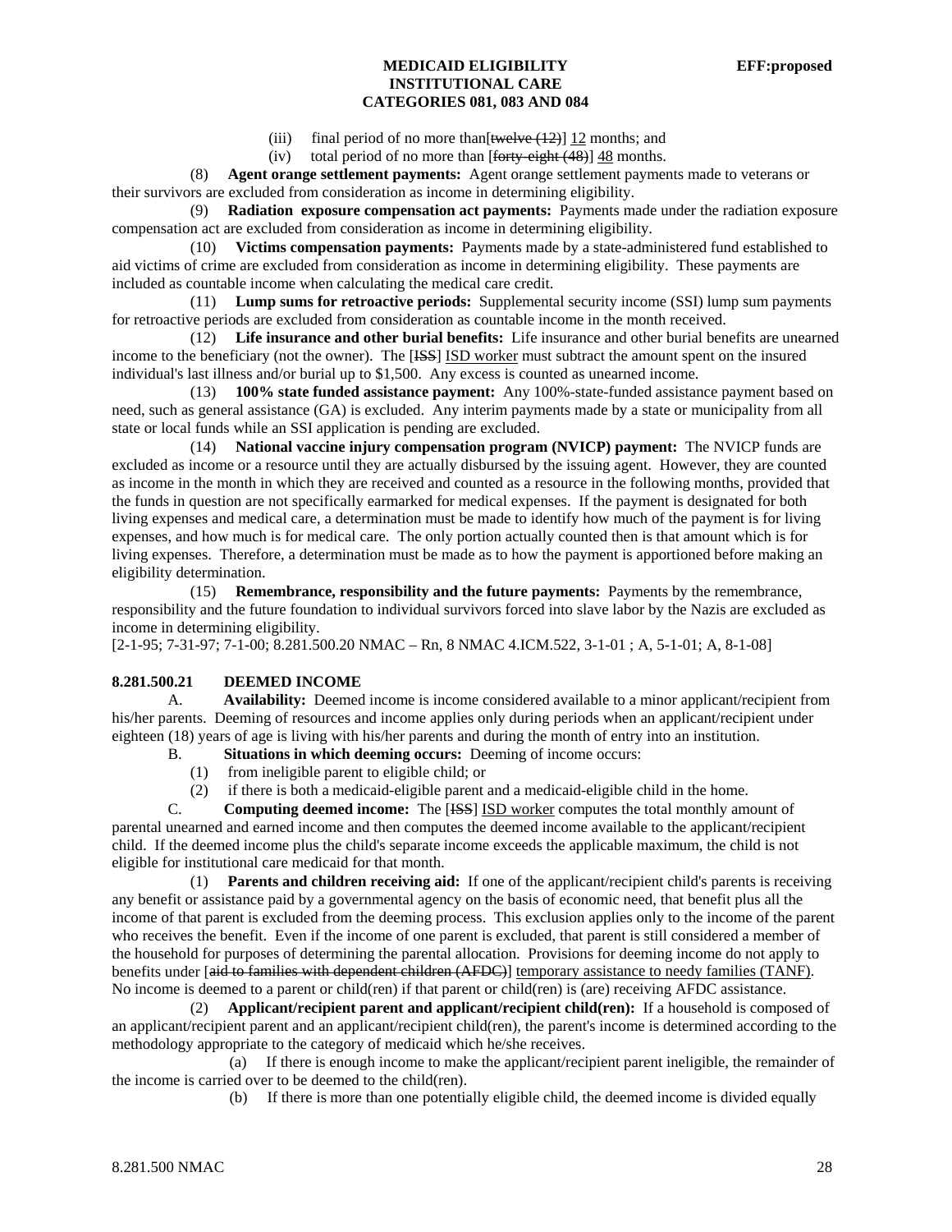(iii) final period of no more than[~~twelve (12)~~] 12 months; and

(iv) total period of no more than [~~forty-eight (48)~~] 48 months.

(8) **Agent orange settlement payments:** Agent orange settlement payments made to veterans or their survivors are excluded from consideration as income in determining eligibility.

(9) **Radiation exposure compensation act payments:** Payments made under the radiation exposure compensation act are excluded from consideration as income in determining eligibility.

(10) **Victims compensation payments:** Payments made by a state-administered fund established to aid victims of crime are excluded from consideration as income in determining eligibility. These payments are included as countable income when calculating the medical care credit.

(11) **Lump sums for retroactive periods:** Supplemental security income (SSI) lump sum payments for retroactive periods are excluded from consideration as countable income in the month received.

(12) **Life insurance and other burial benefits:** Life insurance and other burial benefits are unearned income to the beneficiary (not the owner). The [~~ISS~~] ISD worker must subtract the amount spent on the insured individual's last illness and/or burial up to $1,500. Any excess is counted as unearned income.

(13) **100% state funded assistance payment:** Any 100%-state-funded assistance payment based on need, such as general assistance (GA) is excluded. Any interim payments made by a state or municipality from all state or local funds while an SSI application is pending are excluded.

(14) **National vaccine injury compensation program (NVICP) payment:** The NVICP funds are excluded as income or a resource until they are actually disbursed by the issuing agent. However, they are counted as income in the month in which they are received and counted as a resource in the following months, provided that the funds in question are not specifically earmarked for medical expenses. If the payment is designated for both living expenses and medical care, a determination must be made to identify how much of the payment is for living expenses, and how much is for medical care. The only portion actually counted then is that amount which is for living expenses. Therefore, a determination must be made as to how the payment is apportioned before making an eligibility determination.

(15) **Remembrance, responsibility and the future payments:** Payments by the remembrance, responsibility and the future foundation to individual survivors forced into slave labor by the Nazis are excluded as income in determining eligibility.

[2-1-95; 7-31-97; 7-1-00; 8.281.500.20 NMAC – Rn, 8 NMAC 4.ICM.522, 3-1-01 ; A, 5-1-01; A, 8-1-08]

**8.281.500.21 DEEMED INCOME**

A. **Availability:** Deemed income is income considered available to a minor applicant/recipient from his/her parents. Deeming of resources and income applies only during periods when an applicant/recipient under eighteen (18) years of age is living with his/her parents and during the month of entry into an institution.

B. **Situations in which deeming occurs:** Deeming of income occurs:

(1) from ineligible parent to eligible child; or

(2) if there is both a medicaid-eligible parent and a medicaid-eligible child in the home.

C. **Computing deemed income:** The [~~ISS~~] ISD worker computes the total monthly amount of parental unearned and earned income and then computes the deemed income available to the applicant/recipient child. If the deemed income plus the child's separate income exceeds the applicable maximum, the child is not eligible for institutional care medicaid for that month.

(1) **Parents and children receiving aid:** If one of the applicant/recipient child's parents is receiving any benefit or assistance paid by a governmental agency on the basis of economic need, that benefit plus all the income of that parent is excluded from the deeming process. This exclusion applies only to the income of the parent who receives the benefit. Even if the income of one parent is excluded, that parent is still considered a member of the household for purposes of determining the parental allocation. Provisions for deeming income do not apply to benefits under [~~aid to families with dependent children (AFDC)~~] temporary assistance to needy families (TANF). No income is deemed to a parent or child(ren) if that parent or child(ren) is (are) receiving AFDC assistance.

(2) **Applicant/recipient parent and applicant/recipient child(ren):** If a household is composed of an applicant/recipient parent and an applicant/recipient child(ren), the parent's income is determined according to the methodology appropriate to the category of medicaid which he/she receives.

(a) If there is enough income to make the applicant/recipient parent ineligible, the remainder of the income is carried over to be deemed to the child(ren).

(b) If there is more than one potentially eligible child, the deemed income is divided equally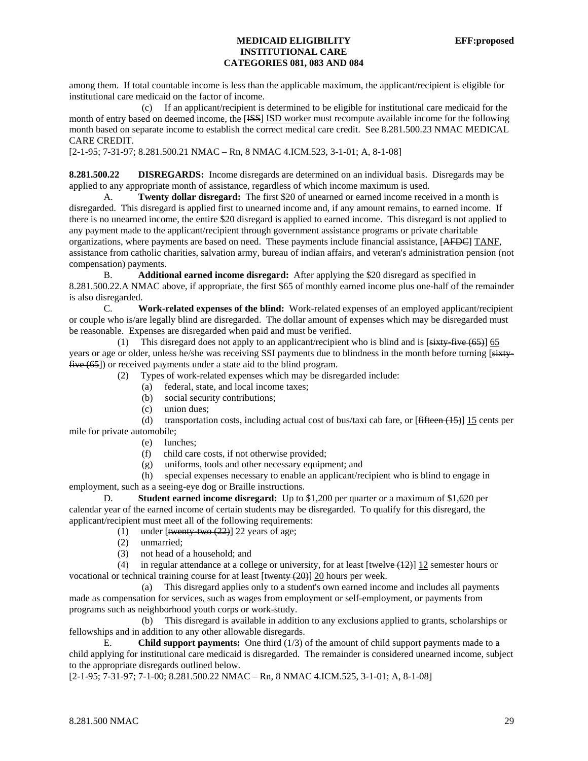among them. If total countable income is less than the applicable maximum, the applicant/recipient is eligible for institutional care medicaid on the factor of income.

(c) If an applicant/recipient is determined to be eligible for institutional care medicaid for the month of entry based on deemed income, the [~~ISS~~] ISD worker must recompute available income for the following month based on separate income to establish the correct medical care credit. See 8.281.500.23 NMAC MEDICAL CARE CREDIT.

[2-1-95; 7-31-97; 8.281.500.21 NMAC – Rn, 8 NMAC 4.ICM.523, 3-1-01; A, 8-1-08]

**8.281.500.22 DISREGARDS:** Income disregards are determined on an individual basis. Disregards may be applied to any appropriate month of assistance, regardless of which income maximum is used.

A. **Twenty dollar disregard:** The first $20 of unearned or earned income received in a month is disregarded. This disregard is applied first to unearned income and, if any amount remains, to earned income. If there is no unearned income, the entire $20 disregard is applied to earned income. This disregard is not applied to any payment made to the applicant/recipient through government assistance programs or private charitable organizations, where payments are based on need. These payments include financial assistance, [~~AFDC~~] TANF, assistance from catholic charities, salvation army, bureau of indian affairs, and veteran's administration pension (not compensation) payments.

B. **Additional earned income disregard:** After applying the $20 disregard as specified in 8.281.500.22.A NMAC above, if appropriate, the first $65 of monthly earned income plus one-half of the remainder is also disregarded.

C. **Work-related expenses of the blind:** Work-related expenses of an employed applicant/recipient or couple who is/are legally blind are disregarded. The dollar amount of expenses which may be disregarded must be reasonable. Expenses are disregarded when paid and must be verified.

(1) This disregard does not apply to an applicant/recipient who is blind and is [~~sixty-five (65)~~] 65 years or age or older, unless he/she was receiving SSI payments due to blindness in the month before turning [~~sixty-five (65)~~]) or received payments under a state aid to the blind program.

(2) Types of work-related expenses which may be disregarded include:

(a) federal, state, and local income taxes;

(b) social security contributions;

(c) union dues;

(d) transportation costs, including actual cost of bus/taxi cab fare, or [~~fifteen (15)~~] 15 cents per mile for private automobile;

(e) lunches;

(f) child care costs, if not otherwise provided;

(g) uniforms, tools and other necessary equipment; and

(h) special expenses necessary to enable an applicant/recipient who is blind to engage in employment, such as a seeing-eye dog or Braille instructions.

D. **Student earned income disregard:** Up to $1,200 per quarter or a maximum of $1,620 per calendar year of the earned income of certain students may be disregarded. To qualify for this disregard, the applicant/recipient must meet all of the following requirements:

(1) under [~~twenty-two (22)~~] 22 years of age;

(2) unmarried;

(3) not head of a household; and

(4) in regular attendance at a college or university, for at least [~~twelve (12)~~] 12 semester hours or vocational or technical training course for at least [~~twenty (20)~~] 20 hours per week.

(a) This disregard applies only to a student's own earned income and includes all payments made as compensation for services, such as wages from employment or self-employment, or payments from programs such as neighborhood youth corps or work-study.

(b) This disregard is available in addition to any exclusions applied to grants, scholarships or fellowships and in addition to any other allowable disregards.

E. **Child support payments:** One third (1/3) of the amount of child support payments made to a child applying for institutional care medicaid is disregarded. The remainder is considered unearned income, subject to the appropriate disregards outlined below.

[2-1-95; 7-31-97; 7-1-00; 8.281.500.22 NMAC – Rn, 8 NMAC 4.ICM.525, 3-1-01; A, 8-1-08]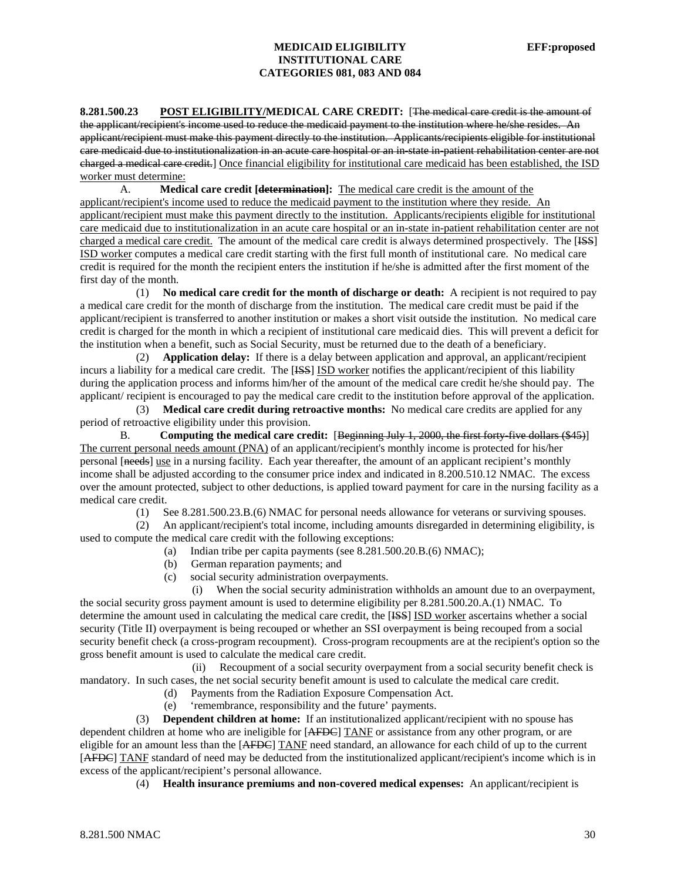**8.281.500.23 POST ELIGIBILITY/MEDICAL CARE CREDIT:** [~~The medical care credit is the amount of the applicant/recipient's income used to reduce the medicaid payment to the institution where he/she resides. An applicant/recipient must make this payment directly to the institution. Applicants/recipients eligible for institutional care medicaid due to institutionalization in an acute care hospital or an in-state in-patient rehabilitation center are not charged a medical care credit.~~] <u>Once financial eligibility for institutional care medicaid has been established, the ISD worker must determine:</u>

A. **Medical care credit [~~determination~~]:** <u>The medical care credit is the amount of the applicant/recipient's income used to reduce the medicaid payment to the institution where they reside. An applicant/recipient must make this payment directly to the institution. Applicants/recipients eligible for institutional care medicaid due to institutionalization in an acute care hospital or an in-state in-patient rehabilitation center are not charged a medical care credit.</u> The amount of the medical care credit is always determined prospectively. The [~~ISS~~] <u>ISD worker</u> computes a medical care credit starting with the first full month of institutional care. No medical care credit is required for the month the recipient enters the institution if he/she is admitted after the first moment of the first day of the month.

(1) **No medical care credit for the month of discharge or death:** A recipient is not required to pay a medical care credit for the month of discharge from the institution. The medical care credit must be paid if the applicant/recipient is transferred to another institution or makes a short visit outside the institution. No medical care credit is charged for the month in which a recipient of institutional care medicaid dies. This will prevent a deficit for the institution when a benefit, such as Social Security, must be returned due to the death of a beneficiary.

(2) **Application delay:** If there is a delay between application and approval, an applicant/recipient incurs a liability for a medical care credit. The [~~ISS~~] <u>ISD worker</u> notifies the applicant/recipient of this liability during the application process and informs him/her of the amount of the medical care credit he/she should pay. The applicant/ recipient is encouraged to pay the medical care credit to the institution before approval of the application.

(3) **Medical care credit during retroactive months:** No medical care credits are applied for any period of retroactive eligibility under this provision.

B. **Computing the medical care credit:** [~~Beginning July 1, 2000, the first forty-five dollars ($45)~~] <u>The current personal needs amount (PNA)</u> of an applicant/recipient's monthly income is protected for his/her personal [~~needs~~] <u>use</u> in a nursing facility. Each year thereafter, the amount of an applicant recipient's monthly income shall be adjusted according to the consumer price index and indicated in 8.200.510.12 NMAC. The excess over the amount protected, subject to other deductions, is applied toward payment for care in the nursing facility as a medical care credit.

(1) See 8.281.500.23.B.(6) NMAC for personal needs allowance for veterans or surviving spouses.

(2) An applicant/recipient's total income, including amounts disregarded in determining eligibility, is used to compute the medical care credit with the following exceptions:

(a) Indian tribe per capita payments (see 8.281.500.20.B.(6) NMAC);

(b) German reparation payments; and

(c) social security administration overpayments.

(i) When the social security administration withholds an amount due to an overpayment, the social security gross payment amount is used to determine eligibility per 8.281.500.20.A.(1) NMAC. To determine the amount used in calculating the medical care credit, the [~~ISS~~] <u>ISD worker</u> ascertains whether a social security (Title II) overpayment is being recouped or whether an SSI overpayment is being recouped from a social security benefit check (a cross-program recoupment). Cross-program recoupments are at the recipient's option so the gross benefit amount is used to calculate the medical care credit.

(ii) Recoupment of a social security overpayment from a social security benefit check is mandatory. In such cases, the net social security benefit amount is used to calculate the medical care credit.

(d) Payments from the Radiation Exposure Compensation Act.

(e) 'remembrance, responsibility and the future' payments.

(3) **Dependent children at home:** If an institutionalized applicant/recipient with no spouse has dependent children at home who are ineligible for [~~AFDC~~] <u>TANF</u> or assistance from any other program, or are eligible for an amount less than the [~~AFDC~~] <u>TANF</u> need standard, an allowance for each child of up to the current [~~AFDC~~] <u>TANF</u> standard of need may be deducted from the institutionalized applicant/recipient's income which is in excess of the applicant/recipient's personal allowance.

(4) **Health insurance premiums and non-covered medical expenses:** An applicant/recipient is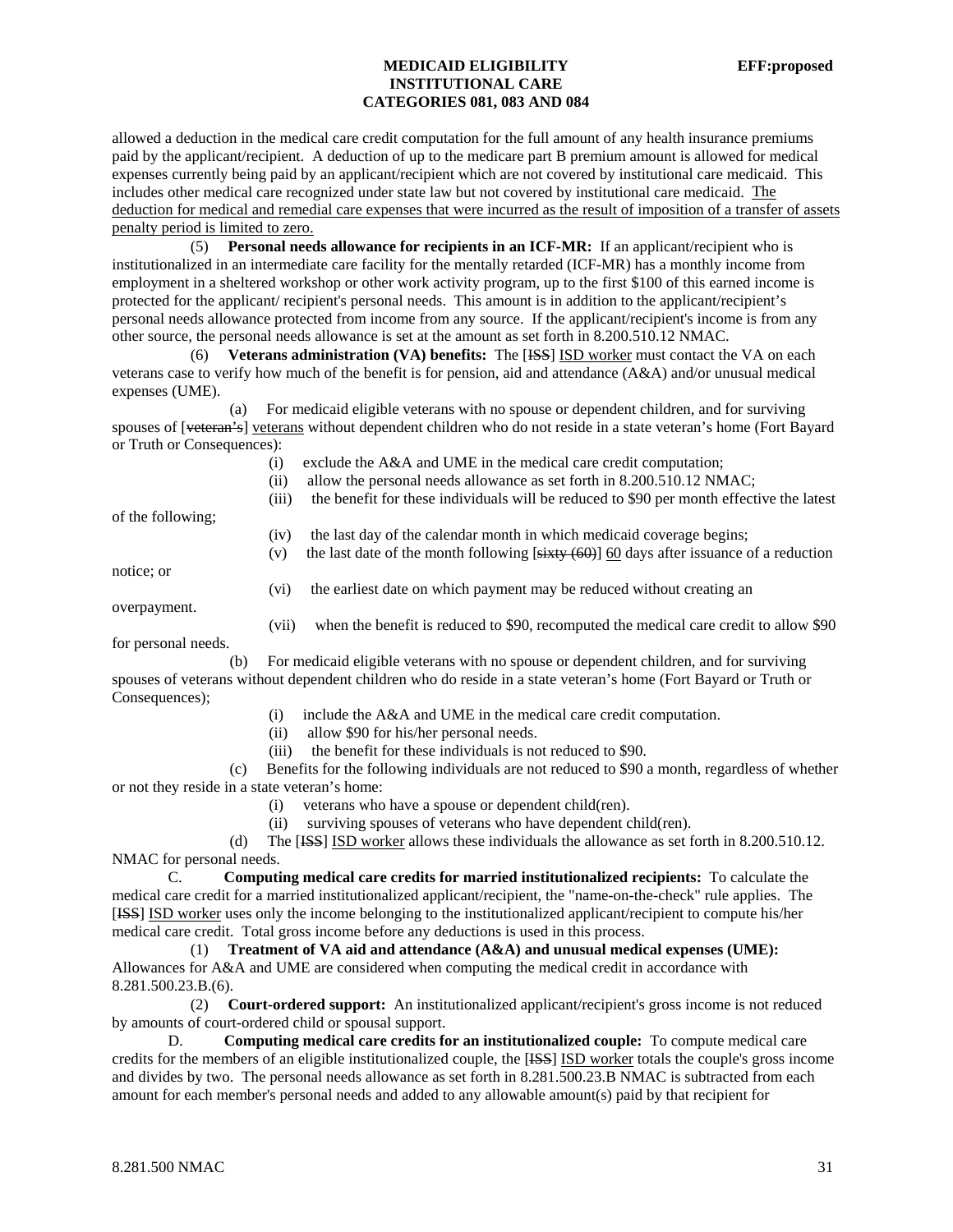allowed a deduction in the medical care credit computation for the full amount of any health insurance premiums paid by the applicant/recipient. A deduction of up to the medicare part B premium amount is allowed for medical expenses currently being paid by an applicant/recipient which are not covered by institutional care medicaid. This includes other medical care recognized under state law but not covered by institutional care medicaid. The deduction for medical and remedial care expenses that were incurred as the result of imposition of a transfer of assets penalty period is limited to zero.

(5) **Personal needs allowance for recipients in an ICF-MR:** If an applicant/recipient who is institutionalized in an intermediate care facility for the mentally retarded (ICF-MR) has a monthly income from employment in a sheltered workshop or other work activity program, up to the first $100 of this earned income is protected for the applicant/ recipient's personal needs. This amount is in addition to the applicant/recipient's personal needs allowance protected from income from any source. If the applicant/recipient's income is from any other source, the personal needs allowance is set at the amount as set forth in 8.200.510.12 NMAC.

(6) **Veterans administration (VA) benefits:** The [~~ISS~~] ISD worker must contact the VA on each veterans case to verify how much of the benefit is for pension, aid and attendance (A&A) and/or unusual medical expenses (UME).

(a) For medicaid eligible veterans with no spouse or dependent children, and for surviving spouses of [~~veteran's~~] veterans without dependent children who do not reside in a state veteran's home (Fort Bayard or Truth or Consequences):

(i) exclude the A&A and UME in the medical care credit computation;

(ii) allow the personal needs allowance as set forth in 8.200.510.12 NMAC;

(iii) the benefit for these individuals will be reduced to $90 per month effective the latest of the following;

(iv) the last day of the calendar month in which medicaid coverage begins;

(v) the last date of the month following [~~sixty (60)~~] 60 days after issuance of a reduction notice; or

(vi) the earliest date on which payment may be reduced without creating an overpayment.

(vii) when the benefit is reduced to $90, recomputed the medical care credit to allow $90 for personal needs.

(b) For medicaid eligible veterans with no spouse or dependent children, and for surviving spouses of veterans without dependent children who do reside in a state veteran's home (Fort Bayard or Truth or Consequences);

(i) include the A&A and UME in the medical care credit computation.

(ii) allow $90 for his/her personal needs.

(iii) the benefit for these individuals is not reduced to $90.

(c) Benefits for the following individuals are not reduced to $90 a month, regardless of whether or not they reside in a state veteran's home:

(i) veterans who have a spouse or dependent child(ren).

(ii) surviving spouses of veterans who have dependent child(ren).

(d) The [~~ISS~~] ISD worker allows these individuals the allowance as set forth in 8.200.510.12. NMAC for personal needs.

C. **Computing medical care credits for married institutionalized recipients:** To calculate the medical care credit for a married institutionalized applicant/recipient, the "name-on-the-check" rule applies. The [~~ISS~~] ISD worker uses only the income belonging to the institutionalized applicant/recipient to compute his/her medical care credit. Total gross income before any deductions is used in this process.

(1) **Treatment of VA aid and attendance (A&A) and unusual medical expenses (UME):** Allowances for A&A and UME are considered when computing the medical credit in accordance with 8.281.500.23.B.(6).

(2) **Court-ordered support:** An institutionalized applicant/recipient's gross income is not reduced by amounts of court-ordered child or spousal support.

D. **Computing medical care credits for an institutionalized couple:** To compute medical care credits for the members of an eligible institutionalized couple, the [~~ISS~~] ISD worker totals the couple's gross income and divides by two. The personal needs allowance as set forth in 8.281.500.23.B NMAC is subtracted from each amount for each member's personal needs and added to any allowable amount(s) paid by that recipient for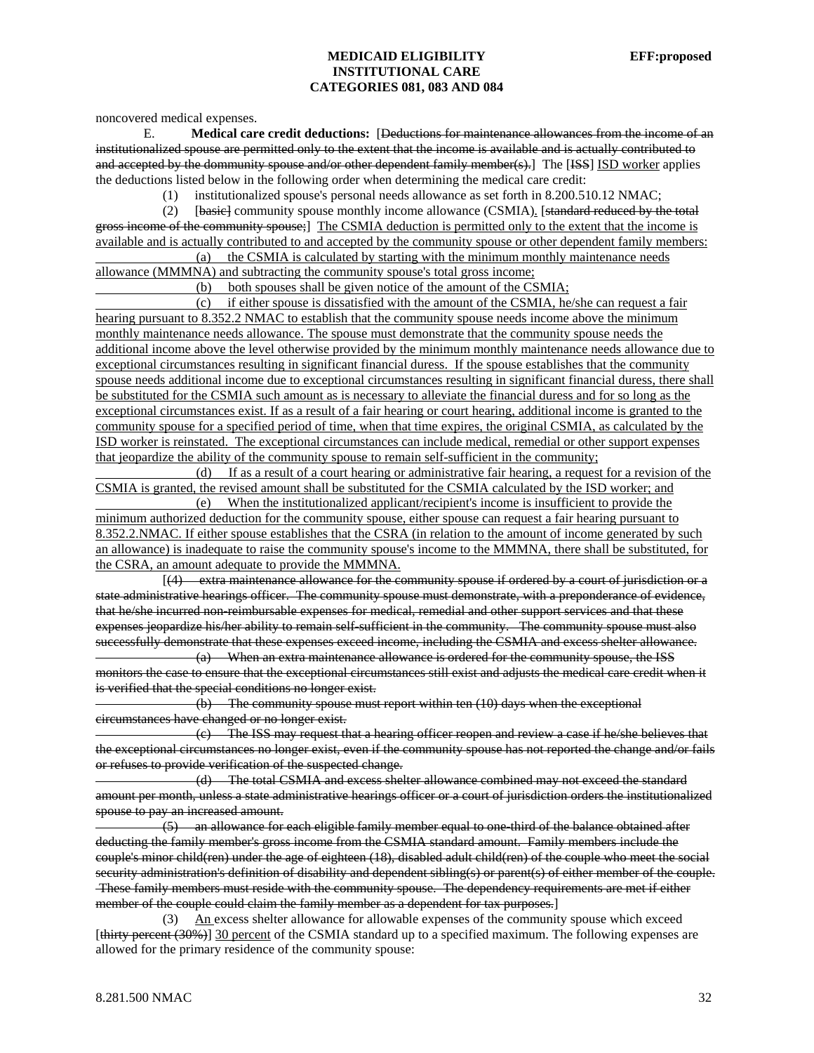noncovered medical expenses.

E. **Medical care credit deductions:** [~~Deductions for maintenance allowances from the income of an institutionalized spouse are permitted only to the extent that the income is available and is actually contributed to and accepted by the dommunity spouse and/or other dependent family member(s).~~] The [~~ISS~~] <u>ISD worker</u> applies the deductions listed below in the following order when determining the medical care credit:

(1) institutionalized spouse's personal needs allowance as set forth in 8.200.510.12 NMAC;

(2) [~~basic~~] community spouse monthly income allowance (CSMIA)<u>.</u> [~~standard reduced by the total gross income of the community spouse;~~] <u>The CSMIA deduction is permitted only to the extent that the income is available and is actually contributed to and accepted by the community spouse or other dependent family members:</u>

<u>(a) the CSMIA is calculated by starting with the minimum monthly maintenance needs allowance (MMMNA) and subtracting the community spouse's total gross income;</u>

<u>(b) both spouses shall be given notice of the amount of the CSMIA;</u>

<u>(c) if either spouse is dissatisfied with the amount of the CSMIA, he/she can request a fair hearing pursuant to 8.352.2 NMAC to establish that the community spouse needs income above the minimum monthly maintenance needs allowance. The spouse must demonstrate that the community spouse needs the additional income above the level otherwise provided by the minimum monthly maintenance needs allowance due to exceptional circumstances resulting in significant financial duress. If the spouse establishes that the community spouse needs additional income due to exceptional circumstances resulting in significant financial duress, there shall be substituted for the CSMIA such amount as is necessary to alleviate the financial duress and for so long as the exceptional circumstances exist. If as a result of a fair hearing or court hearing, additional income is granted to the community spouse for a specified period of time, when that time expires, the original CSMIA, as calculated by the ISD worker is reinstated. The exceptional circumstances can include medical, remedial or other support expenses that jeopardize the ability of the community spouse to remain self-sufficient in the community;</u>

<u>(d) If as a result of a court hearing or administrative fair hearing, a request for a revision of the CSMIA is granted, the revised amount shall be substituted for the CSMIA calculated by the ISD worker; and</u>

<u>(e) When the institutionalized applicant/recipient's income is insufficient to provide the minimum authorized deduction for the community spouse, either spouse can request a fair hearing pursuant to 8.352.2.NMAC. If either spouse establishes that the CSRA (in relation to the amount of income generated by such an allowance) is inadequate to raise the community spouse's income to the MMMNA, there shall be substituted, for the CSRA, an amount adequate to provide the MMMNA.</u>

[~~(4) extra maintenance allowance for the community spouse if ordered by a court of jurisdiction or a state administrative hearings officer. The community spouse must demonstrate, with a preponderance of evidence, that he/she incurred non-reimbursable expenses for medical, remedial and other support services and that these expenses jeopardize his/her ability to remain self-sufficient in the community. The community spouse must also successfully demonstrate that these expenses exceed income, including the CSMIA and excess shelter allowance.~~

~~(a) When an extra maintenance allowance is ordered for the community spouse, the ISS monitors the case to ensure that the exceptional circumstances still exist and adjusts the medical care credit when it is verified that the special conditions no longer exist.~~

~~(b) The community spouse must report within ten (10) days when the exceptional circumstances have changed or no longer exist.~~

~~(c) The ISS may request that a hearing officer reopen and review a case if he/she believes that the exceptional circumstances no longer exist, even if the community spouse has not reported the change and/or fails or refuses to provide verification of the suspected change.~~

~~(d) The total CSMIA and excess shelter allowance combined may not exceed the standard amount per month, unless a state administrative hearings officer or a court of jurisdiction orders the institutionalized spouse to pay an increased amount.~~

~~(5) an allowance for each eligible family member equal to one-third of the balance obtained after deducting the family member's gross income from the CSMIA standard amount. Family members include the couple's minor child(ren) under the age of eighteen (18), disabled adult child(ren) of the couple who meet the social security administration's definition of disability and dependent sibling(s) or parent(s) of either member of the couple. These family members must reside with the community spouse. The dependency requirements are met if either member of the couple could claim the family member as a dependent for tax purposes.~~]

(3) <u>An</u> excess shelter allowance for allowable expenses of the community spouse which exceed [~~thirty percent (30%)~~] <u>30 percent</u> of the CSMIA standard up to a specified maximum. The following expenses are allowed for the primary residence of the community spouse: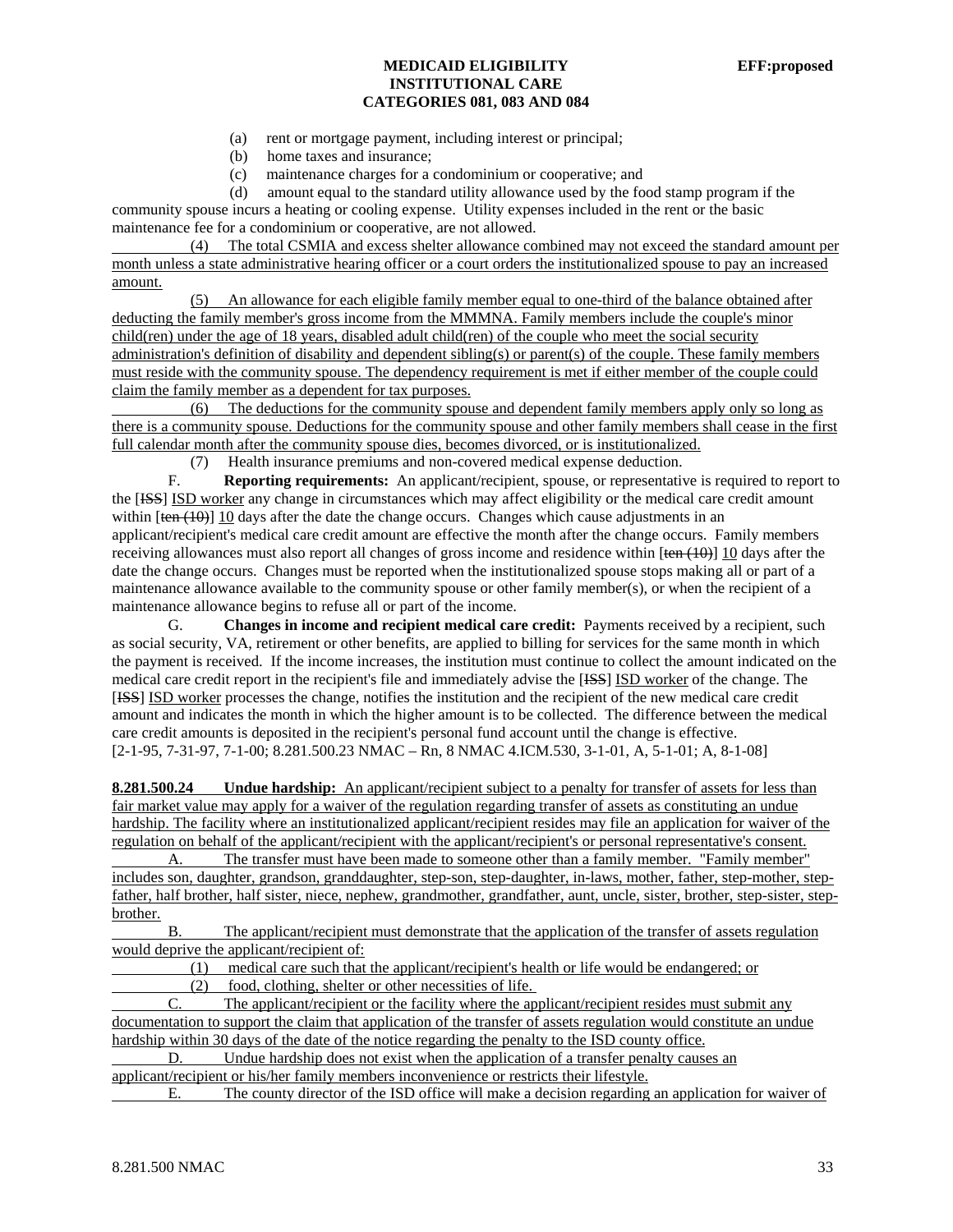(a) rent or mortgage payment, including interest or principal;

(b) home taxes and insurance;

(c) maintenance charges for a condominium or cooperative; and

(d) amount equal to the standard utility allowance used by the food stamp program if the community spouse incurs a heating or cooling expense. Utility expenses included in the rent or the basic maintenance fee for a condominium or cooperative, are not allowed.

(4) The total CSMIA and excess shelter allowance combined may not exceed the standard amount per month unless a state administrative hearing officer or a court orders the institutionalized spouse to pay an increased amount.

(5) An allowance for each eligible family member equal to one-third of the balance obtained after deducting the family member's gross income from the MMMNA. Family members include the couple's minor child(ren) under the age of 18 years, disabled adult child(ren) of the couple who meet the social security administration's definition of disability and dependent sibling(s) or parent(s) of the couple. These family members must reside with the community spouse. The dependency requirement is met if either member of the couple could claim the family member as a dependent for tax purposes.

(6) The deductions for the community spouse and dependent family members apply only so long as there is a community spouse. Deductions for the community spouse and other family members shall cease in the first full calendar month after the community spouse dies, becomes divorced, or is institutionalized.

(7) Health insurance premiums and non-covered medical expense deduction.

F. **Reporting requirements:** An applicant/recipient, spouse, or representative is required to report to the [~~ISS~~] ISD worker any change in circumstances which may affect eligibility or the medical care credit amount within [~~ten (10)~~] 10 days after the date the change occurs. Changes which cause adjustments in an applicant/recipient's medical care credit amount are effective the month after the change occurs. Family members receiving allowances must also report all changes of gross income and residence within [~~ten (10)~~] 10 days after the date the change occurs. Changes must be reported when the institutionalized spouse stops making all or part of a maintenance allowance available to the community spouse or other family member(s), or when the recipient of a maintenance allowance begins to refuse all or part of the income.

G. **Changes in income and recipient medical care credit:** Payments received by a recipient, such as social security, VA, retirement or other benefits, are applied to billing for services for the same month in which the payment is received. If the income increases, the institution must continue to collect the amount indicated on the medical care credit report in the recipient's file and immediately advise the [~~ISS~~] ISD worker of the change. The [~~ISS~~] ISD worker processes the change, notifies the institution and the recipient of the new medical care credit amount and indicates the month in which the higher amount is to be collected. The difference between the medical care credit amounts is deposited in the recipient's personal fund account until the change is effective.

[2-1-95, 7-31-97, 7-1-00; 8.281.500.23 NMAC – Rn, 8 NMAC 4.ICM.530, 3-1-01, A, 5-1-01; A, 8-1-08]

**8.281.500.24 Undue hardship:** An applicant/recipient subject to a penalty for transfer of assets for less than fair market value may apply for a waiver of the regulation regarding transfer of assets as constituting an undue hardship. The facility where an institutionalized applicant/recipient resides may file an application for waiver of the regulation on behalf of the applicant/recipient with the applicant/recipient's or personal representative's consent.

A. The transfer must have been made to someone other than a family member. "Family member" includes son, daughter, grandson, granddaughter, step-son, step-daughter, in-laws, mother, father, step-mother, step-father, half brother, half sister, niece, nephew, grandmother, grandfather, aunt, uncle, sister, brother, step-sister, step-brother.

B. The applicant/recipient must demonstrate that the application of the transfer of assets regulation would deprive the applicant/recipient of:

(1) medical care such that the applicant/recipient's health or life would be endangered; or

(2) food, clothing, shelter or other necessities of life.

C. The applicant/recipient or the facility where the applicant/recipient resides must submit any documentation to support the claim that application of the transfer of assets regulation would constitute an undue hardship within 30 days of the date of the notice regarding the penalty to the ISD county office.

D. Undue hardship does not exist when the application of a transfer penalty causes an applicant/recipient or his/her family members inconvenience or restricts their lifestyle.

E. The county director of the ISD office will make a decision regarding an application for waiver of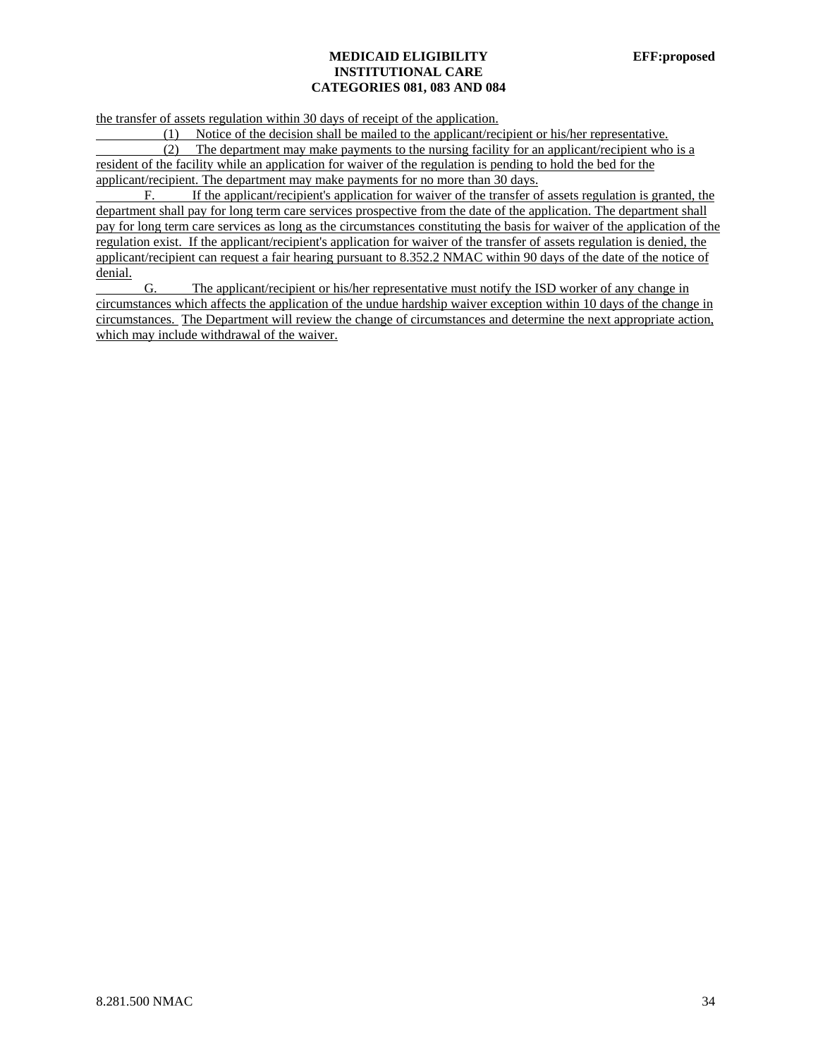the transfer of assets regulation within 30 days of receipt of the application.

(1) Notice of the decision shall be mailed to the applicant/recipient or his/her representative.

(2) The department may make payments to the nursing facility for an applicant/recipient who is a resident of the facility while an application for waiver of the regulation is pending to hold the bed for the applicant/recipient. The department may make payments for no more than 30 days.

F. If the applicant/recipient's application for waiver of the transfer of assets regulation is granted, the department shall pay for long term care services prospective from the date of the application. The department shall pay for long term care services as long as the circumstances constituting the basis for waiver of the application of the regulation exist. If the applicant/recipient's application for waiver of the transfer of assets regulation is denied, the applicant/recipient can request a fair hearing pursuant to 8.352.2 NMAC within 90 days of the date of the notice of denial.

G. The applicant/recipient or his/her representative must notify the ISD worker of any change in circumstances which affects the application of the undue hardship waiver exception within 10 days of the change in circumstances. The Department will review the change of circumstances and determine the next appropriate action, which may include withdrawal of the waiver.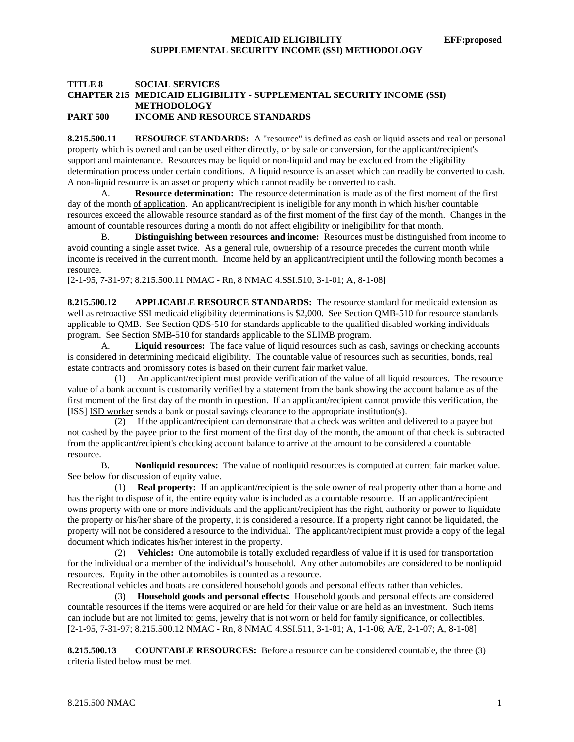**TITLE 8 SOCIAL SERVICES**
**CHAPTER 215 MEDICAID ELIGIBILITY - SUPPLEMENTAL SECURITY INCOME (SSI) METHODOLOGY**
**PART 500 INCOME AND RESOURCE STANDARDS**

**8.215.500.11 RESOURCE STANDARDS:** A "resource" is defined as cash or liquid assets and real or personal property which is owned and can be used either directly, or by sale or conversion, for the applicant/recipient's support and maintenance. Resources may be liquid or non-liquid and may be excluded from the eligibility determination process under certain conditions. A liquid resource is an asset which can readily be converted to cash. A non-liquid resource is an asset or property which cannot readily be converted to cash.

A. **Resource determination:** The resource determination is made as of the first moment of the first day of the month of application. An applicant/recipient is ineligible for any month in which his/her countable resources exceed the allowable resource standard as of the first moment of the first day of the month. Changes in the amount of countable resources during a month do not affect eligibility or ineligibility for that month.

B. **Distinguishing between resources and income:** Resources must be distinguished from income to avoid counting a single asset twice. As a general rule, ownership of a resource precedes the current month while income is received in the current month. Income held by an applicant/recipient until the following month becomes a resource.

[2-1-95, 7-31-97; 8.215.500.11 NMAC - Rn, 8 NMAC 4.SSI.510, 3-1-01; A, 8-1-08]

**8.215.500.12 APPLICABLE RESOURCE STANDARDS:** The resource standard for medicaid extension as well as retroactive SSI medicaid eligibility determinations is $2,000. See Section QMB-510 for resource standards applicable to QMB. See Section QDS-510 for standards applicable to the qualified disabled working individuals program. See Section SMB-510 for standards applicable to the SLIMB program.

A. **Liquid resources:** The face value of liquid resources such as cash, savings or checking accounts is considered in determining medicaid eligibility. The countable value of resources such as securities, bonds, real estate contracts and promissory notes is based on their current fair market value.

(1) An applicant/recipient must provide verification of the value of all liquid resources. The resource value of a bank account is customarily verified by a statement from the bank showing the account balance as of the first moment of the first day of the month in question. If an applicant/recipient cannot provide this verification, the [~~ISS~~] ISD worker sends a bank or postal savings clearance to the appropriate institution(s).

(2) If the applicant/recipient can demonstrate that a check was written and delivered to a payee but not cashed by the payee prior to the first moment of the first day of the month, the amount of that check is subtracted from the applicant/recipient's checking account balance to arrive at the amount to be considered a countable resource.

B. **Nonliquid resources:** The value of nonliquid resources is computed at current fair market value. See below for discussion of equity value.

(1) **Real property:** If an applicant/recipient is the sole owner of real property other than a home and has the right to dispose of it, the entire equity value is included as a countable resource. If an applicant/recipient owns property with one or more individuals and the applicant/recipient has the right, authority or power to liquidate the property or his/her share of the property, it is considered a resource. If a property right cannot be liquidated, the property will not be considered a resource to the individual. The applicant/recipient must provide a copy of the legal document which indicates his/her interest in the property.

(2) **Vehicles:** One automobile is totally excluded regardless of value if it is used for transportation for the individual or a member of the individual's household. Any other automobiles are considered to be nonliquid resources. Equity in the other automobiles is counted as a resource.
Recreational vehicles and boats are considered household goods and personal effects rather than vehicles.

(3) **Household goods and personal effects:** Household goods and personal effects are considered countable resources if the items were acquired or are held for their value or are held as an investment. Such items can include but are not limited to: gems, jewelry that is not worn or held for family significance, or collectibles.

[2-1-95, 7-31-97; 8.215.500.12 NMAC - Rn, 8 NMAC 4.SSI.511, 3-1-01; A, 1-1-06; A/E, 2-1-07; A, 8-1-08]

**8.215.500.13 COUNTABLE RESOURCES:** Before a resource can be considered countable, the three (3) criteria listed below must be met.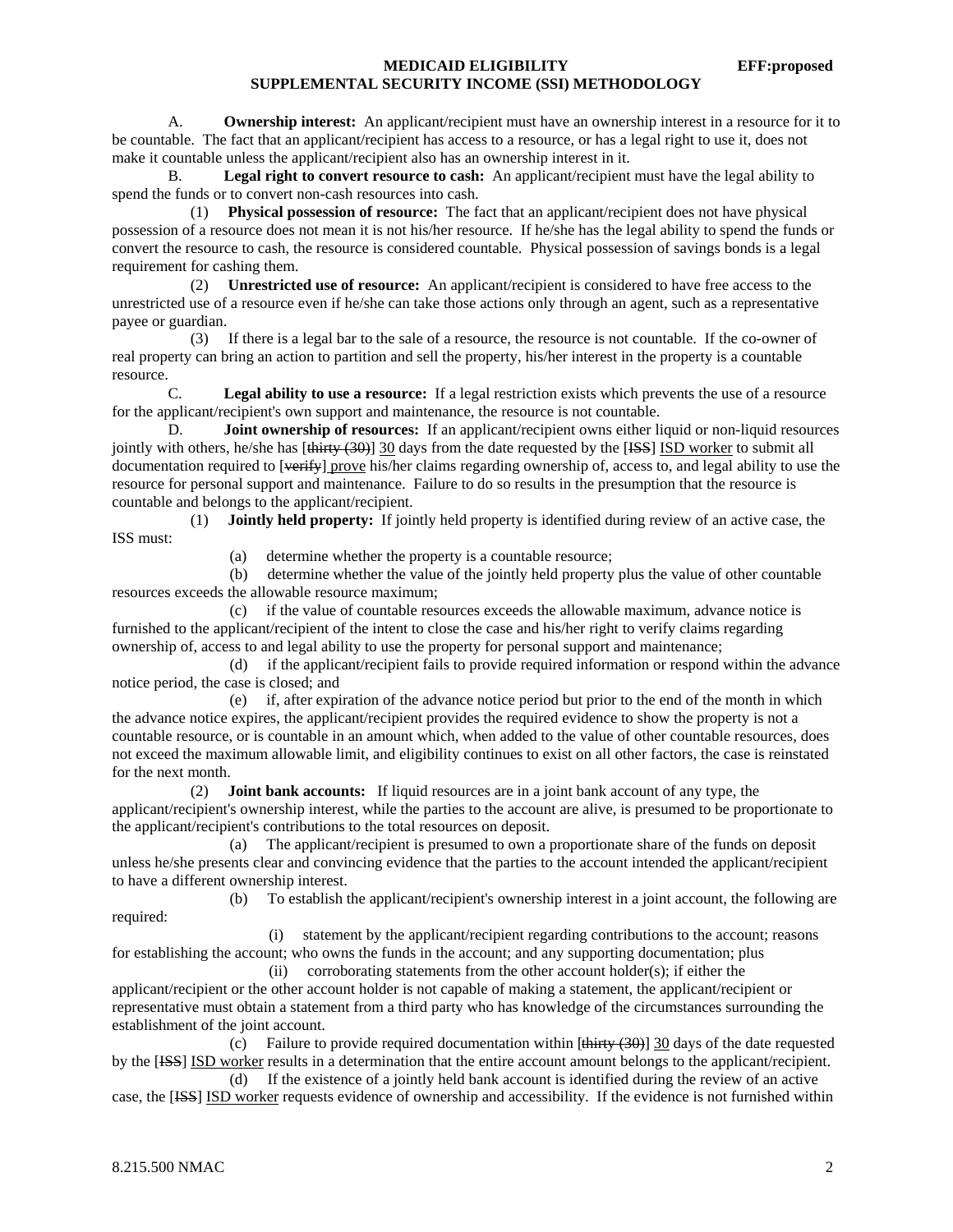A. **Ownership interest:** An applicant/recipient must have an ownership interest in a resource for it to be countable. The fact that an applicant/recipient has access to a resource, or has a legal right to use it, does not make it countable unless the applicant/recipient also has an ownership interest in it.

B. **Legal right to convert resource to cash:** An applicant/recipient must have the legal ability to spend the funds or to convert non-cash resources into cash.

(1) **Physical possession of resource:** The fact that an applicant/recipient does not have physical possession of a resource does not mean it is not his/her resource. If he/she has the legal ability to spend the funds or convert the resource to cash, the resource is considered countable. Physical possession of savings bonds is a legal requirement for cashing them.

(2) **Unrestricted use of resource:** An applicant/recipient is considered to have free access to the unrestricted use of a resource even if he/she can take those actions only through an agent, such as a representative payee or guardian.

(3) If there is a legal bar to the sale of a resource, the resource is not countable. If the co-owner of real property can bring an action to partition and sell the property, his/her interest in the property is a countable resource.

C. **Legal ability to use a resource:** If a legal restriction exists which prevents the use of a resource for the applicant/recipient's own support and maintenance, the resource is not countable.

D. **Joint ownership of resources:** If an applicant/recipient owns either liquid or non-liquid resources jointly with others, he/she has [~~thirty (30)~~] <u>30</u> days from the date requested by the [~~ISS~~] <u>ISD worker</u> to submit all documentation required to [~~verify~~] <u>prove</u> his/her claims regarding ownership of, access to, and legal ability to use the resource for personal support and maintenance. Failure to do so results in the presumption that the resource is countable and belongs to the applicant/recipient.

(1) **Jointly held property:** If jointly held property is identified during review of an active case, the ISS must:

(a) determine whether the property is a countable resource;

(b) determine whether the value of the jointly held property plus the value of other countable resources exceeds the allowable resource maximum;

(c) if the value of countable resources exceeds the allowable maximum, advance notice is furnished to the applicant/recipient of the intent to close the case and his/her right to verify claims regarding ownership of, access to and legal ability to use the property for personal support and maintenance;

(d) if the applicant/recipient fails to provide required information or respond within the advance notice period, the case is closed; and

(e) if, after expiration of the advance notice period but prior to the end of the month in which the advance notice expires, the applicant/recipient provides the required evidence to show the property is not a countable resource, or is countable in an amount which, when added to the value of other countable resources, does not exceed the maximum allowable limit, and eligibility continues to exist on all other factors, the case is reinstated for the next month.

(2) **Joint bank accounts:** If liquid resources are in a joint bank account of any type, the applicant/recipient's ownership interest, while the parties to the account are alive, is presumed to be proportionate to the applicant/recipient's contributions to the total resources on deposit.

(a) The applicant/recipient is presumed to own a proportionate share of the funds on deposit unless he/she presents clear and convincing evidence that the parties to the account intended the applicant/recipient to have a different ownership interest.

(b) To establish the applicant/recipient's ownership interest in a joint account, the following are required:

(i) statement by the applicant/recipient regarding contributions to the account; reasons for establishing the account; who owns the funds in the account; and any supporting documentation; plus

(ii) corroborating statements from the other account holder(s); if either the applicant/recipient or the other account holder is not capable of making a statement, the applicant/recipient or representative must obtain a statement from a third party who has knowledge of the circumstances surrounding the establishment of the joint account.

(c) Failure to provide required documentation within [~~thirty (30)~~] <u>30</u> days of the date requested by the [~~ISS~~] <u>ISD worker</u> results in a determination that the entire account amount belongs to the applicant/recipient.

(d) If the existence of a jointly held bank account is identified during the review of an active case, the [~~ISS~~] <u>ISD worker</u> requests evidence of ownership and accessibility. If the evidence is not furnished within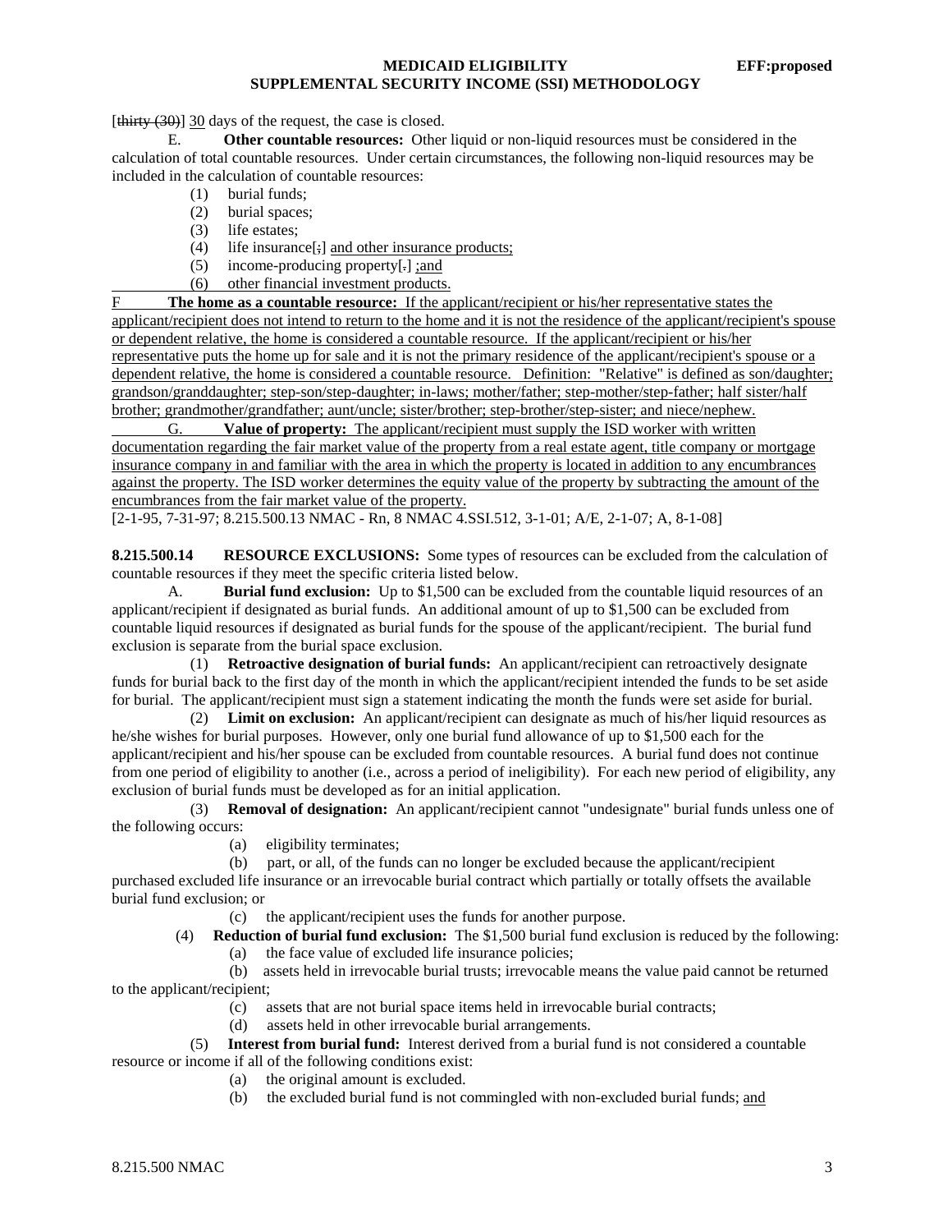[~~thirty (30)~~] 30 days of the request, the case is closed.

E. **Other countable resources:** Other liquid or non-liquid resources must be considered in the calculation of total countable resources. Under certain circumstances, the following non-liquid resources may be included in the calculation of countable resources:

(1) burial funds;

(2) burial spaces;

(3) life estates;

(4) life insurance[;] and other insurance products;

(5) income-producing property[.] ;and

(6) other financial investment products.

F **The home as a countable resource:** If the applicant/recipient or his/her representative states the applicant/recipient does not intend to return to the home and it is not the residence of the applicant/recipient's spouse or dependent relative, the home is considered a countable resource. If the applicant/recipient or his/her representative puts the home up for sale and it is not the primary residence of the applicant/recipient's spouse or a dependent relative, the home is considered a countable resource. Definition: "Relative" is defined as son/daughter; grandson/granddaughter; step-son/step-daughter; in-laws; mother/father; step-mother/step-father; half sister/half brother; grandmother/grandfather; aunt/uncle; sister/brother; step-brother/step-sister; and niece/nephew.

G. **Value of property:** The applicant/recipient must supply the ISD worker with written documentation regarding the fair market value of the property from a real estate agent, title company or mortgage insurance company in and familiar with the area in which the property is located in addition to any encumbrances against the property. The ISD worker determines the equity value of the property by subtracting the amount of the encumbrances from the fair market value of the property.

[2-1-95, 7-31-97; 8.215.500.13 NMAC - Rn, 8 NMAC 4.SSI.512, 3-1-01; A/E, 2-1-07; A, 8-1-08]

**8.215.500.14 RESOURCE EXCLUSIONS:** Some types of resources can be excluded from the calculation of countable resources if they meet the specific criteria listed below.

A. **Burial fund exclusion:** Up to $1,500 can be excluded from the countable liquid resources of an applicant/recipient if designated as burial funds. An additional amount of up to $1,500 can be excluded from countable liquid resources if designated as burial funds for the spouse of the applicant/recipient. The burial fund exclusion is separate from the burial space exclusion.

(1) **Retroactive designation of burial funds:** An applicant/recipient can retroactively designate funds for burial back to the first day of the month in which the applicant/recipient intended the funds to be set aside for burial. The applicant/recipient must sign a statement indicating the month the funds were set aside for burial.

(2) **Limit on exclusion:** An applicant/recipient can designate as much of his/her liquid resources as he/she wishes for burial purposes. However, only one burial fund allowance of up to $1,500 each for the applicant/recipient and his/her spouse can be excluded from countable resources. A burial fund does not continue from one period of eligibility to another (i.e., across a period of ineligibility). For each new period of eligibility, any exclusion of burial funds must be developed as for an initial application.

(3) **Removal of designation:** An applicant/recipient cannot "undesignate" burial funds unless one of the following occurs:

(a) eligibility terminates;

(b) part, or all, of the funds can no longer be excluded because the applicant/recipient purchased excluded life insurance or an irrevocable burial contract which partially or totally offsets the available burial fund exclusion; or

(c) the applicant/recipient uses the funds for another purpose.

(4) **Reduction of burial fund exclusion:** The $1,500 burial fund exclusion is reduced by the following:

(a) the face value of excluded life insurance policies;

(b) assets held in irrevocable burial trusts; irrevocable means the value paid cannot be returned to the applicant/recipient;

(c) assets that are not burial space items held in irrevocable burial contracts;

(d) assets held in other irrevocable burial arrangements.

(5) **Interest from burial fund:** Interest derived from a burial fund is not considered a countable resource or income if all of the following conditions exist:

(a) the original amount is excluded.

(b) the excluded burial fund is not commingled with non-excluded burial funds; and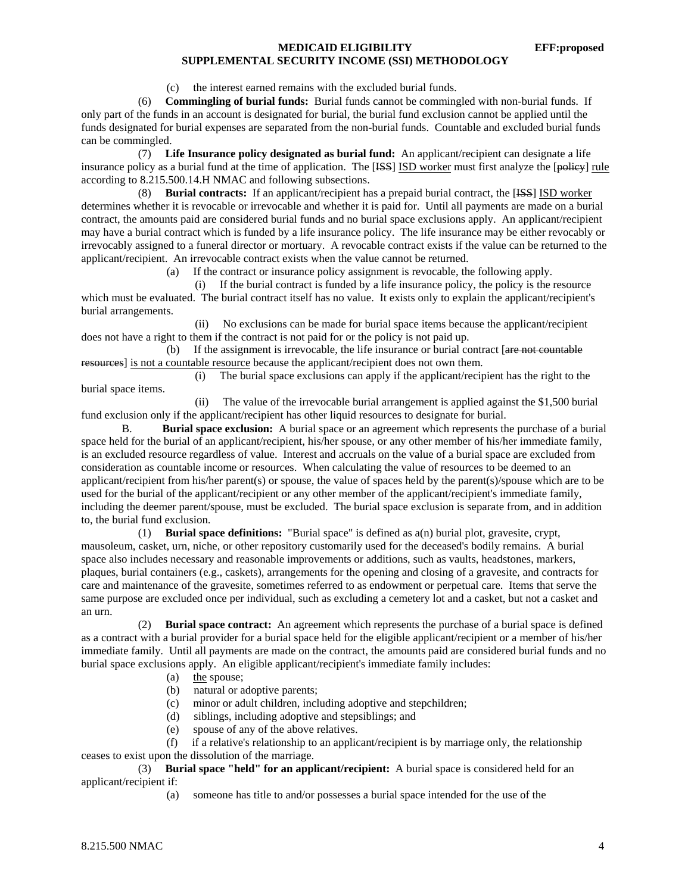(c) the interest earned remains with the excluded burial funds.

(6) **Commingling of burial funds:** Burial funds cannot be commingled with non-burial funds. If only part of the funds in an account is designated for burial, the burial fund exclusion cannot be applied until the funds designated for burial expenses are separated from the non-burial funds. Countable and excluded burial funds can be commingled.

(7) **Life Insurance policy designated as burial fund:** An applicant/recipient can designate a life insurance policy as a burial fund at the time of application. The [~~ISS~~] <u>ISD worker</u> must first analyze the [~~policy~~] <u>rule</u> according to 8.215.500.14.H NMAC and following subsections.

(8) **Burial contracts:** If an applicant/recipient has a prepaid burial contract, the [~~ISS~~] <u>ISD worker</u> determines whether it is revocable or irrevocable and whether it is paid for. Until all payments are made on a burial contract, the amounts paid are considered burial funds and no burial space exclusions apply. An applicant/recipient may have a burial contract which is funded by a life insurance policy. The life insurance may be either revocably or irrevocably assigned to a funeral director or mortuary. A revocable contract exists if the value can be returned to the applicant/recipient. An irrevocable contract exists when the value cannot be returned.

(a) If the contract or insurance policy assignment is revocable, the following apply.

(i) If the burial contract is funded by a life insurance policy, the policy is the resource which must be evaluated. The burial contract itself has no value. It exists only to explain the applicant/recipient's burial arrangements.

(ii) No exclusions can be made for burial space items because the applicant/recipient does not have a right to them if the contract is not paid for or the policy is not paid up.

(b) If the assignment is irrevocable, the life insurance or burial contract [~~are not countable resources~~] <u>is not a countable resource</u> because the applicant/recipient does not own them.

(i) The burial space exclusions can apply if the applicant/recipient has the right to the burial space items.

(ii) The value of the irrevocable burial arrangement is applied against the $1,500 burial fund exclusion only if the applicant/recipient has other liquid resources to designate for burial.

B. **Burial space exclusion:** A burial space or an agreement which represents the purchase of a burial space held for the burial of an applicant/recipient, his/her spouse, or any other member of his/her immediate family, is an excluded resource regardless of value. Interest and accruals on the value of a burial space are excluded from consideration as countable income or resources. When calculating the value of resources to be deemed to an applicant/recipient from his/her parent(s) or spouse, the value of spaces held by the parent(s)/spouse which are to be used for the burial of the applicant/recipient or any other member of the applicant/recipient's immediate family, including the deemer parent/spouse, must be excluded. The burial space exclusion is separate from, and in addition to, the burial fund exclusion.

(1) **Burial space definitions:** "Burial space" is defined as a(n) burial plot, gravesite, crypt, mausoleum, casket, urn, niche, or other repository customarily used for the deceased's bodily remains. A burial space also includes necessary and reasonable improvements or additions, such as vaults, headstones, markers, plaques, burial containers (e.g., caskets), arrangements for the opening and closing of a gravesite, and contracts for care and maintenance of the gravesite, sometimes referred to as endowment or perpetual care. Items that serve the same purpose are excluded once per individual, such as excluding a cemetery lot and a casket, but not a casket and an urn.

(2) **Burial space contract:** An agreement which represents the purchase of a burial space is defined as a contract with a burial provider for a burial space held for the eligible applicant/recipient or a member of his/her immediate family. Until all payments are made on the contract, the amounts paid are considered burial funds and no burial space exclusions apply. An eligible applicant/recipient's immediate family includes:

(a) <u>the</u> spouse;

(b) natural or adoptive parents;

(c) minor or adult children, including adoptive and stepchildren;

(d) siblings, including adoptive and stepsiblings; and

(e) spouse of any of the above relatives.

(f) if a relative's relationship to an applicant/recipient is by marriage only, the relationship ceases to exist upon the dissolution of the marriage.

(3) **Burial space "held" for an applicant/recipient:** A burial space is considered held for an applicant/recipient if:

(a) someone has title to and/or possesses a burial space intended for the use of the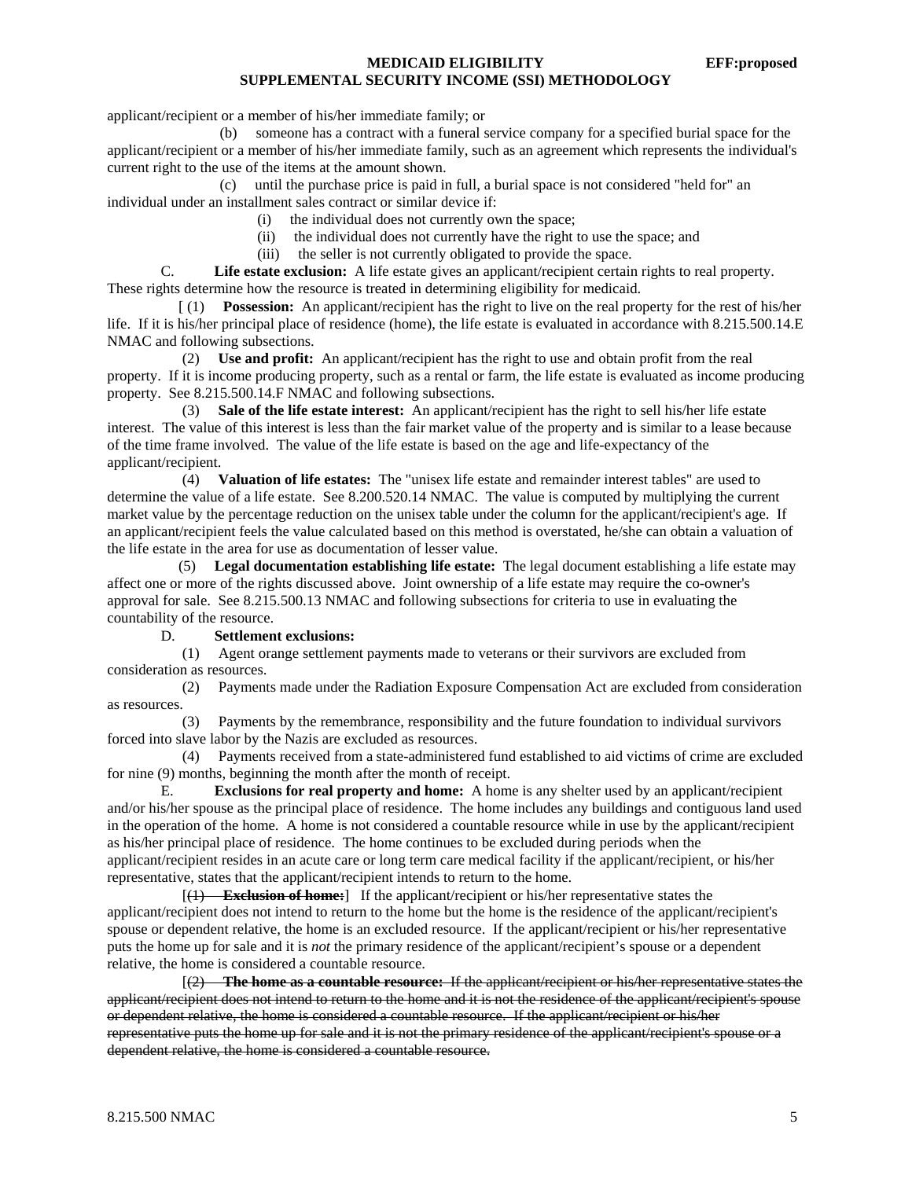applicant/recipient or a member of his/her immediate family; or

(b) someone has a contract with a funeral service company for a specified burial space for the applicant/recipient or a member of his/her immediate family, such as an agreement which represents the individual's current right to the use of the items at the amount shown.

(c) until the purchase price is paid in full, a burial space is not considered "held for" an individual under an installment sales contract or similar device if:

(i) the individual does not currently own the space;

(ii) the individual does not currently have the right to use the space; and

(iii) the seller is not currently obligated to provide the space.

C. **Life estate exclusion:** A life estate gives an applicant/recipient certain rights to real property. These rights determine how the resource is treated in determining eligibility for medicaid.

[ (1) **Possession:** An applicant/recipient has the right to live on the real property for the rest of his/her life. If it is his/her principal place of residence (home), the life estate is evaluated in accordance with 8.215.500.14.E NMAC and following subsections.

(2) **Use and profit:** An applicant/recipient has the right to use and obtain profit from the real property. If it is income producing property, such as a rental or farm, the life estate is evaluated as income producing property. See 8.215.500.14.F NMAC and following subsections.

(3) **Sale of the life estate interest:** An applicant/recipient has the right to sell his/her life estate interest. The value of this interest is less than the fair market value of the property and is similar to a lease because of the time frame involved. The value of the life estate is based on the age and life-expectancy of the applicant/recipient.

(4) **Valuation of life estates:** The "unisex life estate and remainder interest tables" are used to determine the value of a life estate. See 8.200.520.14 NMAC. The value is computed by multiplying the current market value by the percentage reduction on the unisex table under the column for the applicant/recipient's age. If an applicant/recipient feels the value calculated based on this method is overstated, he/she can obtain a valuation of the life estate in the area for use as documentation of lesser value.

(5) **Legal documentation establishing life estate:** The legal document establishing a life estate may affect one or more of the rights discussed above. Joint ownership of a life estate may require the co-owner's approval for sale. See 8.215.500.13 NMAC and following subsections for criteria to use in evaluating the countability of the resource.

D. **Settlement exclusions:**

(1) Agent orange settlement payments made to veterans or their survivors are excluded from consideration as resources.

(2) Payments made under the Radiation Exposure Compensation Act are excluded from consideration as resources.

(3) Payments by the remembrance, responsibility and the future foundation to individual survivors forced into slave labor by the Nazis are excluded as resources.

(4) Payments received from a state-administered fund established to aid victims of crime are excluded for nine (9) months, beginning the month after the month of receipt.

E. **Exclusions for real property and home:** A home is any shelter used by an applicant/recipient and/or his/her spouse as the principal place of residence. The home includes any buildings and contiguous land used in the operation of the home. A home is not considered a countable resource while in use by the applicant/recipient as his/her principal place of residence. The home continues to be excluded during periods when the applicant/recipient resides in an acute care or long term care medical facility if the applicant/recipient, or his/her representative, states that the applicant/recipient intends to return to the home.

[~~(1) **Exclusion of home:**~~] If the applicant/recipient or his/her representative states the applicant/recipient does not intend to return to the home but the home is the residence of the applicant/recipient's spouse or dependent relative, the home is an excluded resource. If the applicant/recipient or his/her representative puts the home up for sale and it is *not* the primary residence of the applicant/recipient's spouse or a dependent relative, the home is considered a countable resource.

[~~(2) **The home as a countable resource:** If the applicant/recipient or his/her representative states the applicant/recipient does not intend to return to the home and it is not the residence of the applicant/recipient's spouse or dependent relative, the home is considered a countable resource. If the applicant/recipient or his/her representative puts the home up for sale and it is not the primary residence of the applicant/recipient's spouse or a dependent relative, the home is considered a countable resource.~~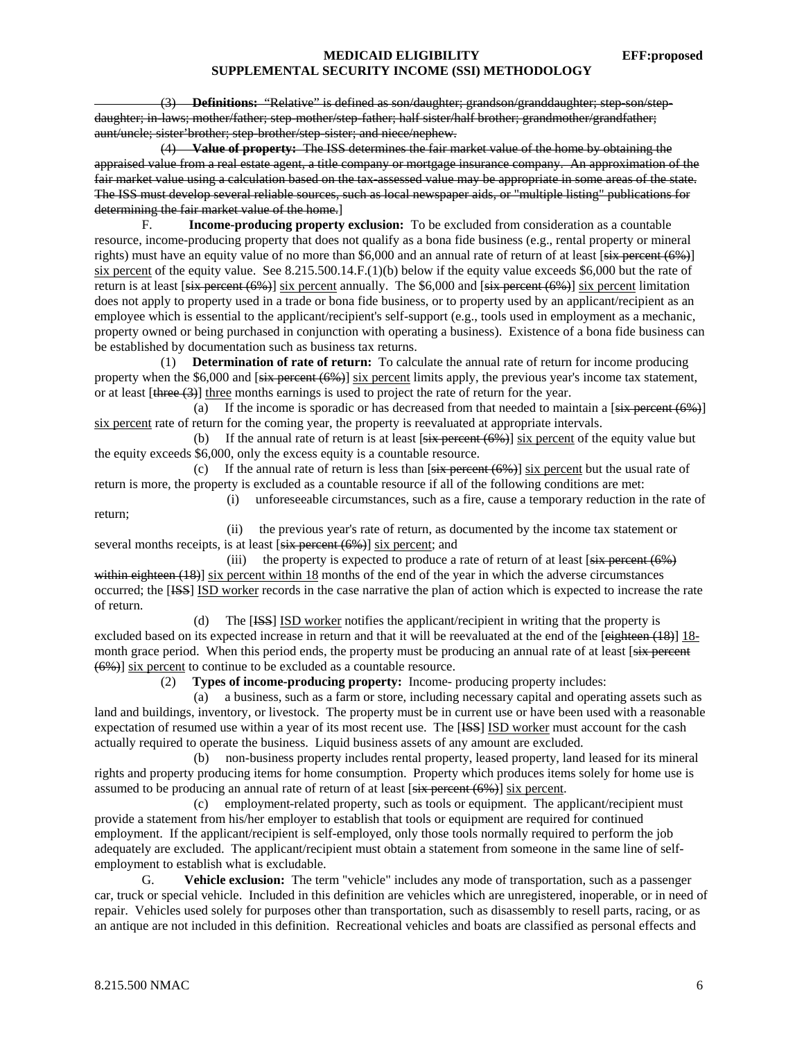(3) **Definitions:** "Relative" is defined as son/daughter; grandson/granddaughter; step-son/step-daughter; in-laws; mother/father; step-mother/step-father; half sister/half brother; grandmother/grandfather; aunt/uncle; sister'brother; step-brother/step-sister; and niece/nephew.

(4) **Value of property:** The ISS determines the fair market value of the home by obtaining the appraised value from a real estate agent, a title company or mortgage insurance company. An approximation of the fair market value using a calculation based on the tax-assessed value may be appropriate in some areas of the state. The ISS must develop several reliable sources, such as local newspaper aids, or "multiple listing" publications for determining the fair market value of the home.]

F. **Income-producing property exclusion:** To be excluded from consideration as a countable resource, income-producing property that does not qualify as a bona fide business (e.g., rental property or mineral rights) must have an equity value of no more than $6,000 and an annual rate of return of at least [six percent (6%)] six percent of the equity value. See 8.215.500.14.F.(1)(b) below if the equity value exceeds $6,000 but the rate of return is at least [six percent (6%)] six percent annually. The $6,000 and [six percent (6%)] six percent limitation does not apply to property used in a trade or bona fide business, or to property used by an applicant/recipient as an employee which is essential to the applicant/recipient's self-support (e.g., tools used in employment as a mechanic, property owned or being purchased in conjunction with operating a business). Existence of a bona fide business can be established by documentation such as business tax returns.

(1) **Determination of rate of return:** To calculate the annual rate of return for income producing property when the $6,000 and [six percent (6%)] six percent limits apply, the previous year's income tax statement, or at least [three (3)] three months earnings is used to project the rate of return for the year.

(a) If the income is sporadic or has decreased from that needed to maintain a [six percent (6%)] six percent rate of return for the coming year, the property is reevaluated at appropriate intervals.

(b) If the annual rate of return is at least [six percent (6%)] six percent of the equity value but the equity exceeds $6,000, only the excess equity is a countable resource.

(c) If the annual rate of return is less than [six percent (6%)] six percent but the usual rate of return is more, the property is excluded as a countable resource if all of the following conditions are met:

(i) unforeseeable circumstances, such as a fire, cause a temporary reduction in the rate of return;

(ii) the previous year's rate of return, as documented by the income tax statement or several months receipts, is at least [six percent (6%)] six percent; and

(iii) the property is expected to produce a rate of return of at least [six percent (6%) within eighteen (18)] six percent within 18 months of the end of the year in which the adverse circumstances occurred; the [ISS] ISD worker records in the case narrative the plan of action which is expected to increase the rate of return.

(d) The [ISS] ISD worker notifies the applicant/recipient in writing that the property is excluded based on its expected increase in return and that it will be reevaluated at the end of the [eighteen (18)] 18-month grace period. When this period ends, the property must be producing an annual rate of at least [six percent (6%)] six percent to continue to be excluded as a countable resource.

(2) **Types of income-producing property:** Income- producing property includes:

(a) a business, such as a farm or store, including necessary capital and operating assets such as land and buildings, inventory, or livestock. The property must be in current use or have been used with a reasonable expectation of resumed use within a year of its most recent use. The [ISS] ISD worker must account for the cash actually required to operate the business. Liquid business assets of any amount are excluded.

(b) non-business property includes rental property, leased property, land leased for its mineral rights and property producing items for home consumption. Property which produces items solely for home use is assumed to be producing an annual rate of return of at least [six percent (6%)] six percent.

(c) employment-related property, such as tools or equipment. The applicant/recipient must provide a statement from his/her employer to establish that tools or equipment are required for continued employment. If the applicant/recipient is self-employed, only those tools normally required to perform the job adequately are excluded. The applicant/recipient must obtain a statement from someone in the same line of self-employment to establish what is excludable.

G. **Vehicle exclusion:** The term "vehicle" includes any mode of transportation, such as a passenger car, truck or special vehicle. Included in this definition are vehicles which are unregistered, inoperable, or in need of repair. Vehicles used solely for purposes other than transportation, such as disassembly to resell parts, racing, or as an antique are not included in this definition. Recreational vehicles and boats are classified as personal effects and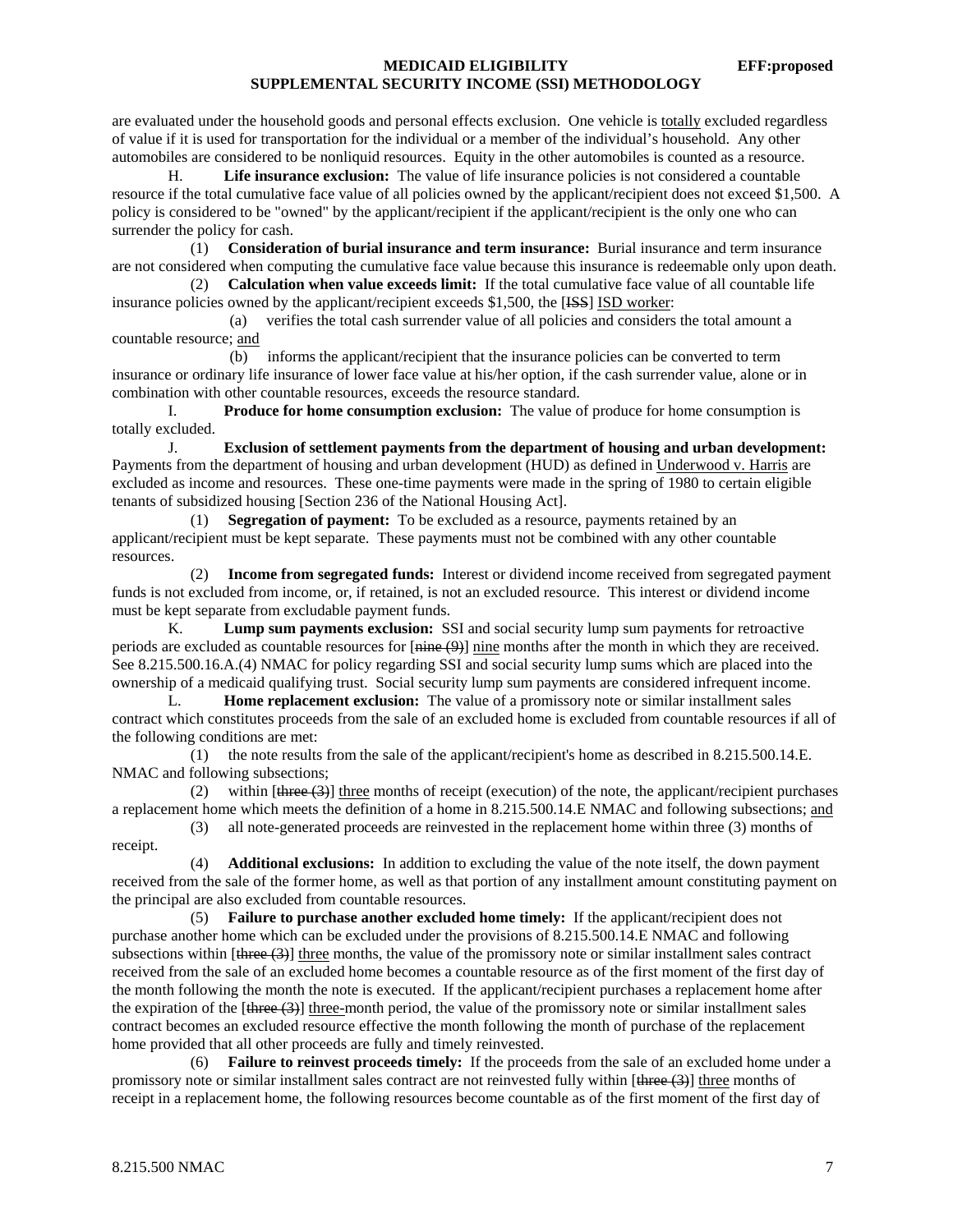are evaluated under the household goods and personal effects exclusion. One vehicle is totally excluded regardless of value if it is used for transportation for the individual or a member of the individual's household. Any other automobiles are considered to be nonliquid resources. Equity in the other automobiles is counted as a resource.

H. **Life insurance exclusion:** The value of life insurance policies is not considered a countable resource if the total cumulative face value of all policies owned by the applicant/recipient does not exceed $1,500. A policy is considered to be "owned" by the applicant/recipient if the applicant/recipient is the only one who can surrender the policy for cash.

(1) **Consideration of burial insurance and term insurance:** Burial insurance and term insurance are not considered when computing the cumulative face value because this insurance is redeemable only upon death.

(2) **Calculation when value exceeds limit:** If the total cumulative face value of all countable life insurance policies owned by the applicant/recipient exceeds $1,500, the [~~ISS~~] ISD worker:

(a) verifies the total cash surrender value of all policies and considers the total amount a countable resource; and

(b) informs the applicant/recipient that the insurance policies can be converted to term insurance or ordinary life insurance of lower face value at his/her option, if the cash surrender value, alone or in combination with other countable resources, exceeds the resource standard.

I. **Produce for home consumption exclusion:** The value of produce for home consumption is totally excluded.

J. **Exclusion of settlement payments from the department of housing and urban development:** Payments from the department of housing and urban development (HUD) as defined in Underwood v. Harris are excluded as income and resources. These one-time payments were made in the spring of 1980 to certain eligible tenants of subsidized housing [Section 236 of the National Housing Act].

(1) **Segregation of payment:** To be excluded as a resource, payments retained by an applicant/recipient must be kept separate. These payments must not be combined with any other countable resources.

(2) **Income from segregated funds:** Interest or dividend income received from segregated payment funds is not excluded from income, or, if retained, is not an excluded resource. This interest or dividend income must be kept separate from excludable payment funds.

K. **Lump sum payments exclusion:** SSI and social security lump sum payments for retroactive periods are excluded as countable resources for [~~nine (9)~~] nine months after the month in which they are received. See 8.215.500.16.A.(4) NMAC for policy regarding SSI and social security lump sums which are placed into the ownership of a medicaid qualifying trust. Social security lump sum payments are considered infrequent income.

L. **Home replacement exclusion:** The value of a promissory note or similar installment sales contract which constitutes proceeds from the sale of an excluded home is excluded from countable resources if all of the following conditions are met:

(1) the note results from the sale of the applicant/recipient's home as described in 8.215.500.14.E. NMAC and following subsections;

(2) within [~~three (3)~~] three months of receipt (execution) of the note, the applicant/recipient purchases a replacement home which meets the definition of a home in 8.215.500.14.E NMAC and following subsections; and

(3) all note-generated proceeds are reinvested in the replacement home within three (3) months of receipt.

(4) **Additional exclusions:** In addition to excluding the value of the note itself, the down payment received from the sale of the former home, as well as that portion of any installment amount constituting payment on the principal are also excluded from countable resources.

(5) **Failure to purchase another excluded home timely:** If the applicant/recipient does not purchase another home which can be excluded under the provisions of 8.215.500.14.E NMAC and following subsections within [~~three (3)~~] three months, the value of the promissory note or similar installment sales contract received from the sale of an excluded home becomes a countable resource as of the first moment of the first day of the month following the month the note is executed. If the applicant/recipient purchases a replacement home after the expiration of the [~~three (3)~~] three-month period, the value of the promissory note or similar installment sales contract becomes an excluded resource effective the month following the month of purchase of the replacement home provided that all other proceeds are fully and timely reinvested.

(6) **Failure to reinvest proceeds timely:** If the proceeds from the sale of an excluded home under a promissory note or similar installment sales contract are not reinvested fully within [~~three (3)~~] three months of receipt in a replacement home, the following resources become countable as of the first moment of the first day of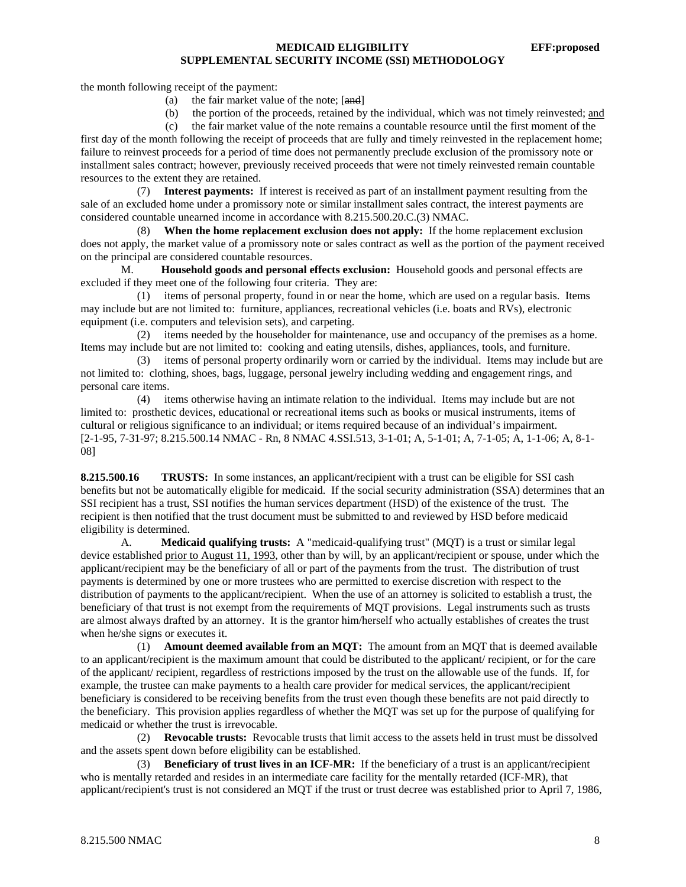the month following receipt of the payment:

(a) the fair market value of the note; [~~and~~]

(b) the portion of the proceeds, retained by the individual, which was not timely reinvested; <u>and</u>

(c) the fair market value of the note remains a countable resource until the first moment of the first day of the month following the receipt of proceeds that are fully and timely reinvested in the replacement home; failure to reinvest proceeds for a period of time does not permanently preclude exclusion of the promissory note or installment sales contract; however, previously received proceeds that were not timely reinvested remain countable resources to the extent they are retained.

(7) **Interest payments:** If interest is received as part of an installment payment resulting from the sale of an excluded home under a promissory note or similar installment sales contract, the interest payments are considered countable unearned income in accordance with 8.215.500.20.C.(3) NMAC.

(8) **When the home replacement exclusion does not apply:** If the home replacement exclusion does not apply, the market value of a promissory note or sales contract as well as the portion of the payment received on the principal are considered countable resources.

M. **Household goods and personal effects exclusion:** Household goods and personal effects are excluded if they meet one of the following four criteria. They are:

(1) items of personal property, found in or near the home, which are used on a regular basis. Items may include but are not limited to: furniture, appliances, recreational vehicles (i.e. boats and RVs), electronic equipment (i.e. computers and television sets), and carpeting.

(2) items needed by the householder for maintenance, use and occupancy of the premises as a home. Items may include but are not limited to: cooking and eating utensils, dishes, appliances, tools, and furniture.

(3) items of personal property ordinarily worn or carried by the individual. Items may include but are not limited to: clothing, shoes, bags, luggage, personal jewelry including wedding and engagement rings, and personal care items.

(4) items otherwise having an intimate relation to the individual. Items may include but are not limited to: prosthetic devices, educational or recreational items such as books or musical instruments, items of cultural or religious significance to an individual; or items required because of an individual's impairment.
[2-1-95, 7-31-97; 8.215.500.14 NMAC - Rn, 8 NMAC 4.SSI.513, 3-1-01; A, 5-1-01; A, 7-1-05; A, 1-1-06; A, 8-1-08]

**8.215.500.16 TRUSTS:** In some instances, an applicant/recipient with a trust can be eligible for SSI cash benefits but not be automatically eligible for medicaid. If the social security administration (SSA) determines that an SSI recipient has a trust, SSI notifies the human services department (HSD) of the existence of the trust. The recipient is then notified that the trust document must be submitted to and reviewed by HSD before medicaid eligibility is determined.

A. **Medicaid qualifying trusts:** A "medicaid-qualifying trust" (MQT) is a trust or similar legal device established <u>prior to August 11, 1993</u>, other than by will, by an applicant/recipient or spouse, under which the applicant/recipient may be the beneficiary of all or part of the payments from the trust. The distribution of trust payments is determined by one or more trustees who are permitted to exercise discretion with respect to the distribution of payments to the applicant/recipient. When the use of an attorney is solicited to establish a trust, the beneficiary of that trust is not exempt from the requirements of MQT provisions. Legal instruments such as trusts are almost always drafted by an attorney. It is the grantor him/herself who actually establishes of creates the trust when he/she signs or executes it.

(1) **Amount deemed available from an MQT:** The amount from an MQT that is deemed available to an applicant/recipient is the maximum amount that could be distributed to the applicant/ recipient, or for the care of the applicant/ recipient, regardless of restrictions imposed by the trust on the allowable use of the funds. If, for example, the trustee can make payments to a health care provider for medical services, the applicant/recipient beneficiary is considered to be receiving benefits from the trust even though these benefits are not paid directly to the beneficiary. This provision applies regardless of whether the MQT was set up for the purpose of qualifying for medicaid or whether the trust is irrevocable.

(2) **Revocable trusts:** Revocable trusts that limit access to the assets held in trust must be dissolved and the assets spent down before eligibility can be established.

(3) **Beneficiary of trust lives in an ICF-MR:** If the beneficiary of a trust is an applicant/recipient who is mentally retarded and resides in an intermediate care facility for the mentally retarded (ICF-MR), that applicant/recipient's trust is not considered an MQT if the trust or trust decree was established prior to April 7, 1986,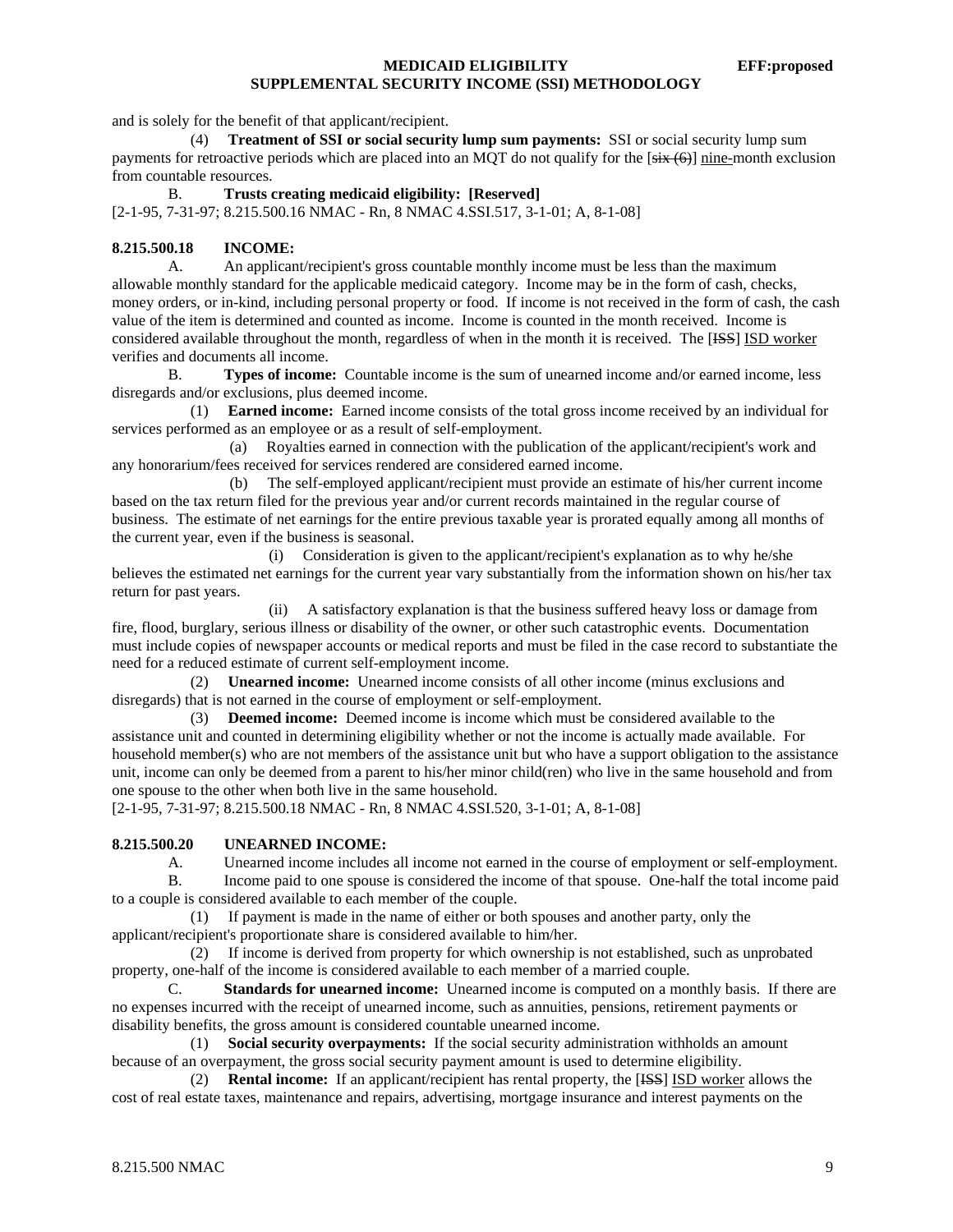and is solely for the benefit of that applicant/recipient.

(4) **Treatment of SSI or social security lump sum payments:** SSI or social security lump sum payments for retroactive periods which are placed into an MQT do not qualify for the [~~six (6)~~] nine-month exclusion from countable resources.

B. **Trusts creating medicaid eligibility: [Reserved]**

[2-1-95, 7-31-97; 8.215.500.16 NMAC - Rn, 8 NMAC 4.SSI.517, 3-1-01; A, 8-1-08]

**8.215.500.18 INCOME:**

A. An applicant/recipient's gross countable monthly income must be less than the maximum allowable monthly standard for the applicable medicaid category. Income may be in the form of cash, checks, money orders, or in-kind, including personal property or food. If income is not received in the form of cash, the cash value of the item is determined and counted as income. Income is counted in the month received. Income is considered available throughout the month, regardless of when in the month it is received. The [~~ISS~~] ISD worker verifies and documents all income.

B. **Types of income:** Countable income is the sum of unearned income and/or earned income, less disregards and/or exclusions, plus deemed income.

(1) **Earned income:** Earned income consists of the total gross income received by an individual for services performed as an employee or as a result of self-employment.

(a) Royalties earned in connection with the publication of the applicant/recipient's work and any honorarium/fees received for services rendered are considered earned income.

(b) The self-employed applicant/recipient must provide an estimate of his/her current income based on the tax return filed for the previous year and/or current records maintained in the regular course of business. The estimate of net earnings for the entire previous taxable year is prorated equally among all months of the current year, even if the business is seasonal.

(i) Consideration is given to the applicant/recipient's explanation as to why he/she believes the estimated net earnings for the current year vary substantially from the information shown on his/her tax return for past years.

(ii) A satisfactory explanation is that the business suffered heavy loss or damage from fire, flood, burglary, serious illness or disability of the owner, or other such catastrophic events. Documentation must include copies of newspaper accounts or medical reports and must be filed in the case record to substantiate the need for a reduced estimate of current self-employment income.

(2) **Unearned income:** Unearned income consists of all other income (minus exclusions and disregards) that is not earned in the course of employment or self-employment.

(3) **Deemed income:** Deemed income is income which must be considered available to the assistance unit and counted in determining eligibility whether or not the income is actually made available. For household member(s) who are not members of the assistance unit but who have a support obligation to the assistance unit, income can only be deemed from a parent to his/her minor child(ren) who live in the same household and from one spouse to the other when both live in the same household.

[2-1-95, 7-31-97; 8.215.500.18 NMAC - Rn, 8 NMAC 4.SSI.520, 3-1-01; A, 8-1-08]

**8.215.500.20 UNEARNED INCOME:**

A. Unearned income includes all income not earned in the course of employment or self-employment.

B. Income paid to one spouse is considered the income of that spouse. One-half the total income paid to a couple is considered available to each member of the couple.

(1) If payment is made in the name of either or both spouses and another party, only the applicant/recipient's proportionate share is considered available to him/her.

(2) If income is derived from property for which ownership is not established, such as unprobated property, one-half of the income is considered available to each member of a married couple.

C. **Standards for unearned income:** Unearned income is computed on a monthly basis. If there are no expenses incurred with the receipt of unearned income, such as annuities, pensions, retirement payments or disability benefits, the gross amount is considered countable unearned income.

(1) **Social security overpayments:** If the social security administration withholds an amount because of an overpayment, the gross social security payment amount is used to determine eligibility.

(2) **Rental income:** If an applicant/recipient has rental property, the [~~ISS~~] ISD worker allows the cost of real estate taxes, maintenance and repairs, advertising, mortgage insurance and interest payments on the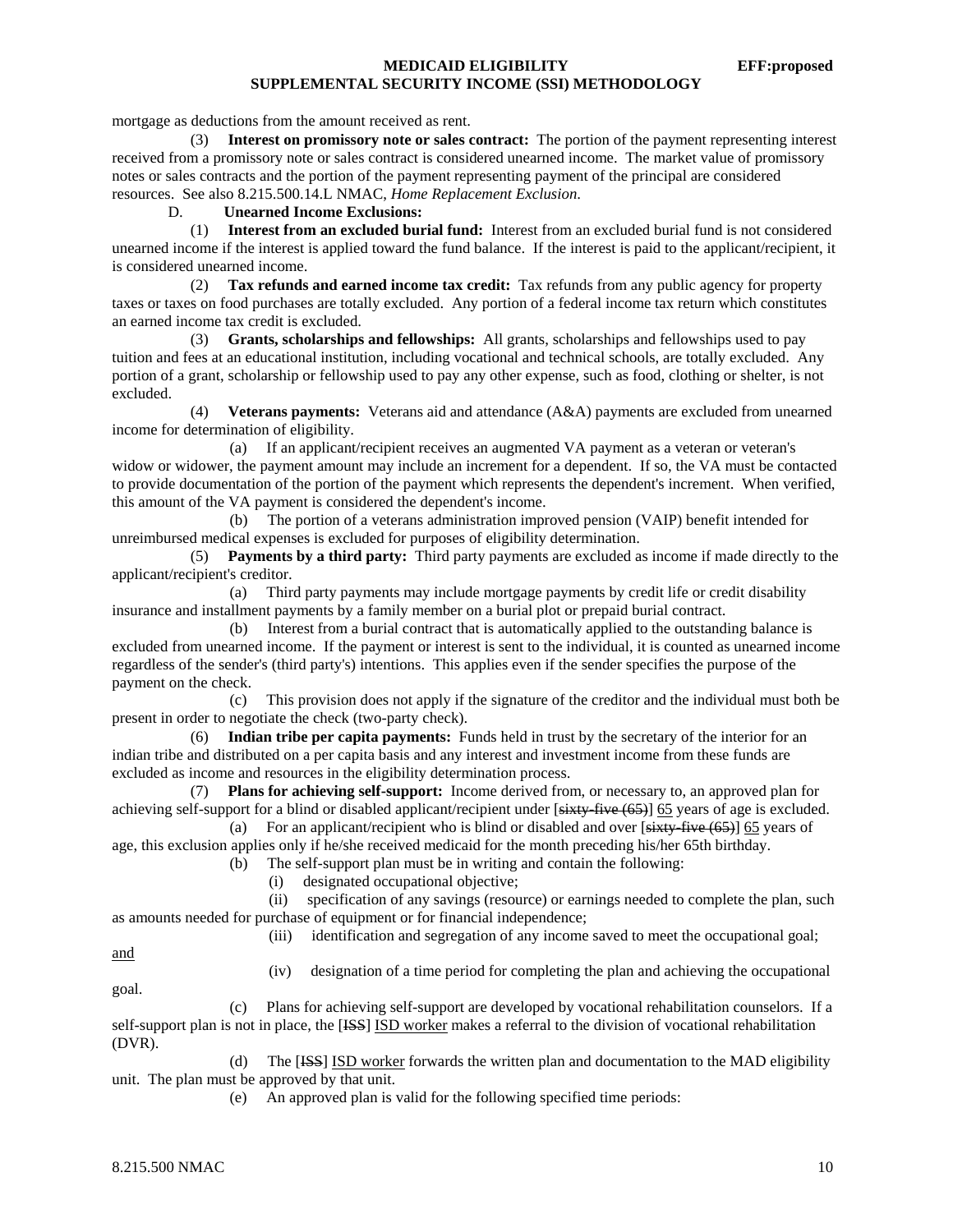mortgage as deductions from the amount received as rent.

(3) **Interest on promissory note or sales contract:** The portion of the payment representing interest received from a promissory note or sales contract is considered unearned income. The market value of promissory notes or sales contracts and the portion of the payment representing payment of the principal are considered resources. See also 8.215.500.14.L NMAC, *Home Replacement Exclusion*.

D. **Unearned Income Exclusions:**

(1) **Interest from an excluded burial fund:** Interest from an excluded burial fund is not considered unearned income if the interest is applied toward the fund balance. If the interest is paid to the applicant/recipient, it is considered unearned income.

(2) **Tax refunds and earned income tax credit:** Tax refunds from any public agency for property taxes or taxes on food purchases are totally excluded. Any portion of a federal income tax return which constitutes an earned income tax credit is excluded.

(3) **Grants, scholarships and fellowships:** All grants, scholarships and fellowships used to pay tuition and fees at an educational institution, including vocational and technical schools, are totally excluded. Any portion of a grant, scholarship or fellowship used to pay any other expense, such as food, clothing or shelter, is not excluded.

(4) **Veterans payments:** Veterans aid and attendance (A&A) payments are excluded from unearned income for determination of eligibility.

(a) If an applicant/recipient receives an augmented VA payment as a veteran or veteran's widow or widower, the payment amount may include an increment for a dependent. If so, the VA must be contacted to provide documentation of the portion of the payment which represents the dependent's increment. When verified, this amount of the VA payment is considered the dependent's income.

(b) The portion of a veterans administration improved pension (VAIP) benefit intended for unreimbursed medical expenses is excluded for purposes of eligibility determination.

(5) **Payments by a third party:** Third party payments are excluded as income if made directly to the applicant/recipient's creditor.

(a) Third party payments may include mortgage payments by credit life or credit disability insurance and installment payments by a family member on a burial plot or prepaid burial contract.

(b) Interest from a burial contract that is automatically applied to the outstanding balance is excluded from unearned income. If the payment or interest is sent to the individual, it is counted as unearned income regardless of the sender's (third party's) intentions. This applies even if the sender specifies the purpose of the payment on the check.

(c) This provision does not apply if the signature of the creditor and the individual must both be present in order to negotiate the check (two-party check).

(6) **Indian tribe per capita payments:** Funds held in trust by the secretary of the interior for an indian tribe and distributed on a per capita basis and any interest and investment income from these funds are excluded as income and resources in the eligibility determination process.

(7) **Plans for achieving self-support:** Income derived from, or necessary to, an approved plan for achieving self-support for a blind or disabled applicant/recipient under [~~sixty-five (65)~~] <u>65</u> years of age is excluded.

(a) For an applicant/recipient who is blind or disabled and over [~~sixty-five (65)~~] <u>65</u> years of age, this exclusion applies only if he/she received medicaid for the month preceding his/her 65th birthday.

(b) The self-support plan must be in writing and contain the following:

(i) designated occupational objective;

(ii) specification of any savings (resource) or earnings needed to complete the plan, such as amounts needed for purchase of equipment or for financial independence;

(iii) identification and segregation of any income saved to meet the occupational goal; <u>and</u>

(iv) designation of a time period for completing the plan and achieving the occupational goal.

(c) Plans for achieving self-support are developed by vocational rehabilitation counselors. If a self-support plan is not in place, the [~~ISS~~] <u>ISD worker</u> makes a referral to the division of vocational rehabilitation (DVR).

(d) The [~~ISS~~] <u>ISD worker</u> forwards the written plan and documentation to the MAD eligibility unit. The plan must be approved by that unit.

(e) An approved plan is valid for the following specified time periods: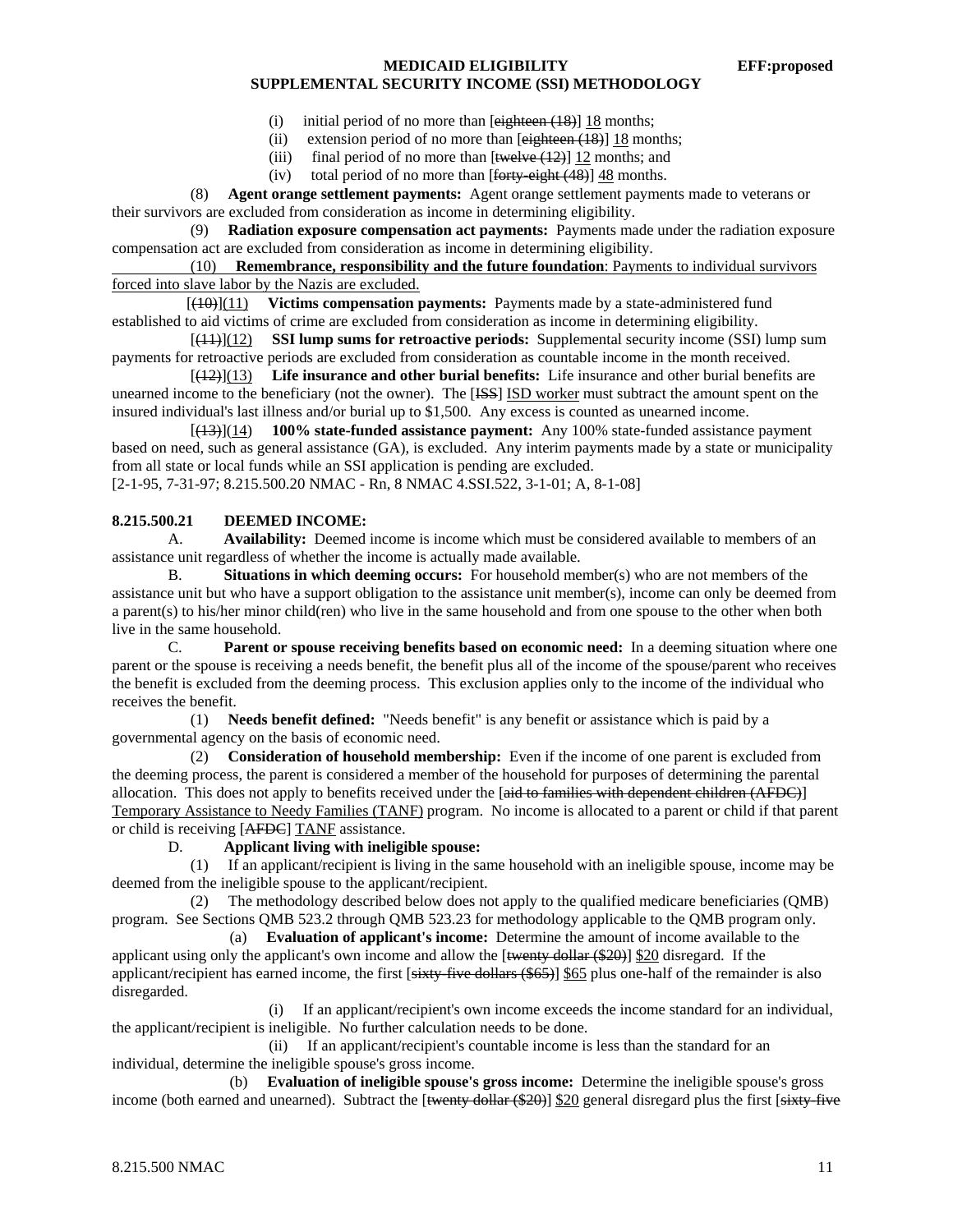(i) initial period of no more than [~~eighteen (18)~~] 18 months;

(ii) extension period of no more than [~~eighteen (18)~~] 18 months;

(iii) final period of no more than [~~twelve (12)~~] 12 months; and

(iv) total period of no more than [~~forty-eight (48)~~] 48 months.

(8) **Agent orange settlement payments:** Agent orange settlement payments made to veterans or their survivors are excluded from consideration as income in determining eligibility.

(9) **Radiation exposure compensation act payments:** Payments made under the radiation exposure compensation act are excluded from consideration as income in determining eligibility.

(10) **Remembrance, responsibility and the future foundation**: Payments to individual survivors forced into slave labor by the Nazis are excluded.

[~~(10)~~](11) **Victims compensation payments:** Payments made by a state-administered fund established to aid victims of crime are excluded from consideration as income in determining eligibility.

[~~(11)~~](12) **SSI lump sums for retroactive periods:** Supplemental security income (SSI) lump sum payments for retroactive periods are excluded from consideration as countable income in the month received.

[~~(12)~~](13) **Life insurance and other burial benefits:** Life insurance and other burial benefits are unearned income to the beneficiary (not the owner). The [~~ISS~~] ISD worker must subtract the amount spent on the insured individual's last illness and/or burial up to $1,500. Any excess is counted as unearned income.

[~~(13)~~](14) **100% state-funded assistance payment:** Any 100% state-funded assistance payment based on need, such as general assistance (GA), is excluded. Any interim payments made by a state or municipality from all state or local funds while an SSI application is pending are excluded.

[2-1-95, 7-31-97; 8.215.500.20 NMAC - Rn, 8 NMAC 4.SSI.522, 3-1-01; A, 8-1-08]

**8.215.500.21 DEEMED INCOME:**

A. **Availability:** Deemed income is income which must be considered available to members of an assistance unit regardless of whether the income is actually made available.

B. **Situations in which deeming occurs:** For household member(s) who are not members of the assistance unit but who have a support obligation to the assistance unit member(s), income can only be deemed from a parent(s) to his/her minor child(ren) who live in the same household and from one spouse to the other when both live in the same household.

C. **Parent or spouse receiving benefits based on economic need:** In a deeming situation where one parent or the spouse is receiving a needs benefit, the benefit plus all of the income of the spouse/parent who receives the benefit is excluded from the deeming process. This exclusion applies only to the income of the individual who receives the benefit.

(1) **Needs benefit defined:** "Needs benefit" is any benefit or assistance which is paid by a governmental agency on the basis of economic need.

(2) **Consideration of household membership:** Even if the income of one parent is excluded from the deeming process, the parent is considered a member of the household for purposes of determining the parental allocation. This does not apply to benefits received under the [~~aid to families with dependent children (AFDC)~~] Temporary Assistance to Needy Families (TANF) program. No income is allocated to a parent or child if that parent or child is receiving [~~AFDC~~] TANF assistance.

D. **Applicant living with ineligible spouse:**

(1) If an applicant/recipient is living in the same household with an ineligible spouse, income may be deemed from the ineligible spouse to the applicant/recipient.

(2) The methodology described below does not apply to the qualified medicare beneficiaries (QMB) program. See Sections QMB 523.2 through QMB 523.23 for methodology applicable to the QMB program only.

(a) **Evaluation of applicant's income:** Determine the amount of income available to the applicant using only the applicant's own income and allow the [~~twenty dollar ($20)~~] $20 disregard. If the applicant/recipient has earned income, the first [~~sixty-five dollars ($65)~~] $65 plus one-half of the remainder is also disregarded.

(i) If an applicant/recipient's own income exceeds the income standard for an individual, the applicant/recipient is ineligible. No further calculation needs to be done.

(ii) If an applicant/recipient's countable income is less than the standard for an individual, determine the ineligible spouse's gross income.

(b) **Evaluation of ineligible spouse's gross income:** Determine the ineligible spouse's gross income (both earned and unearned). Subtract the [~~twenty dollar ($20)~~] $20 general disregard plus the first [~~sixty-five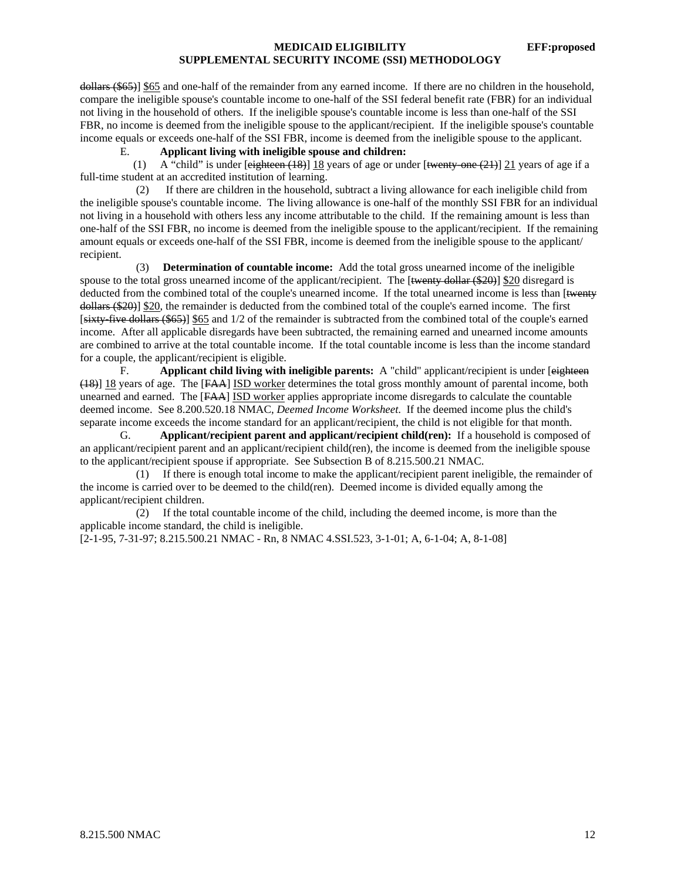dollars ($65)] $65 and one-half of the remainder from any earned income. If there are no children in the household, compare the ineligible spouse's countable income to one-half of the SSI federal benefit rate (FBR) for an individual not living in the household of others. If the ineligible spouse's countable income is less than one-half of the SSI FBR, no income is deemed from the ineligible spouse to the applicant/recipient. If the ineligible spouse's countable income equals or exceeds one-half of the SSI FBR, income is deemed from the ineligible spouse to the applicant.

E. **Applicant living with ineligible spouse and children:**

(1) A "child" is under [eighteen (18)] 18 years of age or under [twenty-one (21)] 21 years of age if a full-time student at an accredited institution of learning.

(2) If there are children in the household, subtract a living allowance for each ineligible child from the ineligible spouse's countable income. The living allowance is one-half of the monthly SSI FBR for an individual not living in a household with others less any income attributable to the child. If the remaining amount is less than one-half of the SSI FBR, no income is deemed from the ineligible spouse to the applicant/recipient. If the remaining amount equals or exceeds one-half of the SSI FBR, income is deemed from the ineligible spouse to the applicant/ recipient.

(3) **Determination of countable income:** Add the total gross unearned income of the ineligible spouse to the total gross unearned income of the applicant/recipient. The [twenty dollar ($20)] $20 disregard is deducted from the combined total of the couple's unearned income. If the total unearned income is less than [twenty dollars ($20)] $20, the remainder is deducted from the combined total of the couple's earned income. The first [sixty-five dollars ($65)] $65 and 1/2 of the remainder is subtracted from the combined total of the couple's earned income. After all applicable disregards have been subtracted, the remaining earned and unearned income amounts are combined to arrive at the total countable income. If the total countable income is less than the income standard for a couple, the applicant/recipient is eligible.

F. **Applicant child living with ineligible parents:** A "child" applicant/recipient is under [eighteen (18)] 18 years of age. The [FAA] ISD worker determines the total gross monthly amount of parental income, both unearned and earned. The [FAA] ISD worker applies appropriate income disregards to calculate the countable deemed income. See 8.200.520.18 NMAC, *Deemed Income Worksheet*. If the deemed income plus the child's separate income exceeds the income standard for an applicant/recipient, the child is not eligible for that month.

G. **Applicant/recipient parent and applicant/recipient child(ren):** If a household is composed of an applicant/recipient parent and an applicant/recipient child(ren), the income is deemed from the ineligible spouse to the applicant/recipient spouse if appropriate. See Subsection B of 8.215.500.21 NMAC.

(1) If there is enough total income to make the applicant/recipient parent ineligible, the remainder of the income is carried over to be deemed to the child(ren). Deemed income is divided equally among the applicant/recipient children.

(2) If the total countable income of the child, including the deemed income, is more than the applicable income standard, the child is ineligible.

[2-1-95, 7-31-97; 8.215.500.21 NMAC - Rn, 8 NMAC 4.SSI.523, 3-1-01; A, 6-1-04; A, 8-1-08]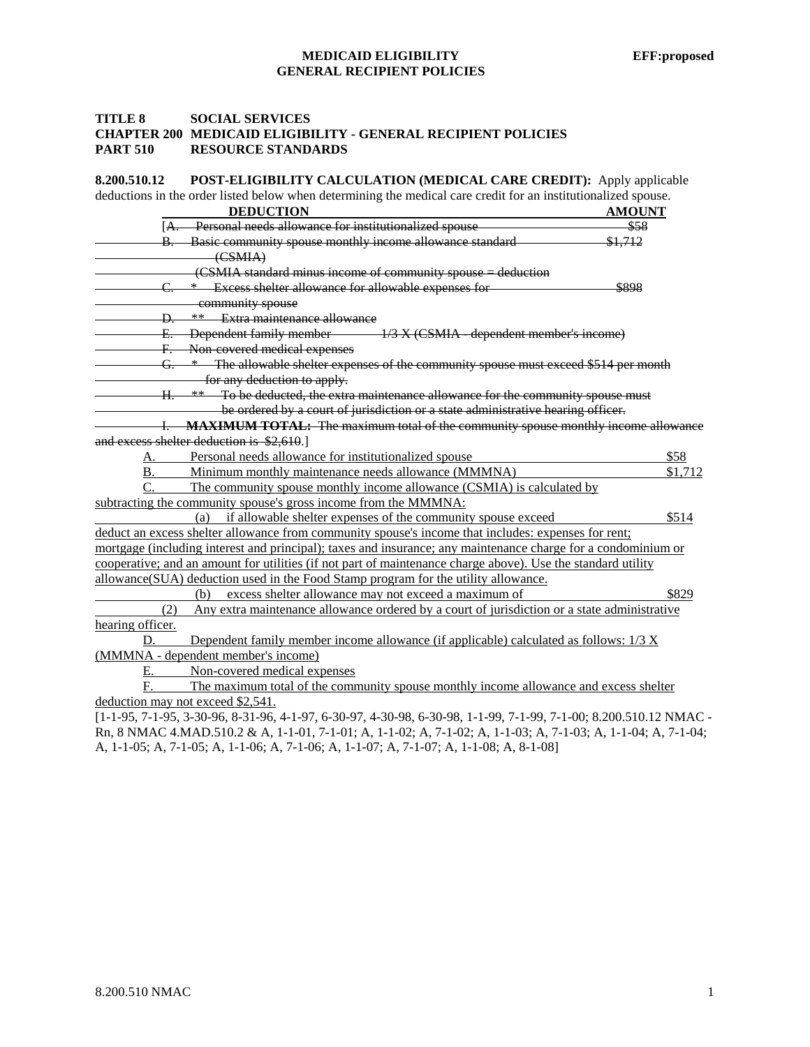**TITLE 8 SOCIAL SERVICES**
**CHAPTER 200 MEDICAID ELIGIBILITY - GENERAL RECIPIENT POLICIES**
**PART 510 RESOURCE STANDARDS**

**8.200.510.12 POST-ELIGIBILITY CALCULATION (MEDICAL CARE CREDIT):** Apply applicable deductions in the order listed below when determining the medical care credit for an institutionalized spouse.

| DEDUCTION | AMOUNT |
|---|---|
| [~~A. Personal needs allowance for institutionalized spouse~~ | ~~$58~~ |
| ~~B. Basic community spouse monthly income allowance standard (CSMIA)~~ | ~~$1,712~~ |
| ~~(CSMIA standard minus income of community spouse = deduction~~ | |
| ~~C. * Excess shelter allowance for allowable expenses for community spouse~~ | ~~$898~~ |
| ~~D. ** Extra maintenance allowance~~ | |
| ~~E. Dependent family member 1/3 X (CSMIA - dependent member's income)~~ | |
| ~~F. Non-covered medical expenses~~ | |
| ~~G. * The allowable shelter expenses of the community spouse must exceed $514 per month for any deduction to apply.~~ | |
| ~~H. ** To be deducted, the extra maintenance allowance for the community spouse must be ordered by a court of jurisdiction or a state administrative hearing officer.~~ | |

~~I. **MAXIMUM TOTAL:** The maximum total of the community spouse monthly income allowance and excess shelter deduction is $2,610.~~]

A. Personal needs allowance for institutionalized spouse $58

B. Minimum monthly maintenance needs allowance (MMMNA) $1,712

C. The community spouse monthly income allowance (CSMIA) is calculated by subtracting the community spouse's gross income from the MMMNA:

(a) if allowable shelter expenses of the community spouse exceed $514 deduct an excess shelter allowance from community spouse's income that includes: expenses for rent; mortgage (including interest and principal); taxes and insurance; any maintenance charge for a condominium or cooperative; and an amount for utilities (if not part of maintenance charge above). Use the standard utility allowance(SUA) deduction used in the Food Stamp program for the utility allowance.

(b) excess shelter allowance may not exceed a maximum of $829

(2) Any extra maintenance allowance ordered by a court of jurisdiction or a state administrative hearing officer.

D. Dependent family member income allowance (if applicable) calculated as follows: 1/3 X (MMMNA - dependent member's income)

E. Non-covered medical expenses

F. The maximum total of the community spouse monthly income allowance and excess shelter deduction may not exceed $2,541.

[1-1-95, 7-1-95, 3-30-96, 8-31-96, 4-1-97, 6-30-97, 4-30-98, 6-30-98, 1-1-99, 7-1-99, 7-1-00; 8.200.510.12 NMAC - Rn, 8 NMAC 4.MAD.510.2 & A, 1-1-01, 7-1-01; A, 1-1-02; A, 7-1-02; A, 1-1-03; A, 7-1-03; A, 1-1-04; A, 7-1-04; A, 1-1-05; A, 7-1-05; A, 1-1-06; A, 7-1-06; A, 1-1-07; A, 7-1-07; A, 1-1-08; A, 8-1-08]